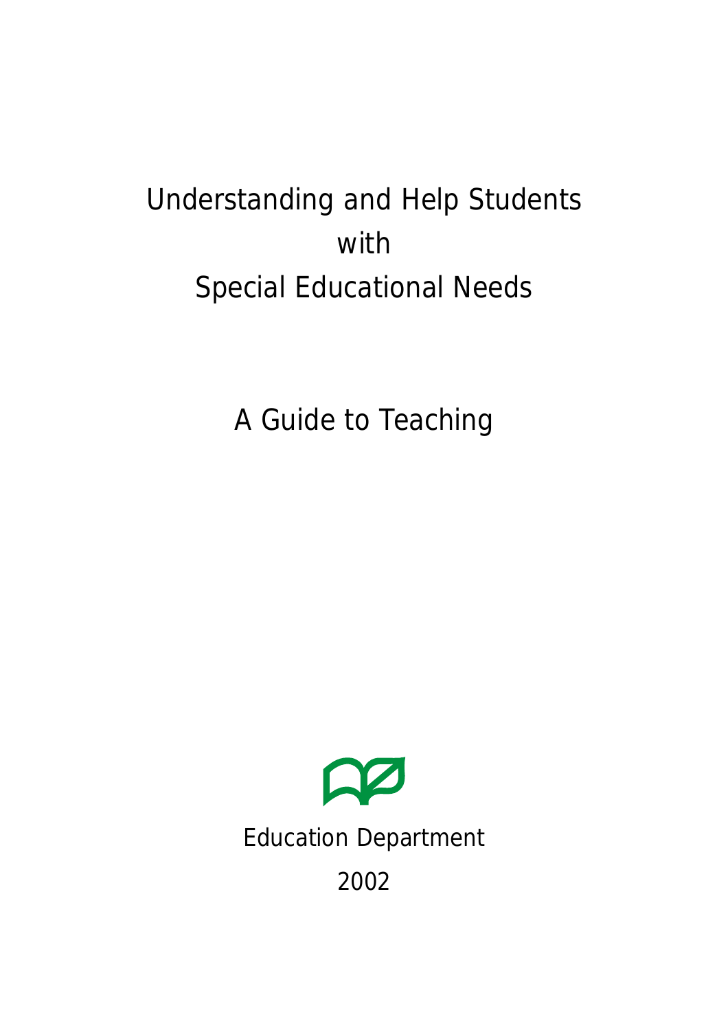# Understanding and Help Students with Special Educational Needs

## A Guide to Teaching

Education Department

2002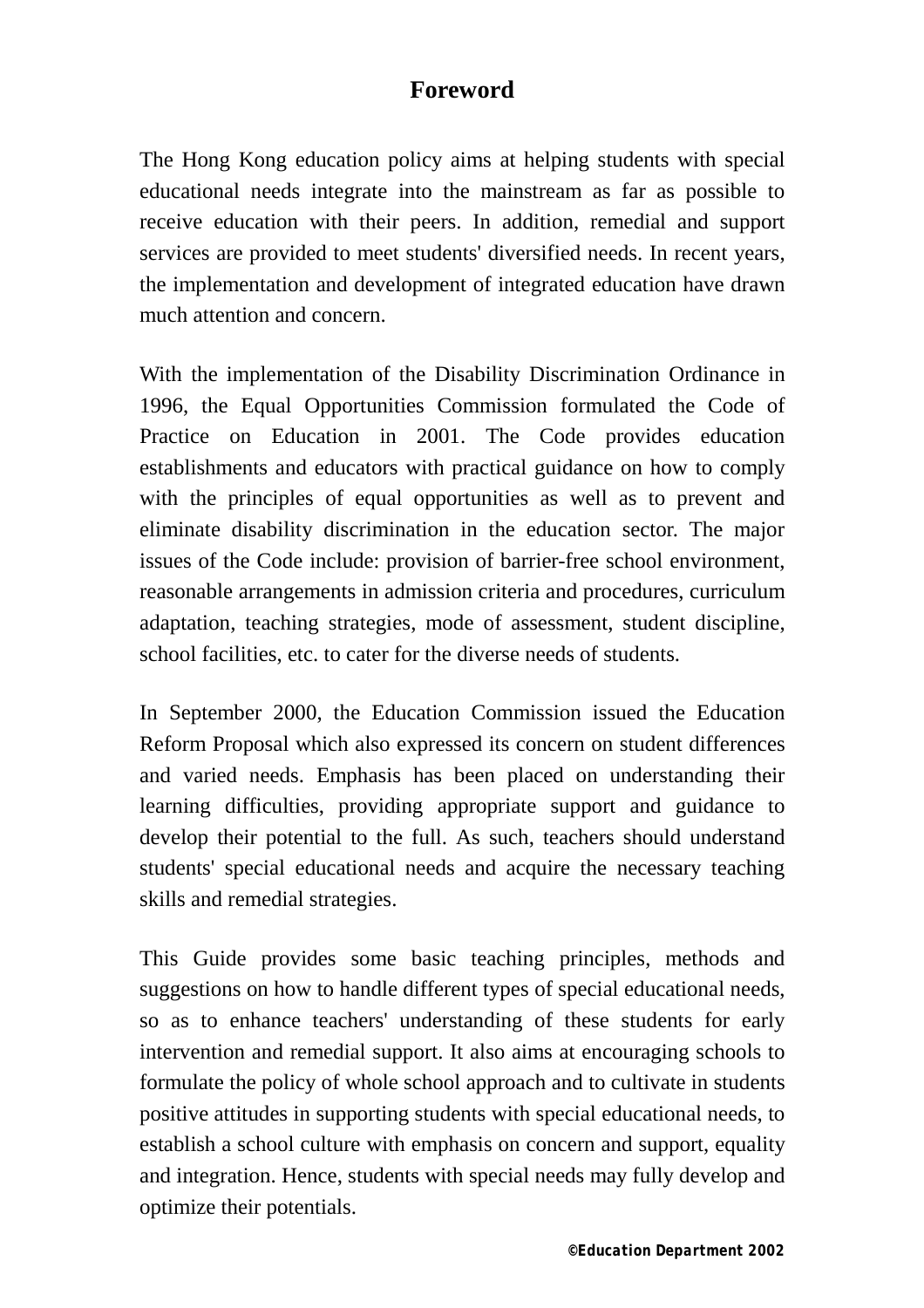# Foreword

The Hong Kong education policy aims at helping students with special educational needs integrate into the mainstream as far as possible to receive education with their peers. In addition, remedial and support services are provided to meet students' diversified needs. In recent years, the implementation and development of integrated education have drawn much attention and concern.

With the implementation of the Disability Discrimination Ordinance in 1996, the Equal Opportunities Commission formulated the Code of Practice on Education in 2001. The Code provides education establishments and educators with practical guidance on how to comply with the principles of equal opportunities as well as to prevent and eliminate disability discrimination in the education sector. The major issues of the Code include: provision of barrier-free school environment, reasonable arrangements in admission criteria and procedures, curriculum adaptation, teaching strategies, mode of assessment, student discipline, school facilities, etc. to cater for the diverse needs of students.

In September 2000, the Education Commission issued the Education Reform Proposal which also expressed its concern on student differences and varied needs. Emphasis has been placed on understanding their learning difficulties, providing appropriate support and guidance to develop their potential to the full. As such, teachers should understand students' special educational needs and acquire the necessary teaching skills and remedial strategies.

This Guide provides some basic teaching principles, methods and suggestions on how to handle different types of special educational needs, so as to enhance teachers' understanding of these students for early intervention and remedial support. It also aims at encouraging schools to formulate the policy of whole school approach and to cultivate in students positive attitudes in supporting students with special educational needs, to establish a school culture with emphasis on concern and support, equality and integration. Hence, students with special needs may fully develop and optimize their potentials.

©Education Department 2002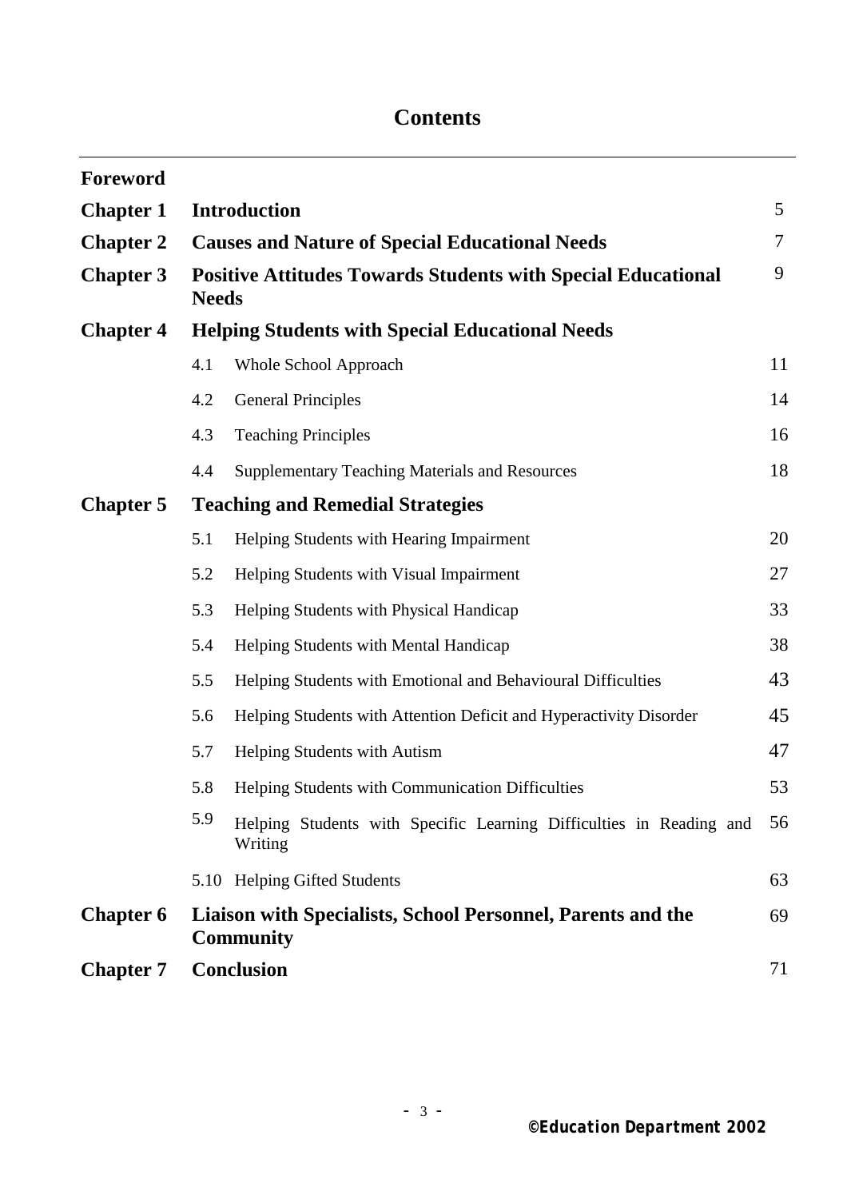# Contents

| | | | |
|---|---|---|---|
| **Foreword** | | | |
| **Chapter 1** | **Introduction** | | 5 |
| **Chapter 2** | **Causes and Nature of Special Educational Needs** | | 7 |
| **Chapter 3** | **Positive Attitudes Towards Students with Special Educational Needs** | | 9 |
| **Chapter 4** | **Helping Students with Special Educational Needs** | | |
| | 4.1 | Whole School Approach | 11 |
| | 4.2 | General Principles | 14 |
| | 4.3 | Teaching Principles | 16 |
| | 4.4 | Supplementary Teaching Materials and Resources | 18 |
| **Chapter 5** | **Teaching and Remedial Strategies** | | |
| | 5.1 | Helping Students with Hearing Impairment | 20 |
| | 5.2 | Helping Students with Visual Impairment | 27 |
| | 5.3 | Helping Students with Physical Handicap | 33 |
| | 5.4 | Helping Students with Mental Handicap | 38 |
| | 5.5 | Helping Students with Emotional and Behavioural Difficulties | 43 |
| | 5.6 | Helping Students with Attention Deficit and Hyperactivity Disorder | 45 |
| | 5.7 | Helping Students with Autism | 47 |
| | 5.8 | Helping Students with Communication Difficulties | 53 |
| | 5.9 | Helping Students with Specific Learning Difficulties in Reading and Writing | 56 |
| | 5.10 | Helping Gifted Students | 63 |
| **Chapter 6** | **Liaison with Specialists, School Personnel, Parents and the Community** | | 69 |
| **Chapter 7** | **Conclusion** | | 71 |

**©Education Department 2002**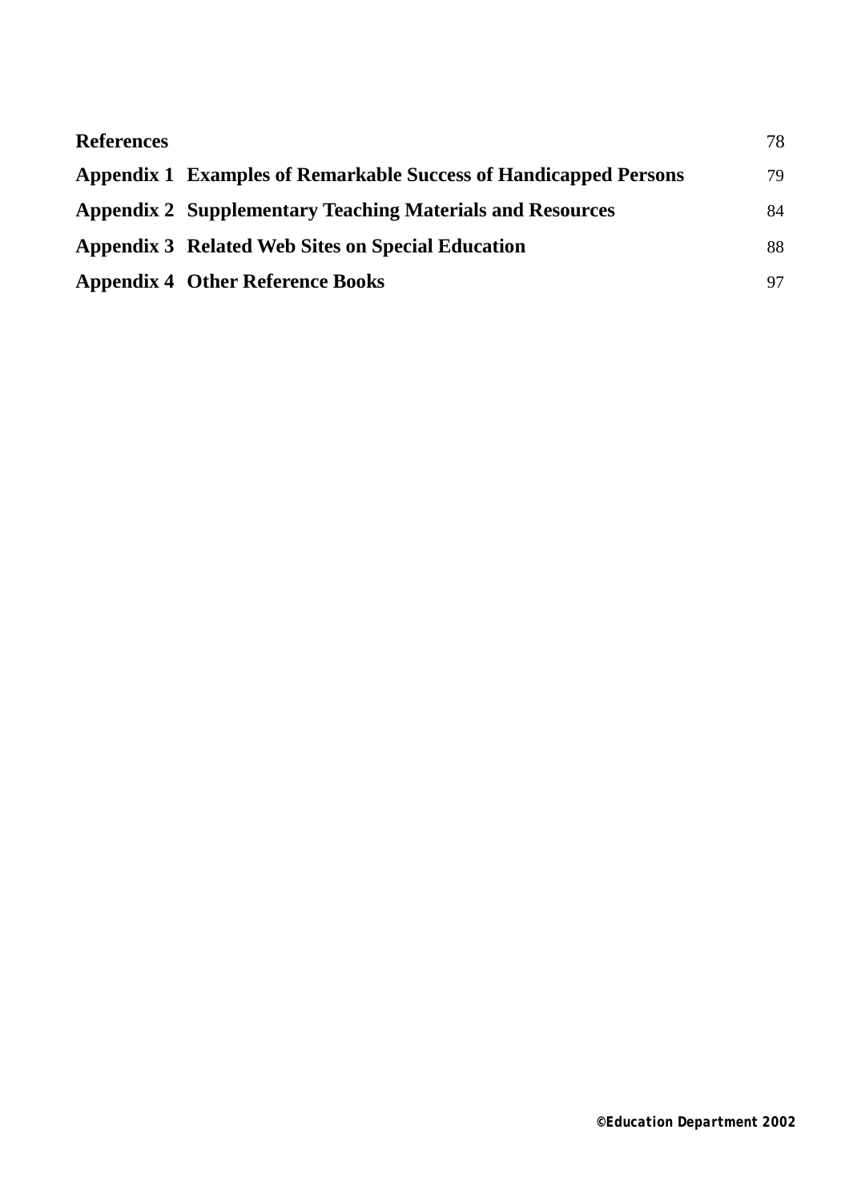| | | |
|---|---|---|
| **References** | | 78 |
| **Appendix 1** | **Examples of Remarkable Success of Handicapped Persons** | 79 |
| **Appendix 2** | **Supplementary Teaching Materials and Resources** | 84 |
| **Appendix 3** | **Related Web Sites on Special Education** | 88 |
| **Appendix 4** | **Other Reference Books** | 97 |

**©Education Department 2002**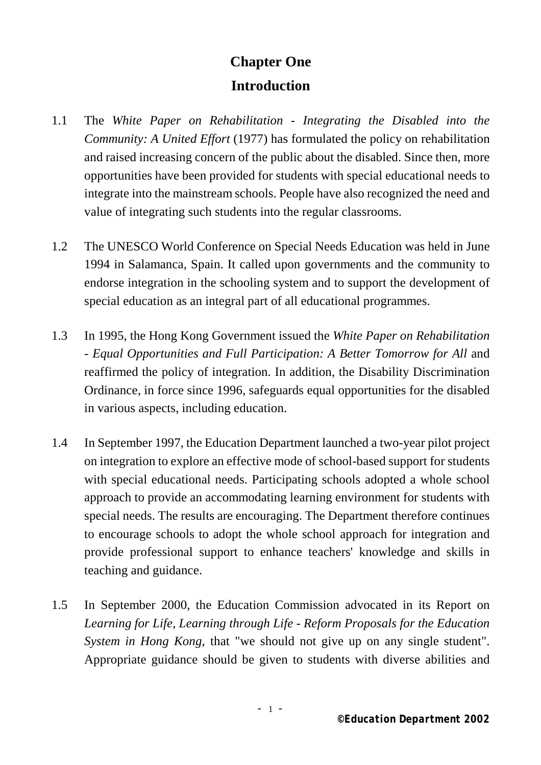# Chapter One

# Introduction

1.1 The *White Paper on Rehabilitation - Integrating the Disabled into the Community: A United Effort* (1977) has formulated the policy on rehabilitation and raised increasing concern of the public about the disabled. Since then, more opportunities have been provided for students with special educational needs to integrate into the mainstream schools. People have also recognized the need and value of integrating such students into the regular classrooms.

1.2 The UNESCO World Conference on Special Needs Education was held in June 1994 in Salamanca, Spain. It called upon governments and the community to endorse integration in the schooling system and to support the development of special education as an integral part of all educational programmes.

1.3 In 1995, the Hong Kong Government issued the *White Paper on Rehabilitation - Equal Opportunities and Full Participation: A Better Tomorrow for All* and reaffirmed the policy of integration. In addition, the Disability Discrimination Ordinance, in force since 1996, safeguards equal opportunities for the disabled in various aspects, including education.

1.4 In September 1997, the Education Department launched a two-year pilot project on integration to explore an effective mode of school-based support for students with special educational needs. Participating schools adopted a whole school approach to provide an accommodating learning environment for students with special needs. The results are encouraging. The Department therefore continues to encourage schools to adopt the whole school approach for integration and provide professional support to enhance teachers' knowledge and skills in teaching and guidance.

1.5 In September 2000, the Education Commission advocated in its Report on *Learning for Life, Learning through Life - Reform Proposals for the Education System in Hong Kong*, that "we should not give up on any single student". Appropriate guidance should be given to students with diverse abilities and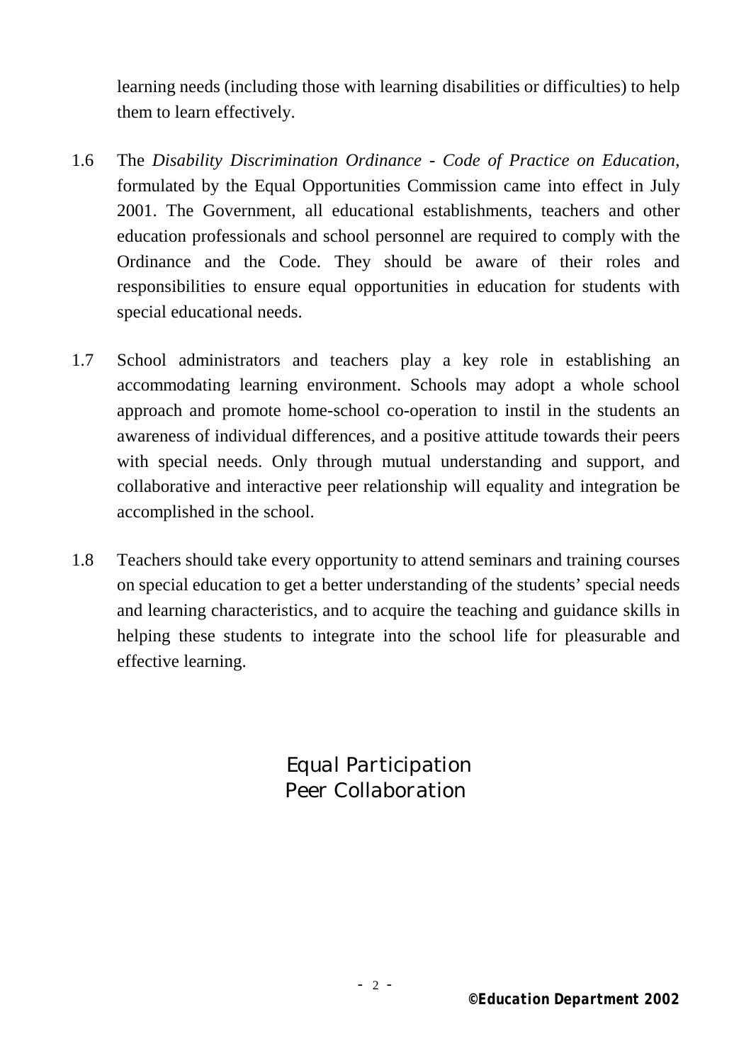learning needs (including those with learning disabilities or difficulties) to help them to learn effectively.

1.6 The *Disability Discrimination Ordinance - Code of Practice on Education*, formulated by the Equal Opportunities Commission came into effect in July 2001. The Government, all educational establishments, teachers and other education professionals and school personnel are required to comply with the Ordinance and the Code. They should be aware of their roles and responsibilities to ensure equal opportunities in education for students with special educational needs.

1.7 School administrators and teachers play a key role in establishing an accommodating learning environment. Schools may adopt a whole school approach and promote home-school co-operation to instil in the students an awareness of individual differences, and a positive attitude towards their peers with special needs. Only through mutual understanding and support, and collaborative and interactive peer relationship will equality and integration be accomplished in the school.

1.8 Teachers should take every opportunity to attend seminars and training courses on special education to get a better understanding of the students' special needs and learning characteristics, and to acquire the teaching and guidance skills in helping these students to integrate into the school life for pleasurable and effective learning.

Equal Participation
Peer Collaboration

**©Education Department 2002**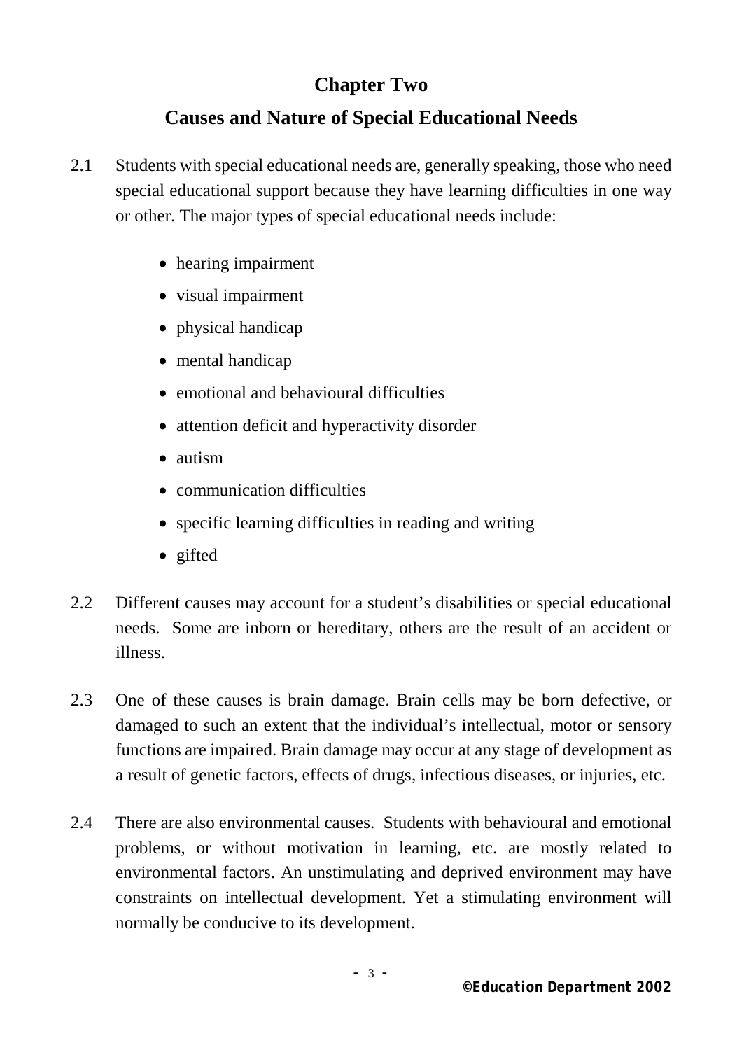# Chapter Two

## Causes and Nature of Special Educational Needs

2.1 Students with special educational needs are, generally speaking, those who need special educational support because they have learning difficulties in one way or other. The major types of special educational needs include:

- hearing impairment
- visual impairment
- physical handicap
- mental handicap
- emotional and behavioural difficulties
- attention deficit and hyperactivity disorder
- autism
- communication difficulties
- specific learning difficulties in reading and writing
- gifted

2.2 Different causes may account for a student's disabilities or special educational needs. Some are inborn or hereditary, others are the result of an accident or illness.

2.3 One of these causes is brain damage. Brain cells may be born defective, or damaged to such an extent that the individual's intellectual, motor or sensory functions are impaired. Brain damage may occur at any stage of development as a result of genetic factors, effects of drugs, infectious diseases, or injuries, etc.

2.4 There are also environmental causes. Students with behavioural and emotional problems, or without motivation in learning, etc. are mostly related to environmental factors. An unstimulating and deprived environment may have constraints on intellectual development. Yet a stimulating environment will normally be conducive to its development.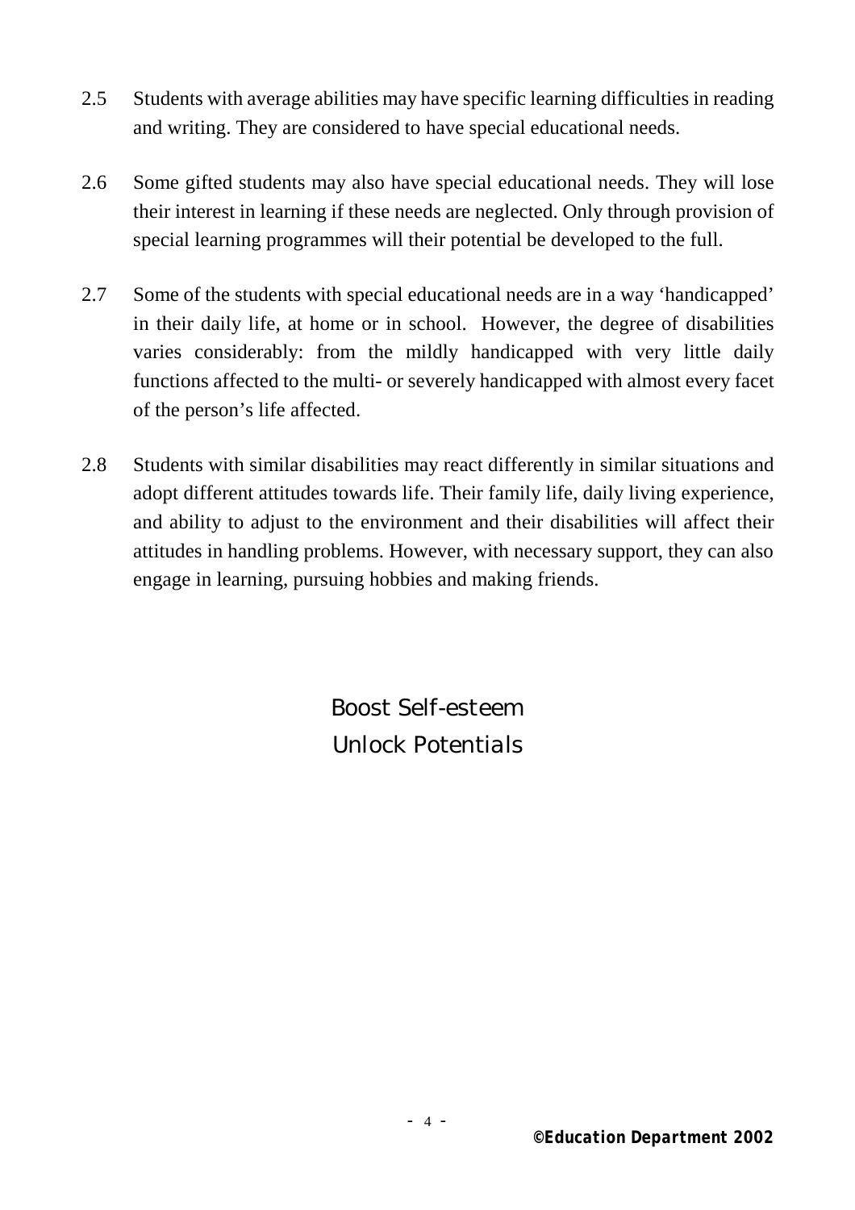2.5 Students with average abilities may have specific learning difficulties in reading and writing. They are considered to have special educational needs.

2.6 Some gifted students may also have special educational needs. They will lose their interest in learning if these needs are neglected. Only through provision of special learning programmes will their potential be developed to the full.

2.7 Some of the students with special educational needs are in a way 'handicapped' in their daily life, at home or in school. However, the degree of disabilities varies considerably: from the mildly handicapped with very little daily functions affected to the multi- or severely handicapped with almost every facet of the person's life affected.

2.8 Students with similar disabilities may react differently in similar situations and adopt different attitudes towards life. Their family life, daily living experience, and ability to adjust to the environment and their disabilities will affect their attitudes in handling problems. However, with necessary support, they can also engage in learning, pursuing hobbies and making friends.

Boost Self-esteem
Unlock Potentials

**©Education Department 2002**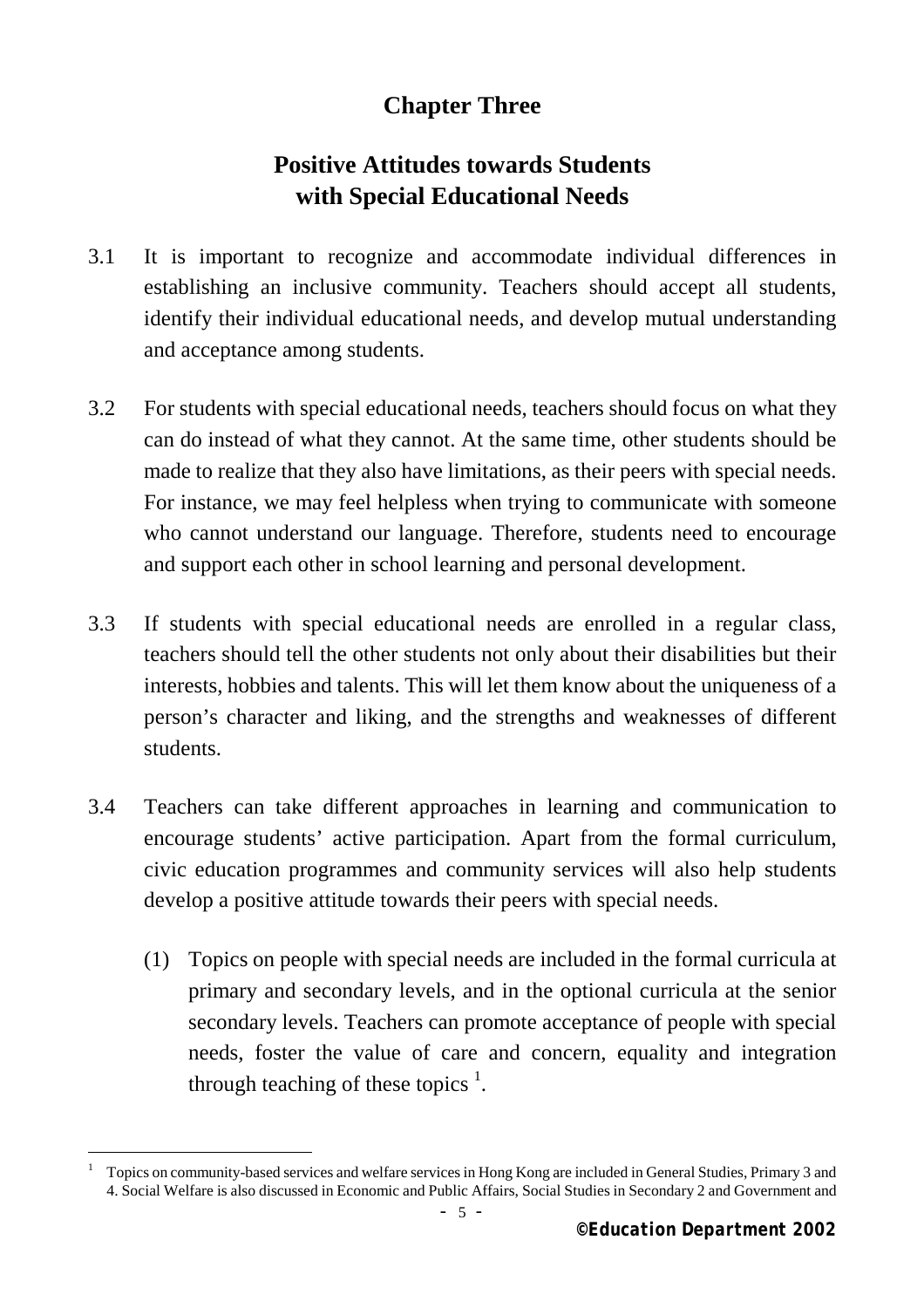# Chapter Three

## Positive Attitudes towards Students with Special Educational Needs

3.1 It is important to recognize and accommodate individual differences in establishing an inclusive community. Teachers should accept all students, identify their individual educational needs, and develop mutual understanding and acceptance among students.

3.2 For students with special educational needs, teachers should focus on what they can do instead of what they cannot. At the same time, other students should be made to realize that they also have limitations, as their peers with special needs. For instance, we may feel helpless when trying to communicate with someone who cannot understand our language. Therefore, students need to encourage and support each other in school learning and personal development.

3.3 If students with special educational needs are enrolled in a regular class, teachers should tell the other students not only about their disabilities but their interests, hobbies and talents. This will let them know about the uniqueness of a person's character and liking, and the strengths and weaknesses of different students.

3.4 Teachers can take different approaches in learning and communication to encourage students' active participation. Apart from the formal curriculum, civic education programmes and community services will also help students develop a positive attitude towards their peers with special needs.

(1) Topics on people with special needs are included in the formal curricula at primary and secondary levels, and in the optional curricula at the senior secondary levels. Teachers can promote acceptance of people with special needs, foster the value of care and concern, equality and integration through teaching of these topics [1].

---

[1] Topics on community-based services and welfare services in Hong Kong are included in General Studies, Primary 3 and 4. Social Welfare is also discussed in Economic and Public Affairs, Social Studies in Secondary 2 and Government and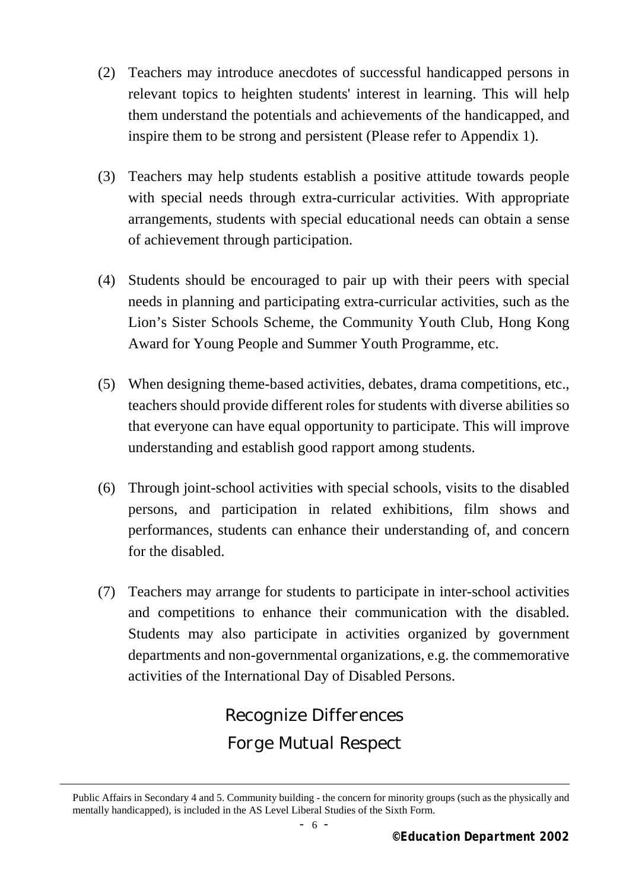(2) Teachers may introduce anecdotes of successful handicapped persons in relevant topics to heighten students' interest in learning. This will help them understand the potentials and achievements of the handicapped, and inspire them to be strong and persistent (Please refer to Appendix 1).

(3) Teachers may help students establish a positive attitude towards people with special needs through extra-curricular activities. With appropriate arrangements, students with special educational needs can obtain a sense of achievement through participation.

(4) Students should be encouraged to pair up with their peers with special needs in planning and participating extra-curricular activities, such as the Lion's Sister Schools Scheme, the Community Youth Club, Hong Kong Award for Young People and Summer Youth Programme, etc.

(5) When designing theme-based activities, debates, drama competitions, etc., teachers should provide different roles for students with diverse abilities so that everyone can have equal opportunity to participate. This will improve understanding and establish good rapport among students.

(6) Through joint-school activities with special schools, visits to the disabled persons, and participation in related exhibitions, film shows and performances, students can enhance their understanding of, and concern for the disabled.

(7) Teachers may arrange for students to participate in inter-school activities and competitions to enhance their communication with the disabled. Students may also participate in activities organized by government departments and non-governmental organizations, e.g. the commemorative activities of the International Day of Disabled Persons.

Recognize Differences
Forge Mutual Respect

---

Public Affairs in Secondary 4 and 5. Community building - the concern for minority groups (such as the physically and mentally handicapped), is included in the AS Level Liberal Studies of the Sixth Form.

**©Education Department 2002**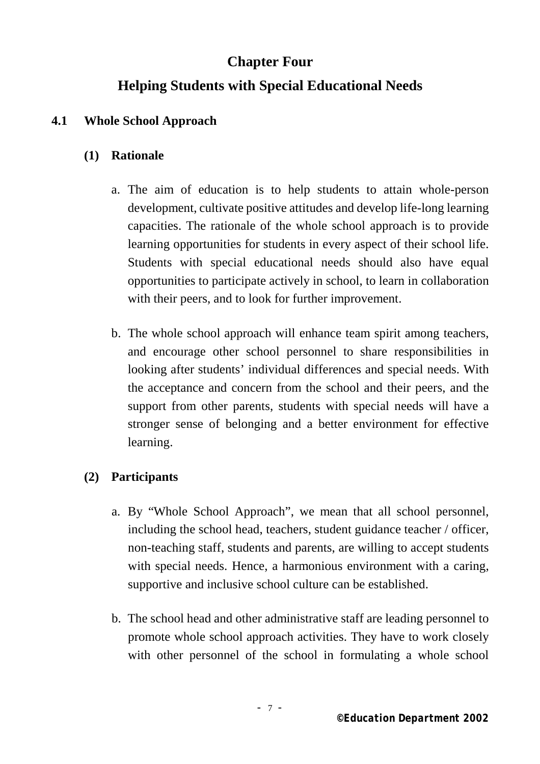# Chapter Four

# Helping Students with Special Educational Needs

## 4.1 Whole School Approach

### (1) Rationale

a. The aim of education is to help students to attain whole-person development, cultivate positive attitudes and develop life-long learning capacities. The rationale of the whole school approach is to provide learning opportunities for students in every aspect of their school life. Students with special educational needs should also have equal opportunities to participate actively in school, to learn in collaboration with their peers, and to look for further improvement.

b. The whole school approach will enhance team spirit among teachers, and encourage other school personnel to share responsibilities in looking after students' individual differences and special needs. With the acceptance and concern from the school and their peers, and the support from other parents, students with special needs will have a stronger sense of belonging and a better environment for effective learning.

### (2) Participants

a. By "Whole School Approach", we mean that all school personnel, including the school head, teachers, student guidance teacher / officer, non-teaching staff, students and parents, are willing to accept students with special needs. Hence, a harmonious environment with a caring, supportive and inclusive school culture can be established.

b. The school head and other administrative staff are leading personnel to promote whole school approach activities. They have to work closely with other personnel of the school in formulating a whole school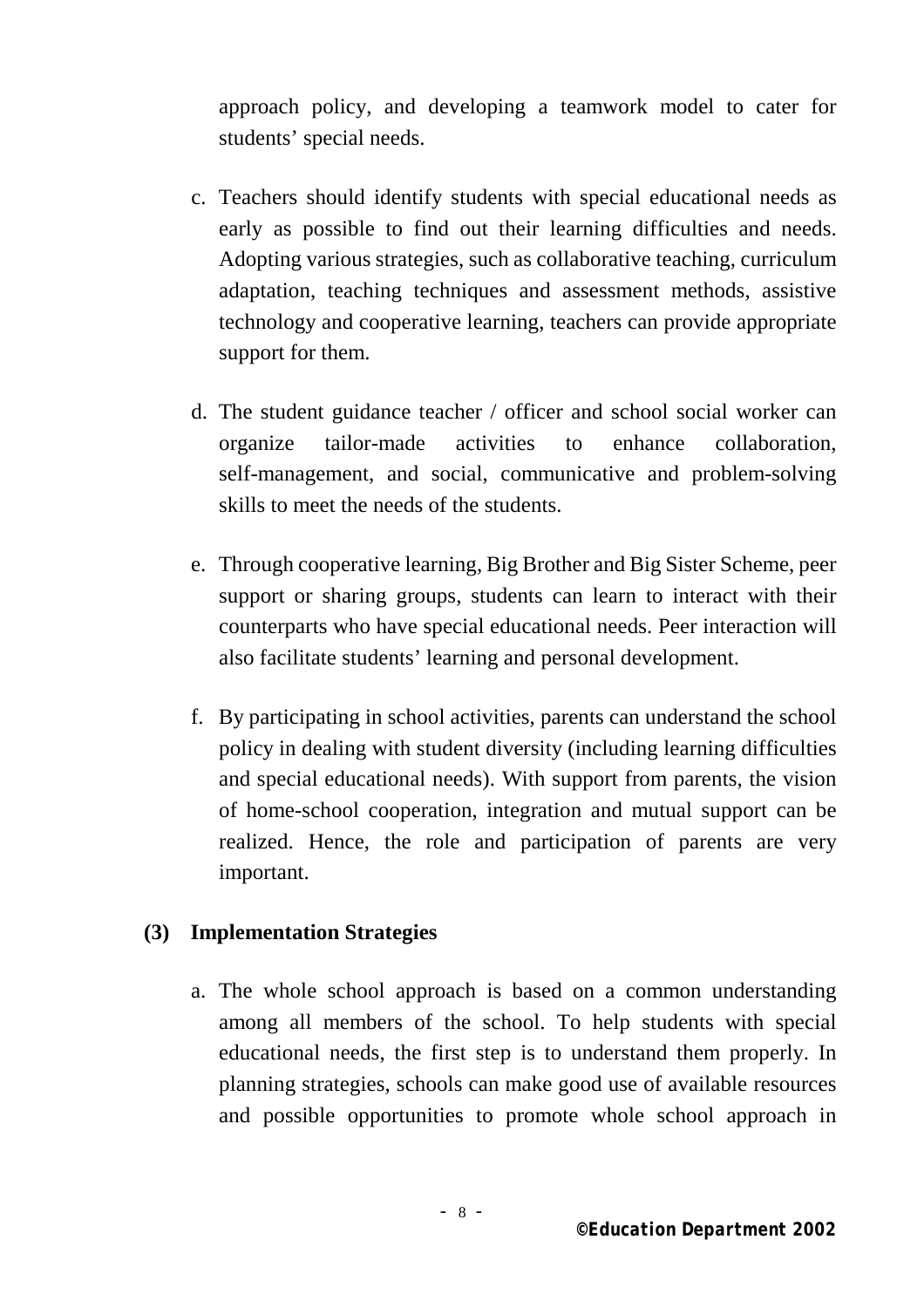approach policy, and developing a teamwork model to cater for students' special needs.

c. Teachers should identify students with special educational needs as early as possible to find out their learning difficulties and needs. Adopting various strategies, such as collaborative teaching, curriculum adaptation, teaching techniques and assessment methods, assistive technology and cooperative learning, teachers can provide appropriate support for them.

d. The student guidance teacher / officer and school social worker can organize tailor-made activities to enhance collaboration, self-management, and social, communicative and problem-solving skills to meet the needs of the students.

e. Through cooperative learning, Big Brother and Big Sister Scheme, peer support or sharing groups, students can learn to interact with their counterparts who have special educational needs. Peer interaction will also facilitate students' learning and personal development.

f. By participating in school activities, parents can understand the school policy in dealing with student diversity (including learning difficulties and special educational needs). With support from parents, the vision of home-school cooperation, integration and mutual support can be realized. Hence, the role and participation of parents are very important.

**(3) Implementation Strategies**

a. The whole school approach is based on a common understanding among all members of the school. To help students with special educational needs, the first step is to understand them properly. In planning strategies, schools can make good use of available resources and possible opportunities to promote whole school approach in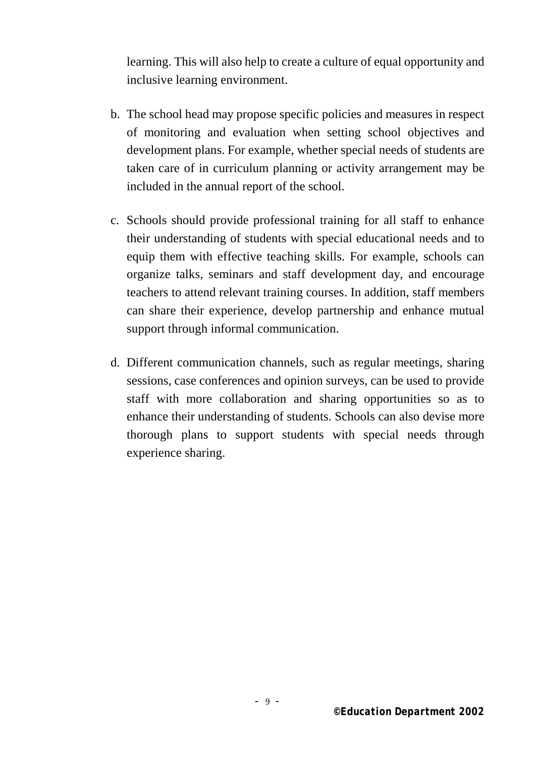learning. This will also help to create a culture of equal opportunity and inclusive learning environment.

b. The school head may propose specific policies and measures in respect of monitoring and evaluation when setting school objectives and development plans. For example, whether special needs of students are taken care of in curriculum planning or activity arrangement may be included in the annual report of the school.

c. Schools should provide professional training for all staff to enhance their understanding of students with special educational needs and to equip them with effective teaching skills. For example, schools can organize talks, seminars and staff development day, and encourage teachers to attend relevant training courses. In addition, staff members can share their experience, develop partnership and enhance mutual support through informal communication.

d. Different communication channels, such as regular meetings, sharing sessions, case conferences and opinion surveys, can be used to provide staff with more collaboration and sharing opportunities so as to enhance their understanding of students. Schools can also devise more thorough plans to support students with special needs through experience sharing.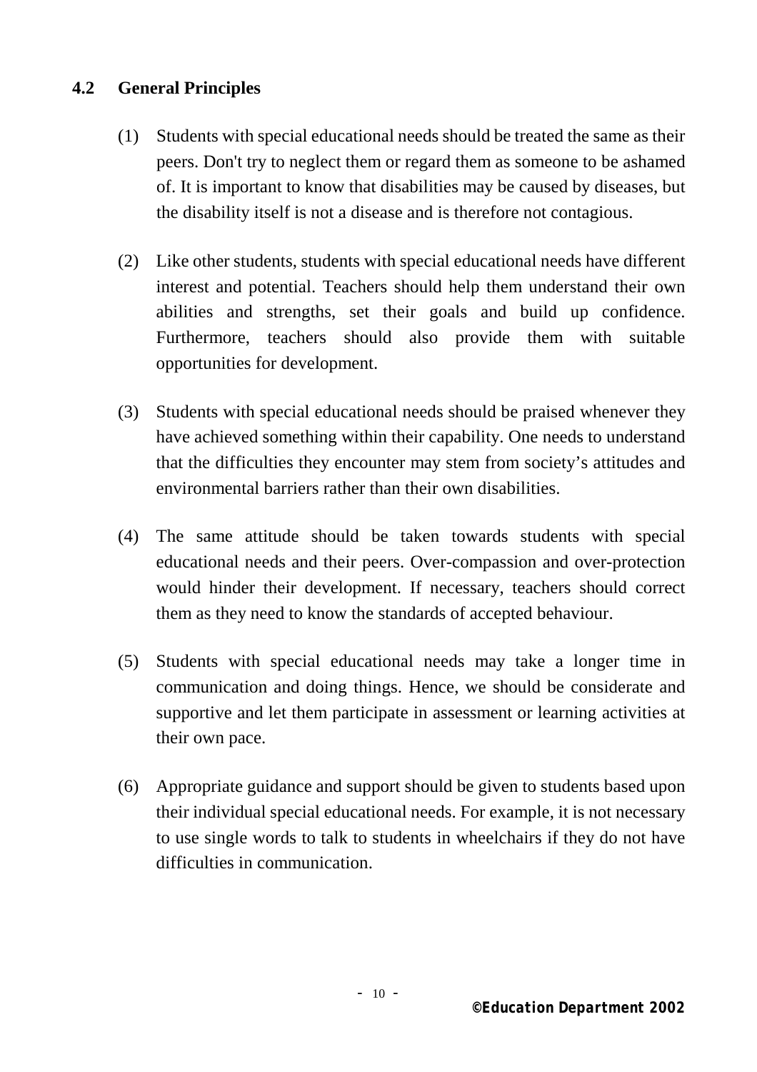## 4.2 General Principles

(1) Students with special educational needs should be treated the same as their peers. Don't try to neglect them or regard them as someone to be ashamed of. It is important to know that disabilities may be caused by diseases, but the disability itself is not a disease and is therefore not contagious.

(2) Like other students, students with special educational needs have different interest and potential. Teachers should help them understand their own abilities and strengths, set their goals and build up confidence. Furthermore, teachers should also provide them with suitable opportunities for development.

(3) Students with special educational needs should be praised whenever they have achieved something within their capability. One needs to understand that the difficulties they encounter may stem from society's attitudes and environmental barriers rather than their own disabilities.

(4) The same attitude should be taken towards students with special educational needs and their peers. Over-compassion and over-protection would hinder their development. If necessary, teachers should correct them as they need to know the standards of accepted behaviour.

(5) Students with special educational needs may take a longer time in communication and doing things. Hence, we should be considerate and supportive and let them participate in assessment or learning activities at their own pace.

(6) Appropriate guidance and support should be given to students based upon their individual special educational needs. For example, it is not necessary to use single words to talk to students in wheelchairs if they do not have difficulties in communication.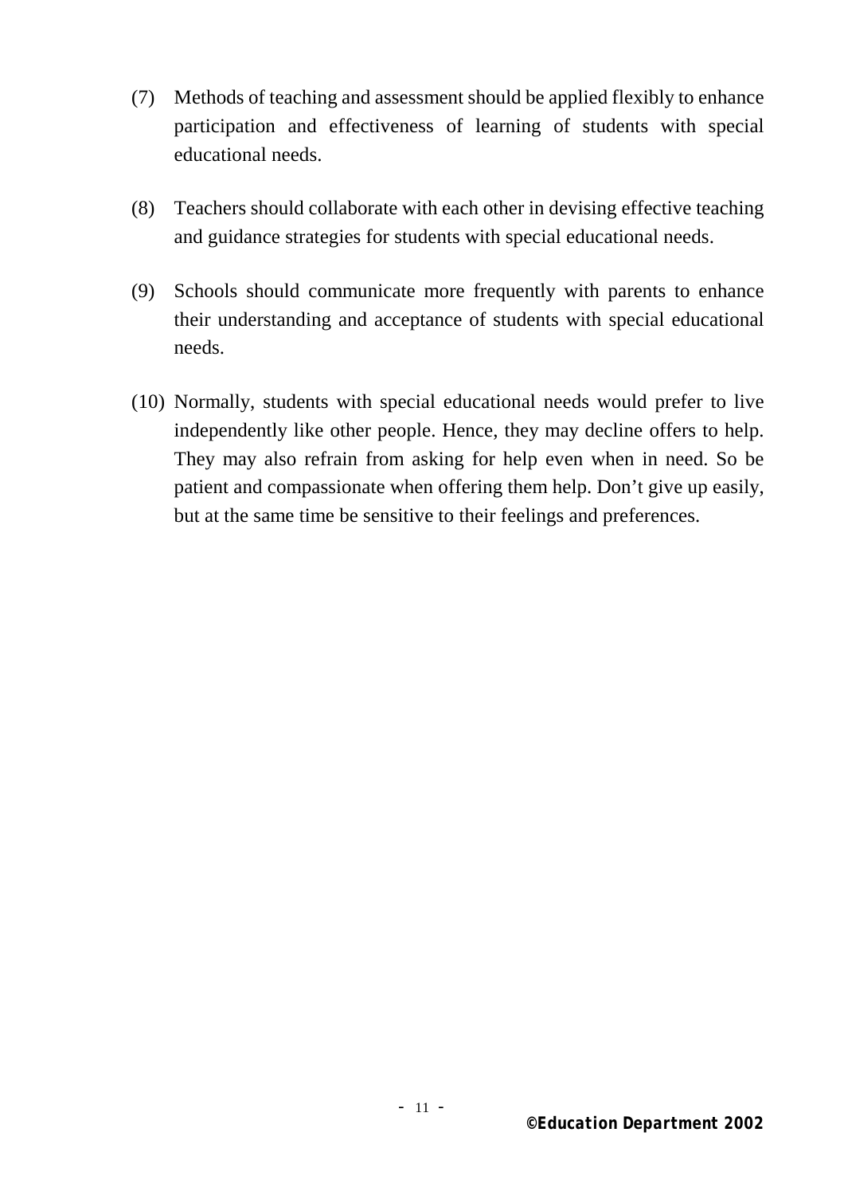(7) Methods of teaching and assessment should be applied flexibly to enhance participation and effectiveness of learning of students with special educational needs.

(8) Teachers should collaborate with each other in devising effective teaching and guidance strategies for students with special educational needs.

(9) Schools should communicate more frequently with parents to enhance their understanding and acceptance of students with special educational needs.

(10) Normally, students with special educational needs would prefer to live independently like other people. Hence, they may decline offers to help. They may also refrain from asking for help even when in need. So be patient and compassionate when offering them help. Don't give up easily, but at the same time be sensitive to their feelings and preferences.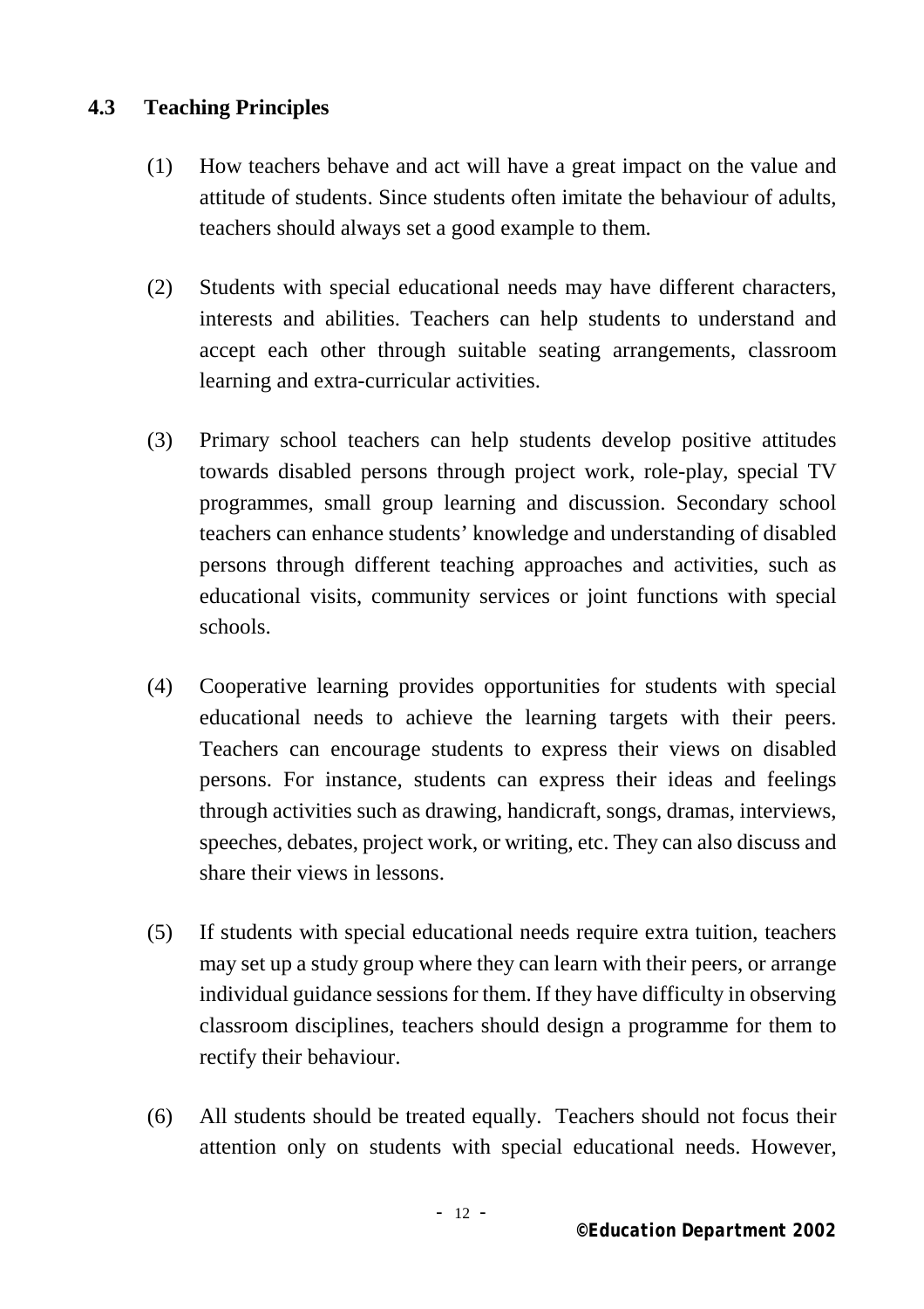### 4.3 Teaching Principles

(1) How teachers behave and act will have a great impact on the value and attitude of students. Since students often imitate the behaviour of adults, teachers should always set a good example to them.

(2) Students with special educational needs may have different characters, interests and abilities. Teachers can help students to understand and accept each other through suitable seating arrangements, classroom learning and extra-curricular activities.

(3) Primary school teachers can help students develop positive attitudes towards disabled persons through project work, role-play, special TV programmes, small group learning and discussion. Secondary school teachers can enhance students' knowledge and understanding of disabled persons through different teaching approaches and activities, such as educational visits, community services or joint functions with special schools.

(4) Cooperative learning provides opportunities for students with special educational needs to achieve the learning targets with their peers. Teachers can encourage students to express their views on disabled persons. For instance, students can express their ideas and feelings through activities such as drawing, handicraft, songs, dramas, interviews, speeches, debates, project work, or writing, etc. They can also discuss and share their views in lessons.

(5) If students with special educational needs require extra tuition, teachers may set up a study group where they can learn with their peers, or arrange individual guidance sessions for them. If they have difficulty in observing classroom disciplines, teachers should design a programme for them to rectify their behaviour.

(6) All students should be treated equally. Teachers should not focus their attention only on students with special educational needs. However,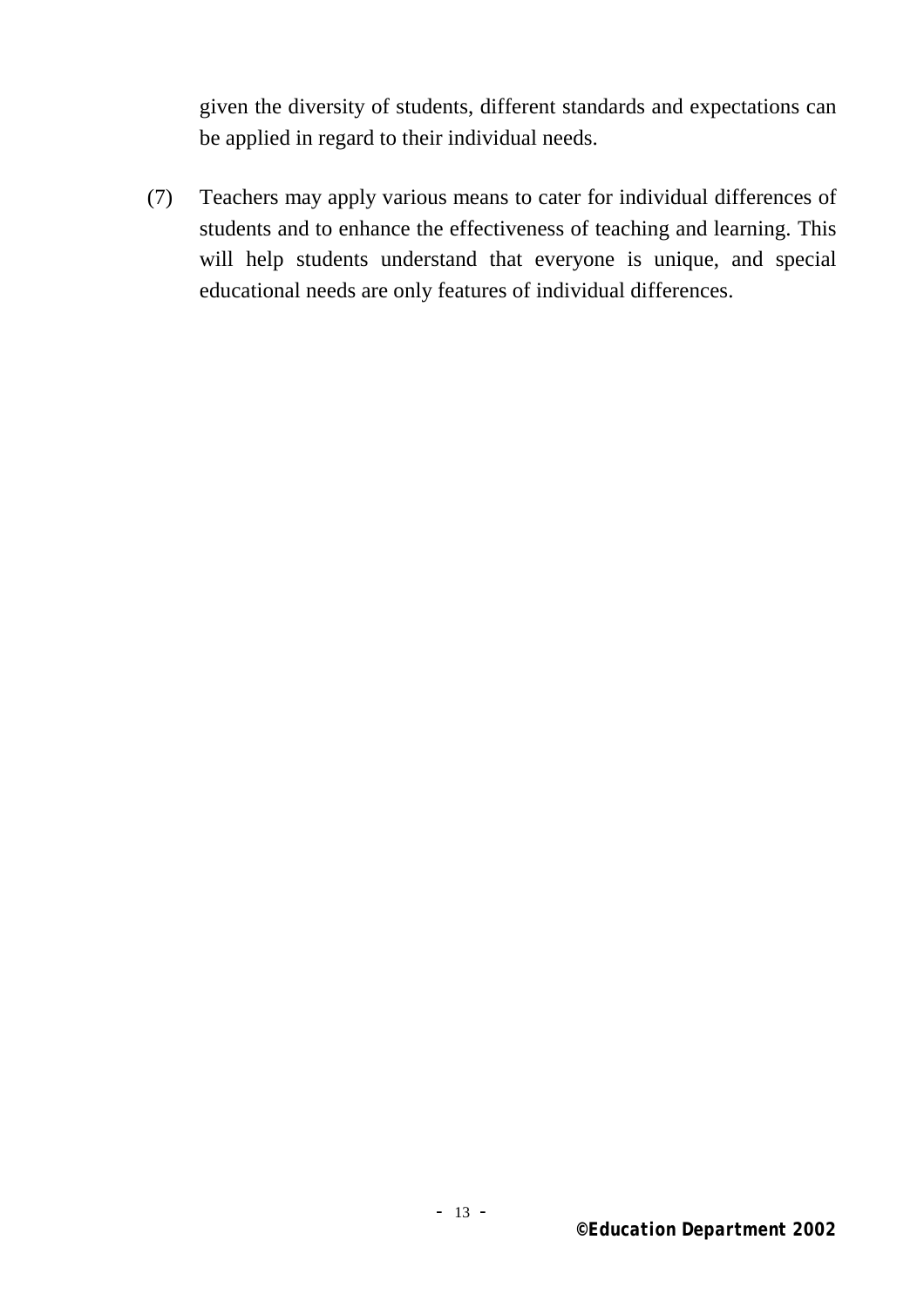given the diversity of students, different standards and expectations can be applied in regard to their individual needs.

(7) Teachers may apply various means to cater for individual differences of students and to enhance the effectiveness of teaching and learning. This will help students understand that everyone is unique, and special educational needs are only features of individual differences.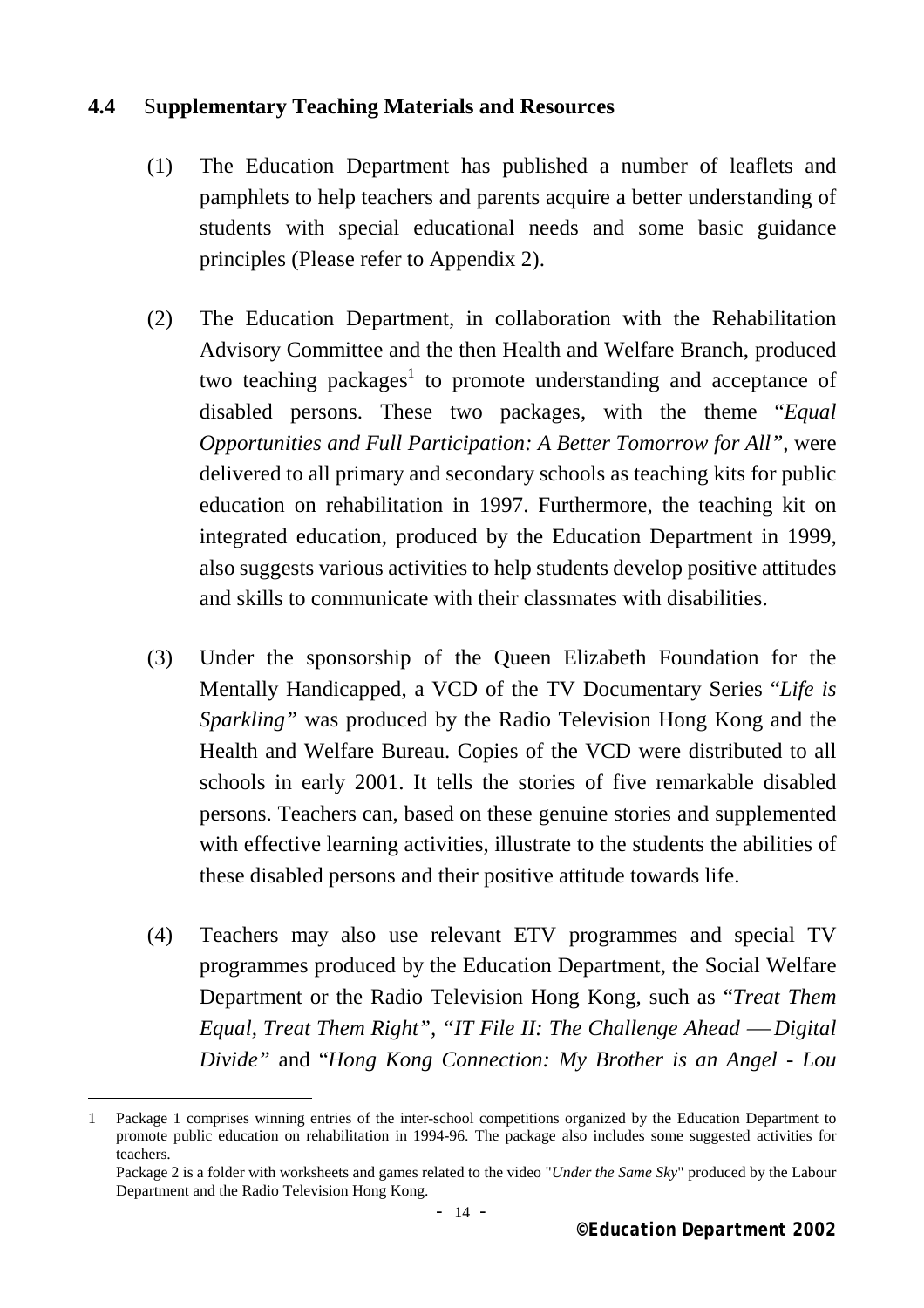### 4.4 Supplementary Teaching Materials and Resources

(1) The Education Department has published a number of leaflets and pamphlets to help teachers and parents acquire a better understanding of students with special educational needs and some basic guidance principles (Please refer to Appendix 2).

(2) The Education Department, in collaboration with the Rehabilitation Advisory Committee and the then Health and Welfare Branch, produced two teaching packages[1] to promote understanding and acceptance of disabled persons. These two packages, with the theme "*Equal Opportunities and Full Participation: A Better Tomorrow for All"*, were delivered to all primary and secondary schools as teaching kits for public education on rehabilitation in 1997. Furthermore, the teaching kit on integrated education, produced by the Education Department in 1999, also suggests various activities to help students develop positive attitudes and skills to communicate with their classmates with disabilities.

(3) Under the sponsorship of the Queen Elizabeth Foundation for the Mentally Handicapped, a VCD of the TV Documentary Series "*Life is Sparkling"* was produced by the Radio Television Hong Kong and the Health and Welfare Bureau. Copies of the VCD were distributed to all schools in early 2001. It tells the stories of five remarkable disabled persons. Teachers can, based on these genuine stories and supplemented with effective learning activities, illustrate to the students the abilities of these disabled persons and their positive attitude towards life.

(4) Teachers may also use relevant ETV programmes and special TV programmes produced by the Education Department, the Social Welfare Department or the Radio Television Hong Kong, such as "*Treat Them Equal, Treat Them Right", "IT File II: The Challenge Ahead — Digital Divide"* and "*Hong Kong Connection: My Brother is an Angel - Lou*

---

1 Package 1 comprises winning entries of the inter-school competitions organized by the Education Department to promote public education on rehabilitation in 1994-96. The package also includes some suggested activities for teachers.
Package 2 is a folder with worksheets and games related to the video "*Under the Same Sky*" produced by the Labour Department and the Radio Television Hong Kong.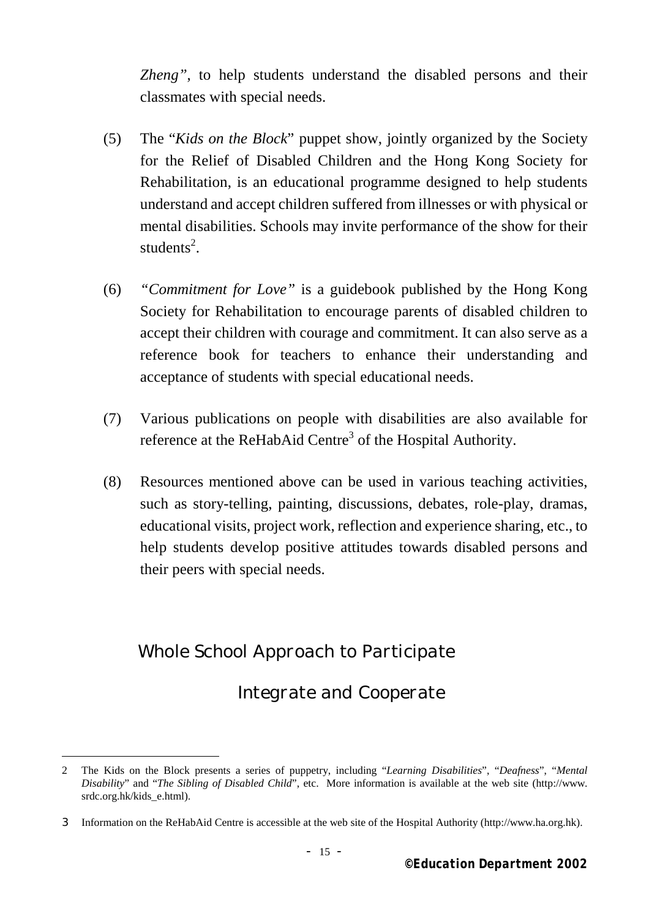*Zheng"*, to help students understand the disabled persons and their classmates with special needs.

(5) The "*Kids on the Block*" puppet show, jointly organized by the Society for the Relief of Disabled Children and the Hong Kong Society for Rehabilitation, is an educational programme designed to help students understand and accept children suffered from illnesses or with physical or mental disabilities. Schools may invite performance of the show for their students[2].

(6) *"Commitment for Love"* is a guidebook published by the Hong Kong Society for Rehabilitation to encourage parents of disabled children to accept their children with courage and commitment. It can also serve as a reference book for teachers to enhance their understanding and acceptance of students with special educational needs.

(7) Various publications on people with disabilities are also available for reference at the ReHabAid Centre[3] of the Hospital Authority.

(8) Resources mentioned above can be used in various teaching activities, such as story-telling, painting, discussions, debates, role-play, dramas, educational visits, project work, reflection and experience sharing, etc., to help students develop positive attitudes towards disabled persons and their peers with special needs.

Whole School Approach to Participate

Integrate and Cooperate

---

2 The Kids on the Block presents a series of puppetry, including "*Learning Disabilities*", "*Deafness*", "*Mental Disability*" and "*The Sibling of Disabled Child*", etc. More information is available at the web site (http://www.srdc.org.hk/kids_e.html).

3 Information on the ReHabAid Centre is accessible at the web site of the Hospital Authority (http://www.ha.org.hk).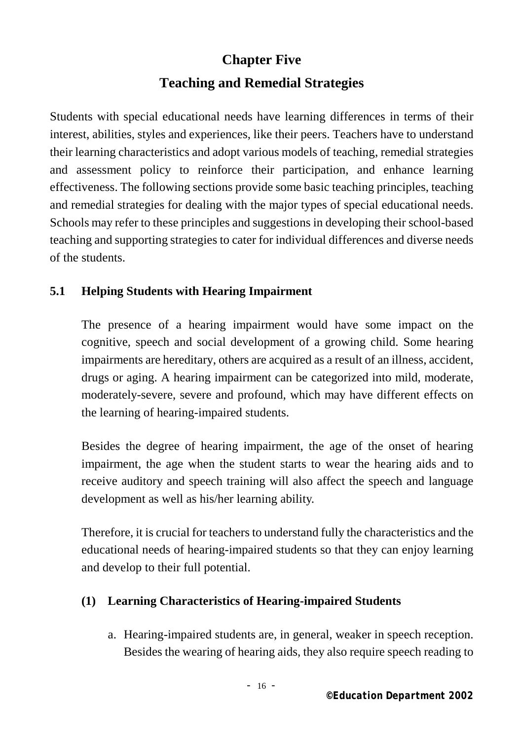# Chapter Five

# Teaching and Remedial Strategies

Students with special educational needs have learning differences in terms of their interest, abilities, styles and experiences, like their peers. Teachers have to understand their learning characteristics and adopt various models of teaching, remedial strategies and assessment policy to reinforce their participation, and enhance learning effectiveness. The following sections provide some basic teaching principles, teaching and remedial strategies for dealing with the major types of special educational needs. Schools may refer to these principles and suggestions in developing their school-based teaching and supporting strategies to cater for individual differences and diverse needs of the students.

## 5.1 Helping Students with Hearing Impairment

The presence of a hearing impairment would have some impact on the cognitive, speech and social development of a growing child. Some hearing impairments are hereditary, others are acquired as a result of an illness, accident, drugs or aging. A hearing impairment can be categorized into mild, moderate, moderately-severe, severe and profound, which may have different effects on the learning of hearing-impaired students.

Besides the degree of hearing impairment, the age of the onset of hearing impairment, the age when the student starts to wear the hearing aids and to receive auditory and speech training will also affect the speech and language development as well as his/her learning ability.

Therefore, it is crucial for teachers to understand fully the characteristics and the educational needs of hearing-impaired students so that they can enjoy learning and develop to their full potential.

### (1) Learning Characteristics of Hearing-impaired Students

a. Hearing-impaired students are, in general, weaker in speech reception. Besides the wearing of hearing aids, they also require speech reading to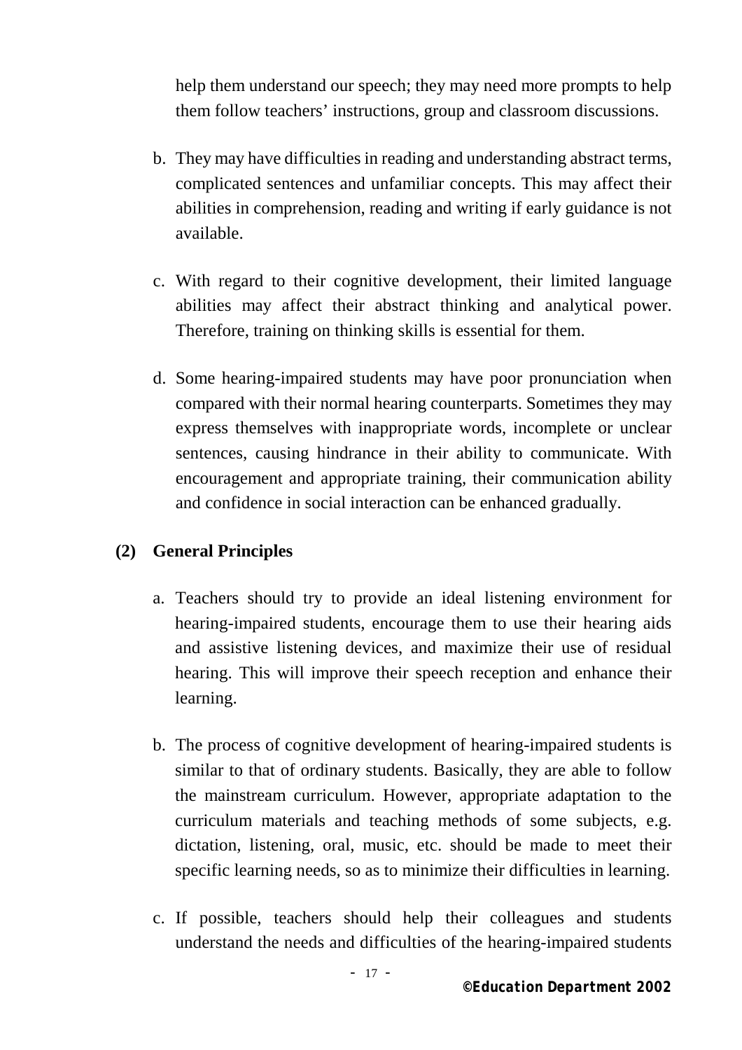help them understand our speech; they may need more prompts to help them follow teachers' instructions, group and classroom discussions.

b. They may have difficulties in reading and understanding abstract terms, complicated sentences and unfamiliar concepts. This may affect their abilities in comprehension, reading and writing if early guidance is not available.

c. With regard to their cognitive development, their limited language abilities may affect their abstract thinking and analytical power. Therefore, training on thinking skills is essential for them.

d. Some hearing-impaired students may have poor pronunciation when compared with their normal hearing counterparts. Sometimes they may express themselves with inappropriate words, incomplete or unclear sentences, causing hindrance in their ability to communicate. With encouragement and appropriate training, their communication ability and confidence in social interaction can be enhanced gradually.

**(2) General Principles**

a. Teachers should try to provide an ideal listening environment for hearing-impaired students, encourage them to use their hearing aids and assistive listening devices, and maximize their use of residual hearing. This will improve their speech reception and enhance their learning.

b. The process of cognitive development of hearing-impaired students is similar to that of ordinary students. Basically, they are able to follow the mainstream curriculum. However, appropriate adaptation to the curriculum materials and teaching methods of some subjects, e.g. dictation, listening, oral, music, etc. should be made to meet their specific learning needs, so as to minimize their difficulties in learning.

c. If possible, teachers should help their colleagues and students understand the needs and difficulties of the hearing-impaired students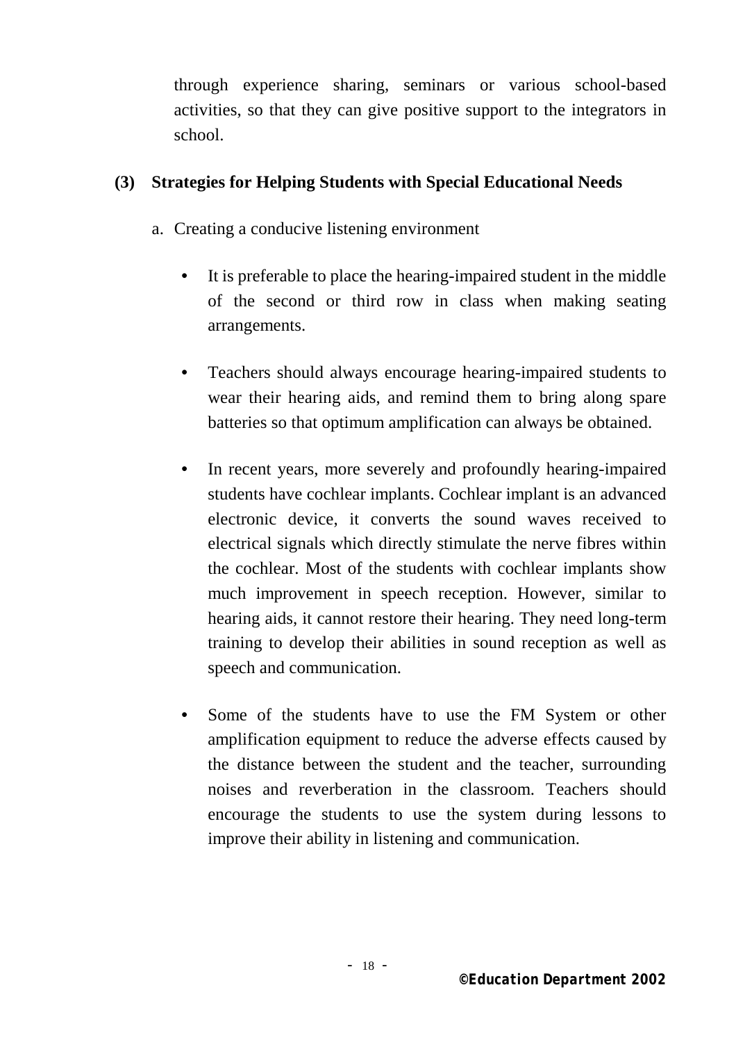through experience sharing, seminars or various school-based activities, so that they can give positive support to the integrators in school.

### (3) Strategies for Helping Students with Special Educational Needs

a. Creating a conducive listening environment

- It is preferable to place the hearing-impaired student in the middle of the second or third row in class when making seating arrangements.

- Teachers should always encourage hearing-impaired students to wear their hearing aids, and remind them to bring along spare batteries so that optimum amplification can always be obtained.

- In recent years, more severely and profoundly hearing-impaired students have cochlear implants. Cochlear implant is an advanced electronic device, it converts the sound waves received to electrical signals which directly stimulate the nerve fibres within the cochlear. Most of the students with cochlear implants show much improvement in speech reception. However, similar to hearing aids, it cannot restore their hearing. They need long-term training to develop their abilities in sound reception as well as speech and communication.

- Some of the students have to use the FM System or other amplification equipment to reduce the adverse effects caused by the distance between the student and the teacher, surrounding noises and reverberation in the classroom. Teachers should encourage the students to use the system during lessons to improve their ability in listening and communication.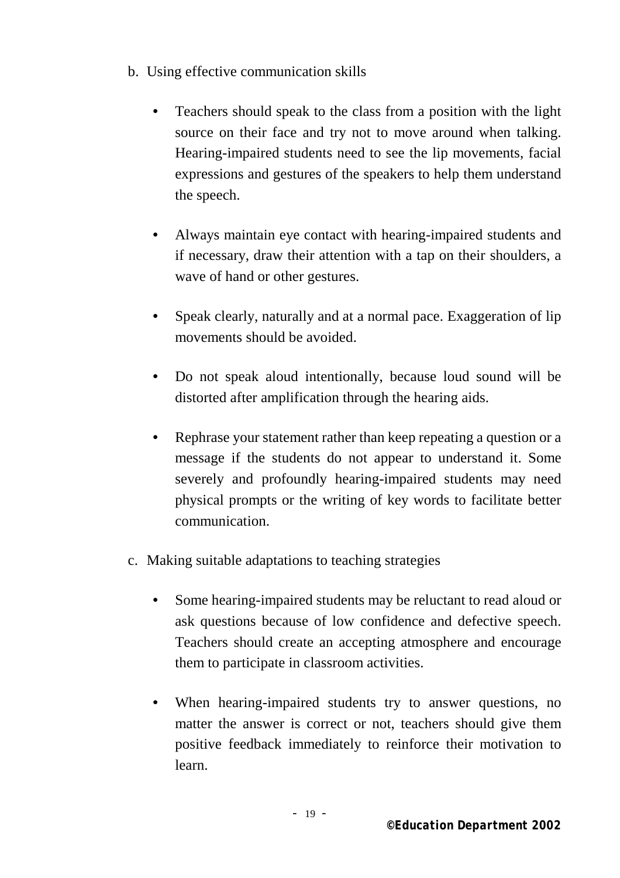b. Using effective communication skills

- Teachers should speak to the class from a position with the light source on their face and try not to move around when talking. Hearing-impaired students need to see the lip movements, facial expressions and gestures of the speakers to help them understand the speech.

- Always maintain eye contact with hearing-impaired students and if necessary, draw their attention with a tap on their shoulders, a wave of hand or other gestures.

- Speak clearly, naturally and at a normal pace. Exaggeration of lip movements should be avoided.

- Do not speak aloud intentionally, because loud sound will be distorted after amplification through the hearing aids.

- Rephrase your statement rather than keep repeating a question or a message if the students do not appear to understand it. Some severely and profoundly hearing-impaired students may need physical prompts or the writing of key words to facilitate better communication.

c. Making suitable adaptations to teaching strategies

- Some hearing-impaired students may be reluctant to read aloud or ask questions because of low confidence and defective speech. Teachers should create an accepting atmosphere and encourage them to participate in classroom activities.

- When hearing-impaired students try to answer questions, no matter the answer is correct or not, teachers should give them positive feedback immediately to reinforce their motivation to learn.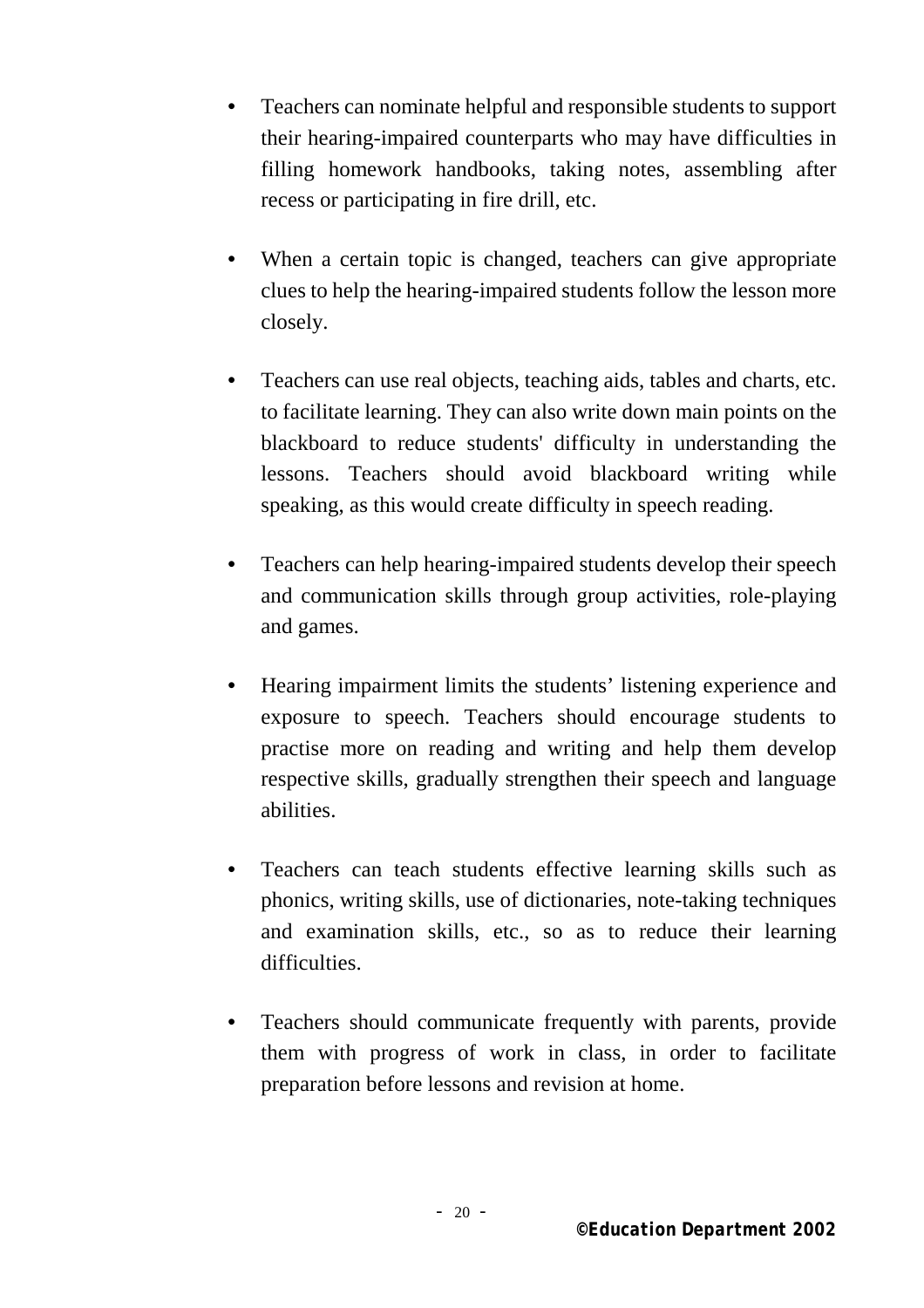- Teachers can nominate helpful and responsible students to support their hearing-impaired counterparts who may have difficulties in filling homework handbooks, taking notes, assembling after recess or participating in fire drill, etc.

- When a certain topic is changed, teachers can give appropriate clues to help the hearing-impaired students follow the lesson more closely.

- Teachers can use real objects, teaching aids, tables and charts, etc. to facilitate learning. They can also write down main points on the blackboard to reduce students' difficulty in understanding the lessons. Teachers should avoid blackboard writing while speaking, as this would create difficulty in speech reading.

- Teachers can help hearing-impaired students develop their speech and communication skills through group activities, role-playing and games.

- Hearing impairment limits the students' listening experience and exposure to speech. Teachers should encourage students to practise more on reading and writing and help them develop respective skills, gradually strengthen their speech and language abilities.

- Teachers can teach students effective learning skills such as phonics, writing skills, use of dictionaries, note-taking techniques and examination skills, etc., so as to reduce their learning difficulties.

- Teachers should communicate frequently with parents, provide them with progress of work in class, in order to facilitate preparation before lessons and revision at home.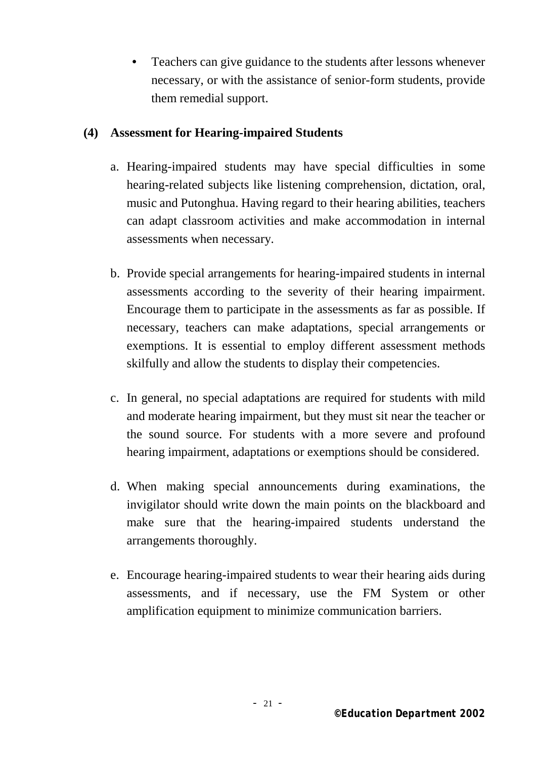- Teachers can give guidance to the students after lessons whenever necessary, or with the assistance of senior-form students, provide them remedial support.

**(4) Assessment for Hearing-impaired Students**

a. Hearing-impaired students may have special difficulties in some hearing-related subjects like listening comprehension, dictation, oral, music and Putonghua. Having regard to their hearing abilities, teachers can adapt classroom activities and make accommodation in internal assessments when necessary.

b. Provide special arrangements for hearing-impaired students in internal assessments according to the severity of their hearing impairment. Encourage them to participate in the assessments as far as possible. If necessary, teachers can make adaptations, special arrangements or exemptions. It is essential to employ different assessment methods skilfully and allow the students to display their competencies.

c. In general, no special adaptations are required for students with mild and moderate hearing impairment, but they must sit near the teacher or the sound source. For students with a more severe and profound hearing impairment, adaptations or exemptions should be considered.

d. When making special announcements during examinations, the invigilator should write down the main points on the blackboard and make sure that the hearing-impaired students understand the arrangements thoroughly.

e. Encourage hearing-impaired students to wear their hearing aids during assessments, and if necessary, use the FM System or other amplification equipment to minimize communication barriers.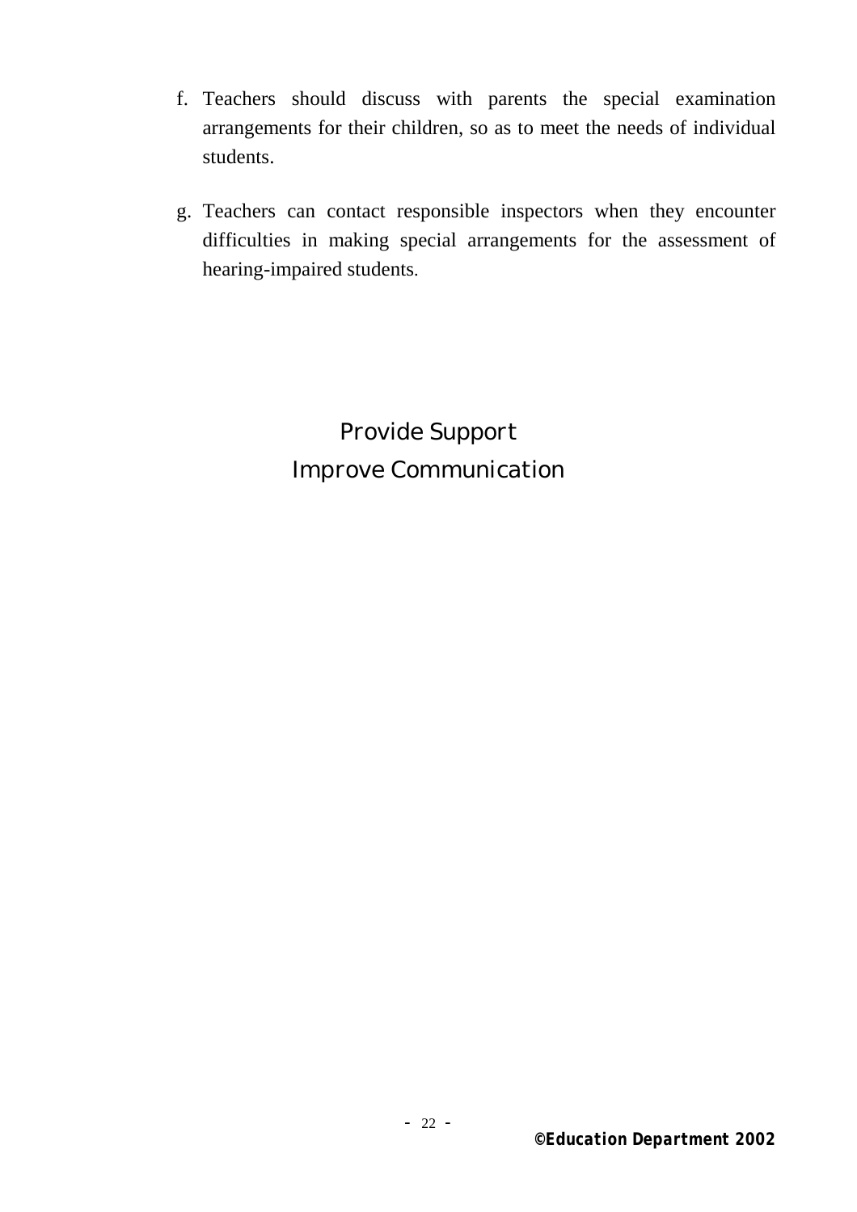f. Teachers should discuss with parents the special examination arrangements for their children, so as to meet the needs of individual students.

g. Teachers can contact responsible inspectors when they encounter difficulties in making special arrangements for the assessment of hearing-impaired students.

Provide Support
Improve Communication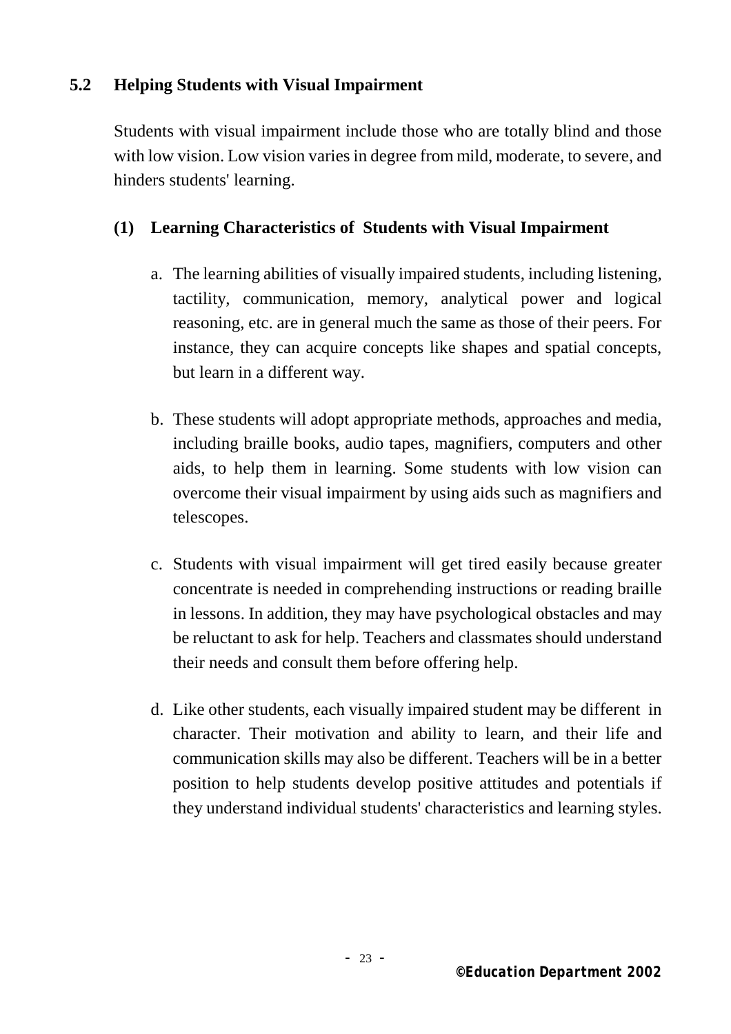## 5.2 Helping Students with Visual Impairment

Students with visual impairment include those who are totally blind and those with low vision. Low vision varies in degree from mild, moderate, to severe, and hinders students' learning.

### (1) Learning Characteristics of Students with Visual Impairment

a. The learning abilities of visually impaired students, including listening, tactility, communication, memory, analytical power and logical reasoning, etc. are in general much the same as those of their peers. For instance, they can acquire concepts like shapes and spatial concepts, but learn in a different way.

b. These students will adopt appropriate methods, approaches and media, including braille books, audio tapes, magnifiers, computers and other aids, to help them in learning. Some students with low vision can overcome their visual impairment by using aids such as magnifiers and telescopes.

c. Students with visual impairment will get tired easily because greater concentrate is needed in comprehending instructions or reading braille in lessons. In addition, they may have psychological obstacles and may be reluctant to ask for help. Teachers and classmates should understand their needs and consult them before offering help.

d. Like other students, each visually impaired student may be different in character. Their motivation and ability to learn, and their life and communication skills may also be different. Teachers will be in a better position to help students develop positive attitudes and potentials if they understand individual students' characteristics and learning styles.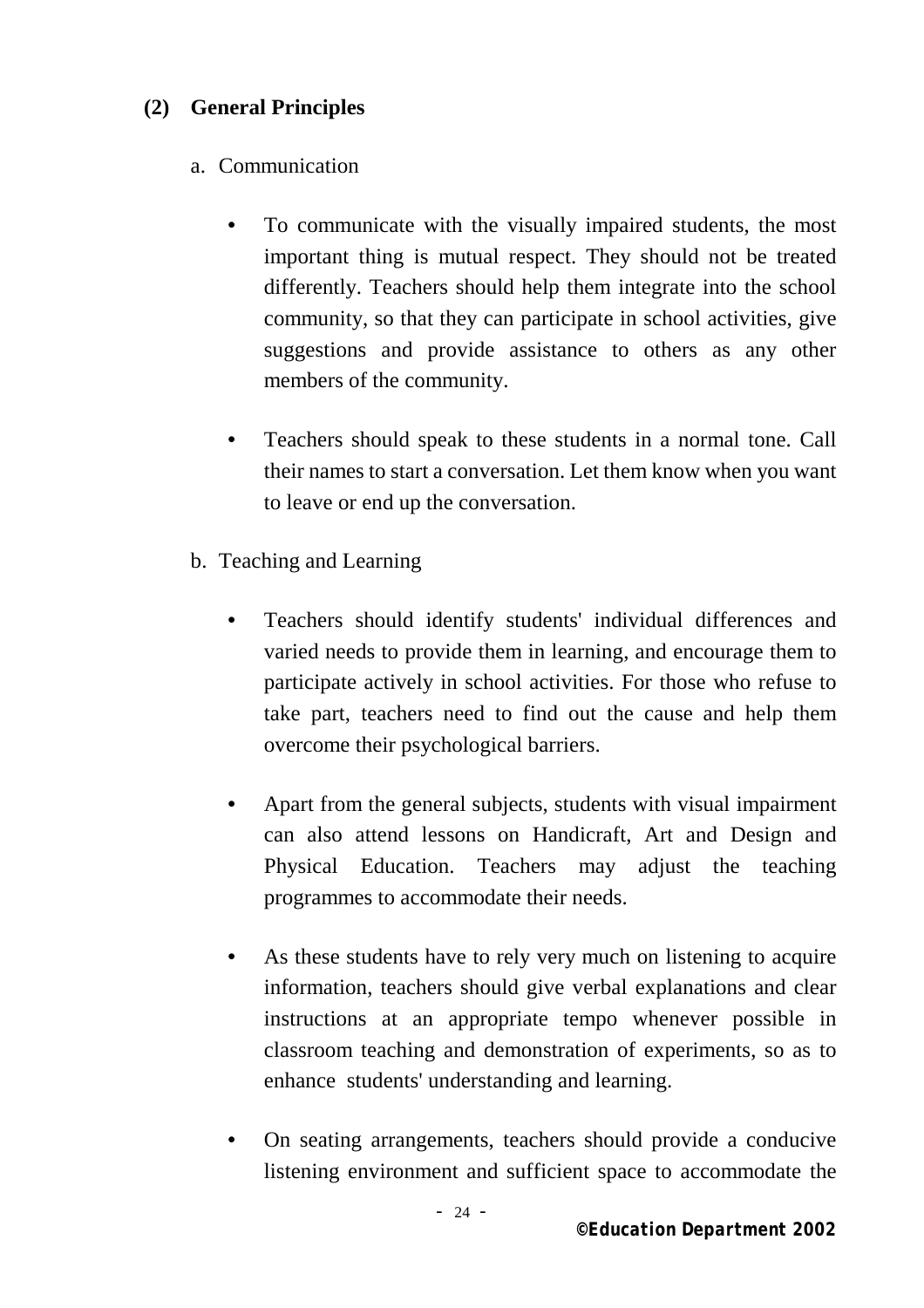## (2) General Principles

a. Communication

- To communicate with the visually impaired students, the most important thing is mutual respect. They should not be treated differently. Teachers should help them integrate into the school community, so that they can participate in school activities, give suggestions and provide assistance to others as any other members of the community.

- Teachers should speak to these students in a normal tone. Call their names to start a conversation. Let them know when you want to leave or end up the conversation.

b. Teaching and Learning

- Teachers should identify students' individual differences and varied needs to provide them in learning, and encourage them to participate actively in school activities. For those who refuse to take part, teachers need to find out the cause and help them overcome their psychological barriers.

- Apart from the general subjects, students with visual impairment can also attend lessons on Handicraft, Art and Design and Physical Education. Teachers may adjust the teaching programmes to accommodate their needs.

- As these students have to rely very much on listening to acquire information, teachers should give verbal explanations and clear instructions at an appropriate tempo whenever possible in classroom teaching and demonstration of experiments, so as to enhance students' understanding and learning.

- On seating arrangements, teachers should provide a conducive listening environment and sufficient space to accommodate the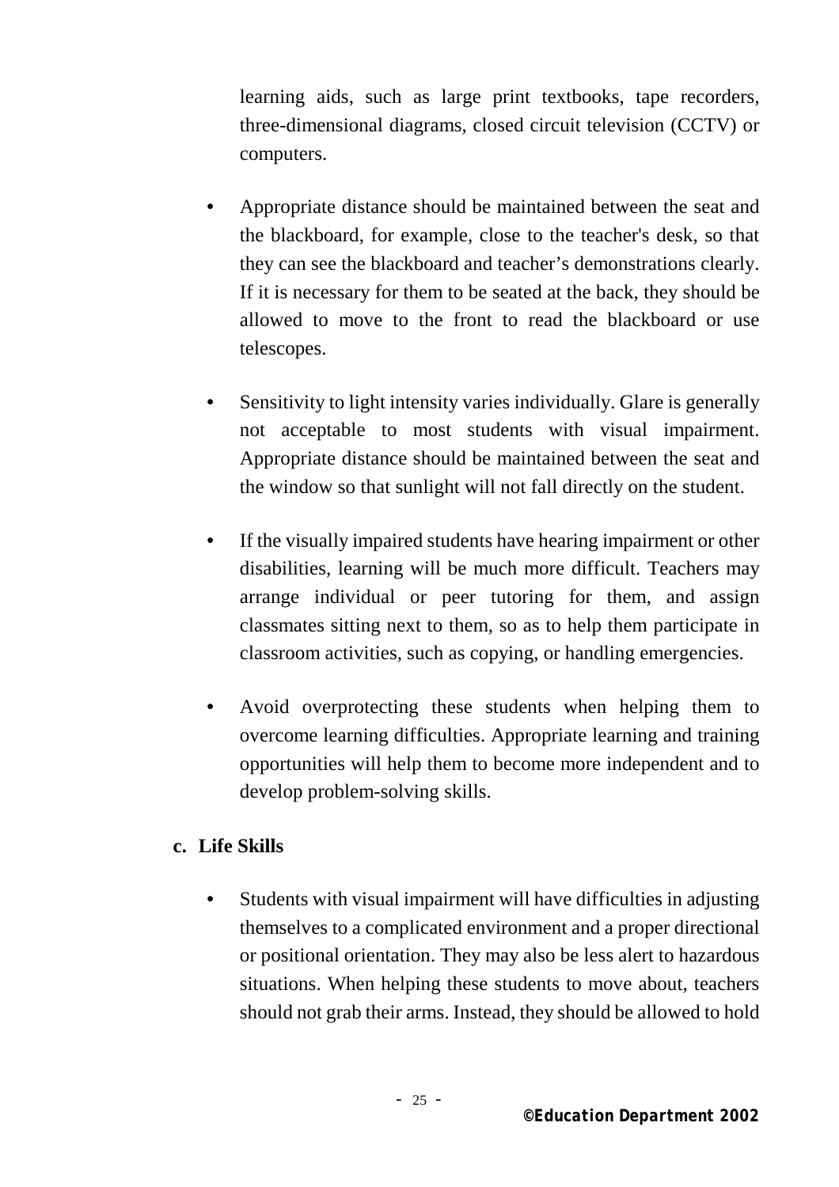learning aids, such as large print textbooks, tape recorders, three-dimensional diagrams, closed circuit television (CCTV) or computers.

- Appropriate distance should be maintained between the seat and the blackboard, for example, close to the teacher's desk, so that they can see the blackboard and teacher's demonstrations clearly. If it is necessary for them to be seated at the back, they should be allowed to move to the front to read the blackboard or use telescopes.

- Sensitivity to light intensity varies individually. Glare is generally not acceptable to most students with visual impairment. Appropriate distance should be maintained between the seat and the window so that sunlight will not fall directly on the student.

- If the visually impaired students have hearing impairment or other disabilities, learning will be much more difficult. Teachers may arrange individual or peer tutoring for them, and assign classmates sitting next to them, so as to help them participate in classroom activities, such as copying, or handling emergencies.

- Avoid overprotecting these students when helping them to overcome learning difficulties. Appropriate learning and training opportunities will help them to become more independent and to develop problem-solving skills.

**c. Life Skills**

- Students with visual impairment will have difficulties in adjusting themselves to a complicated environment and a proper directional or positional orientation. They may also be less alert to hazardous situations. When helping these students to move about, teachers should not grab their arms. Instead, they should be allowed to hold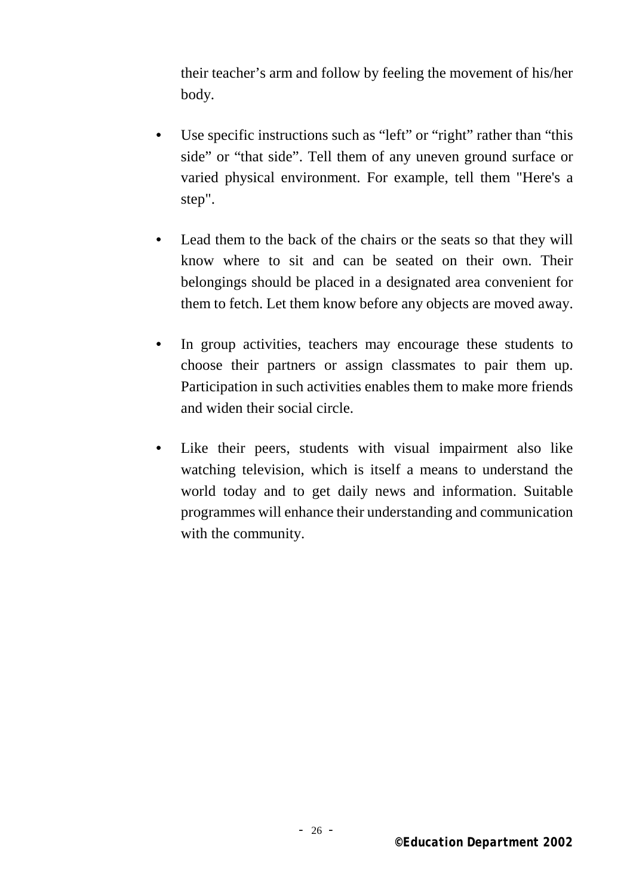their teacher's arm and follow by feeling the movement of his/her body.

- Use specific instructions such as "left" or "right" rather than "this side" or "that side". Tell them of any uneven ground surface or varied physical environment. For example, tell them "Here's a step".

- Lead them to the back of the chairs or the seats so that they will know where to sit and can be seated on their own. Their belongings should be placed in a designated area convenient for them to fetch. Let them know before any objects are moved away.

- In group activities, teachers may encourage these students to choose their partners or assign classmates to pair them up. Participation in such activities enables them to make more friends and widen their social circle.

- Like their peers, students with visual impairment also like watching television, which is itself a means to understand the world today and to get daily news and information. Suitable programmes will enhance their understanding and communication with the community.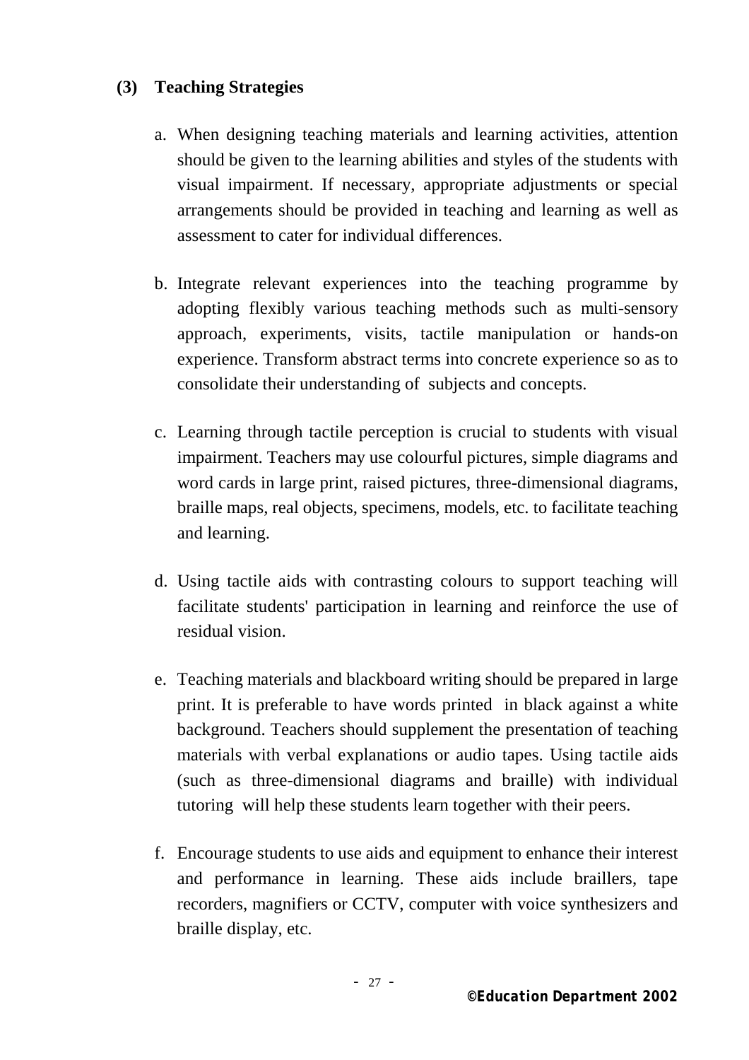### (3) Teaching Strategies

a. When designing teaching materials and learning activities, attention should be given to the learning abilities and styles of the students with visual impairment. If necessary, appropriate adjustments or special arrangements should be provided in teaching and learning as well as assessment to cater for individual differences.

b. Integrate relevant experiences into the teaching programme by adopting flexibly various teaching methods such as multi-sensory approach, experiments, visits, tactile manipulation or hands-on experience. Transform abstract terms into concrete experience so as to consolidate their understanding of subjects and concepts.

c. Learning through tactile perception is crucial to students with visual impairment. Teachers may use colourful pictures, simple diagrams and word cards in large print, raised pictures, three-dimensional diagrams, braille maps, real objects, specimens, models, etc. to facilitate teaching and learning.

d. Using tactile aids with contrasting colours to support teaching will facilitate students' participation in learning and reinforce the use of residual vision.

e. Teaching materials and blackboard writing should be prepared in large print. It is preferable to have words printed in black against a white background. Teachers should supplement the presentation of teaching materials with verbal explanations or audio tapes. Using tactile aids (such as three-dimensional diagrams and braille) with individual tutoring will help these students learn together with their peers.

f. Encourage students to use aids and equipment to enhance their interest and performance in learning. These aids include braillers, tape recorders, magnifiers or CCTV, computer with voice synthesizers and braille display, etc.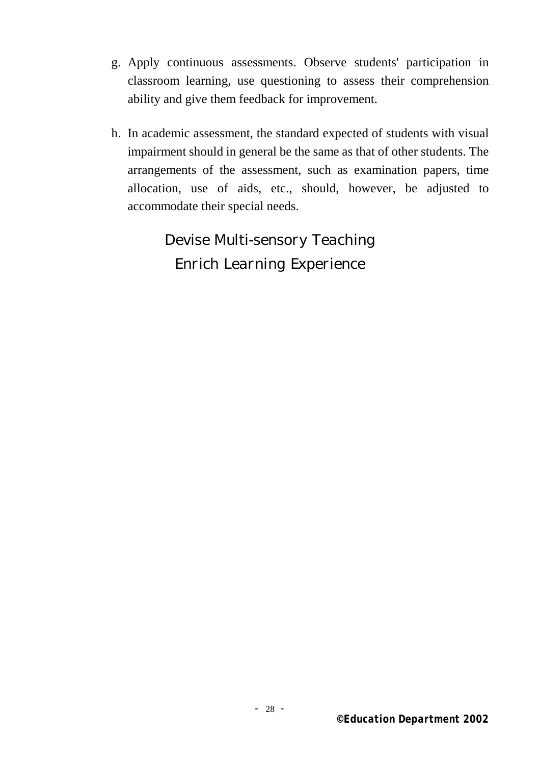g. Apply continuous assessments. Observe students' participation in classroom learning, use questioning to assess their comprehension ability and give them feedback for improvement.

h. In academic assessment, the standard expected of students with visual impairment should in general be the same as that of other students. The arrangements of the assessment, such as examination papers, time allocation, use of aids, etc., should, however, be adjusted to accommodate their special needs.

Devise Multi-sensory Teaching
Enrich Learning Experience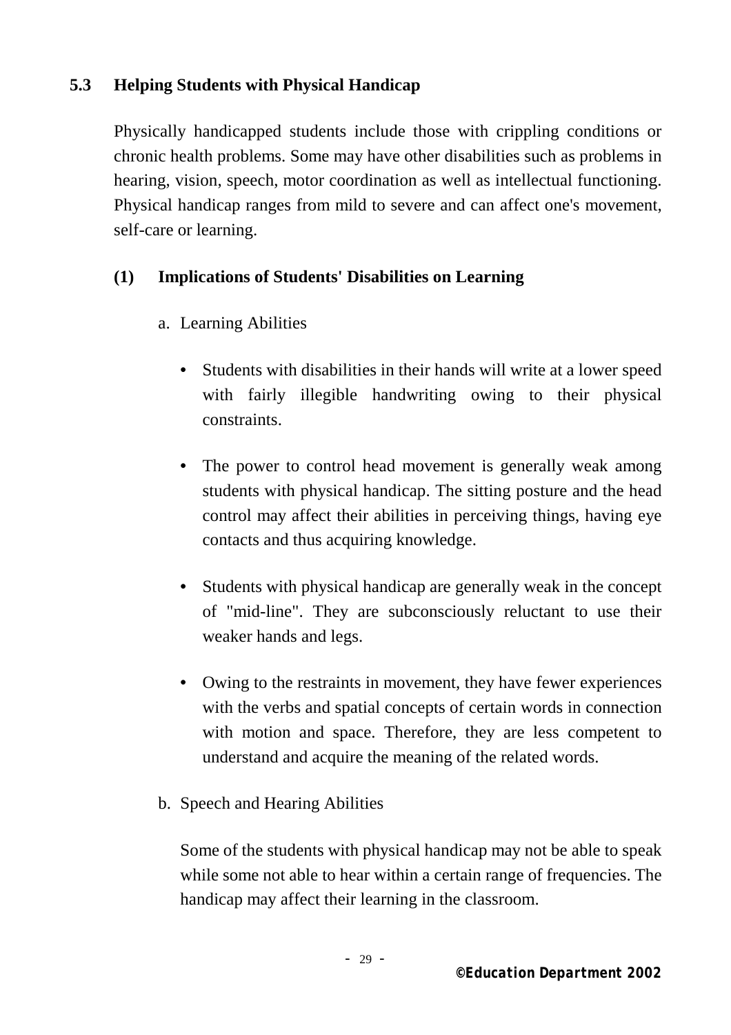### 5.3 Helping Students with Physical Handicap

Physically handicapped students include those with crippling conditions or chronic health problems. Some may have other disabilities such as problems in hearing, vision, speech, motor coordination as well as intellectual functioning. Physical handicap ranges from mild to severe and can affect one's movement, self-care or learning.

#### (1) Implications of Students' Disabilities on Learning

a. Learning Abilities

- Students with disabilities in their hands will write at a lower speed with fairly illegible handwriting owing to their physical constraints.

- The power to control head movement is generally weak among students with physical handicap. The sitting posture and the head control may affect their abilities in perceiving things, having eye contacts and thus acquiring knowledge.

- Students with physical handicap are generally weak in the concept of "mid-line". They are subconsciously reluctant to use their weaker hands and legs.

- Owing to the restraints in movement, they have fewer experiences with the verbs and spatial concepts of certain words in connection with motion and space. Therefore, they are less competent to understand and acquire the meaning of the related words.

b. Speech and Hearing Abilities

Some of the students with physical handicap may not be able to speak while some not able to hear within a certain range of frequencies. The handicap may affect their learning in the classroom.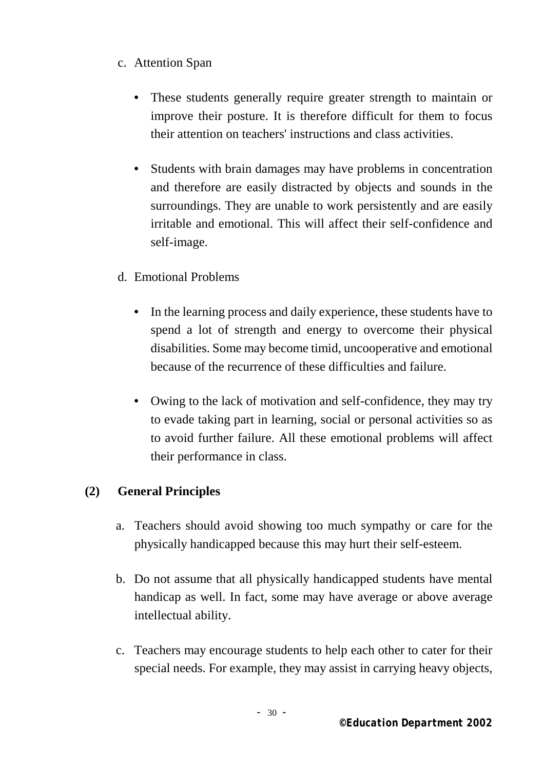c. Attention Span

- These students generally require greater strength to maintain or improve their posture. It is therefore difficult for them to focus their attention on teachers' instructions and class activities.

- Students with brain damages may have problems in concentration and therefore are easily distracted by objects and sounds in the surroundings. They are unable to work persistently and are easily irritable and emotional. This will affect their self-confidence and self-image.

d. Emotional Problems

- In the learning process and daily experience, these students have to spend a lot of strength and energy to overcome their physical disabilities. Some may become timid, uncooperative and emotional because of the recurrence of these difficulties and failure.

- Owing to the lack of motivation and self-confidence, they may try to evade taking part in learning, social or personal activities so as to avoid further failure. All these emotional problems will affect their performance in class.

**(2) General Principles**

a. Teachers should avoid showing too much sympathy or care for the physically handicapped because this may hurt their self-esteem.

b. Do not assume that all physically handicapped students have mental handicap as well. In fact, some may have average or above average intellectual ability.

c. Teachers may encourage students to help each other to cater for their special needs. For example, they may assist in carrying heavy objects,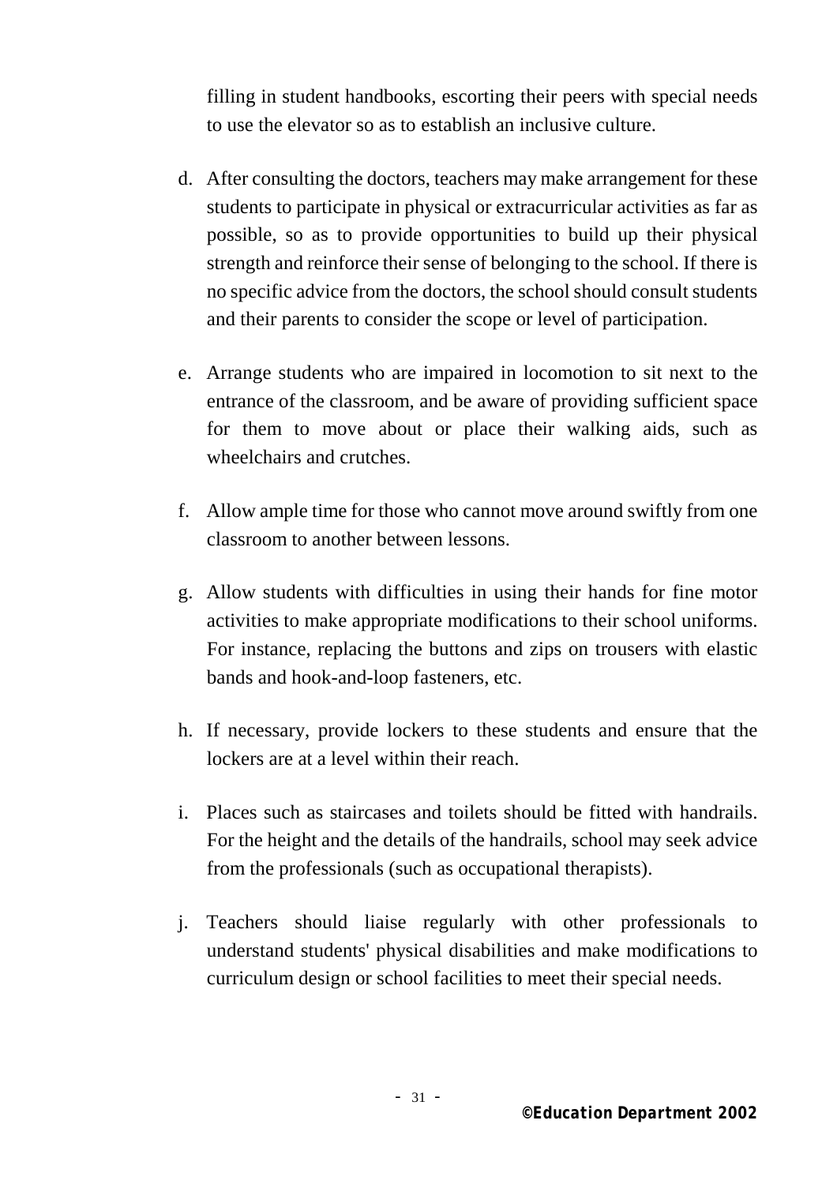filling in student handbooks, escorting their peers with special needs to use the elevator so as to establish an inclusive culture.

d. After consulting the doctors, teachers may make arrangement for these students to participate in physical or extracurricular activities as far as possible, so as to provide opportunities to build up their physical strength and reinforce their sense of belonging to the school. If there is no specific advice from the doctors, the school should consult students and their parents to consider the scope or level of participation.

e. Arrange students who are impaired in locomotion to sit next to the entrance of the classroom, and be aware of providing sufficient space for them to move about or place their walking aids, such as wheelchairs and crutches.

f. Allow ample time for those who cannot move around swiftly from one classroom to another between lessons.

g. Allow students with difficulties in using their hands for fine motor activities to make appropriate modifications to their school uniforms. For instance, replacing the buttons and zips on trousers with elastic bands and hook-and-loop fasteners, etc.

h. If necessary, provide lockers to these students and ensure that the lockers are at a level within their reach.

i. Places such as staircases and toilets should be fitted with handrails. For the height and the details of the handrails, school may seek advice from the professionals (such as occupational therapists).

j. Teachers should liaise regularly with other professionals to understand students' physical disabilities and make modifications to curriculum design or school facilities to meet their special needs.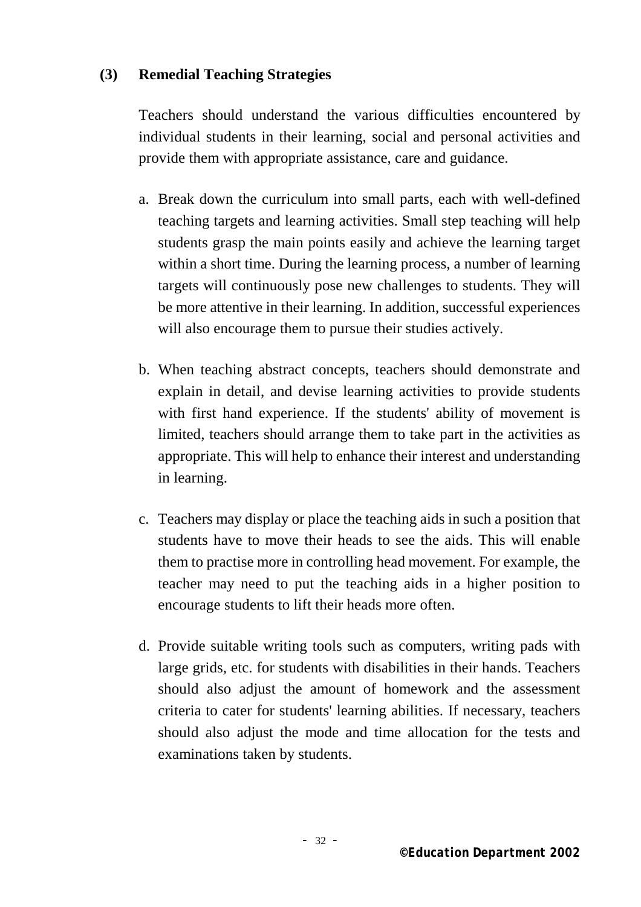### (3) Remedial Teaching Strategies

Teachers should understand the various difficulties encountered by individual students in their learning, social and personal activities and provide them with appropriate assistance, care and guidance.

a. Break down the curriculum into small parts, each with well-defined teaching targets and learning activities. Small step teaching will help students grasp the main points easily and achieve the learning target within a short time. During the learning process, a number of learning targets will continuously pose new challenges to students. They will be more attentive in their learning. In addition, successful experiences will also encourage them to pursue their studies actively.

b. When teaching abstract concepts, teachers should demonstrate and explain in detail, and devise learning activities to provide students with first hand experience. If the students' ability of movement is limited, teachers should arrange them to take part in the activities as appropriate. This will help to enhance their interest and understanding in learning.

c. Teachers may display or place the teaching aids in such a position that students have to move their heads to see the aids. This will enable them to practise more in controlling head movement. For example, the teacher may need to put the teaching aids in a higher position to encourage students to lift their heads more often.

d. Provide suitable writing tools such as computers, writing pads with large grids, etc. for students with disabilities in their hands. Teachers should also adjust the amount of homework and the assessment criteria to cater for students' learning abilities. If necessary, teachers should also adjust the mode and time allocation for the tests and examinations taken by students.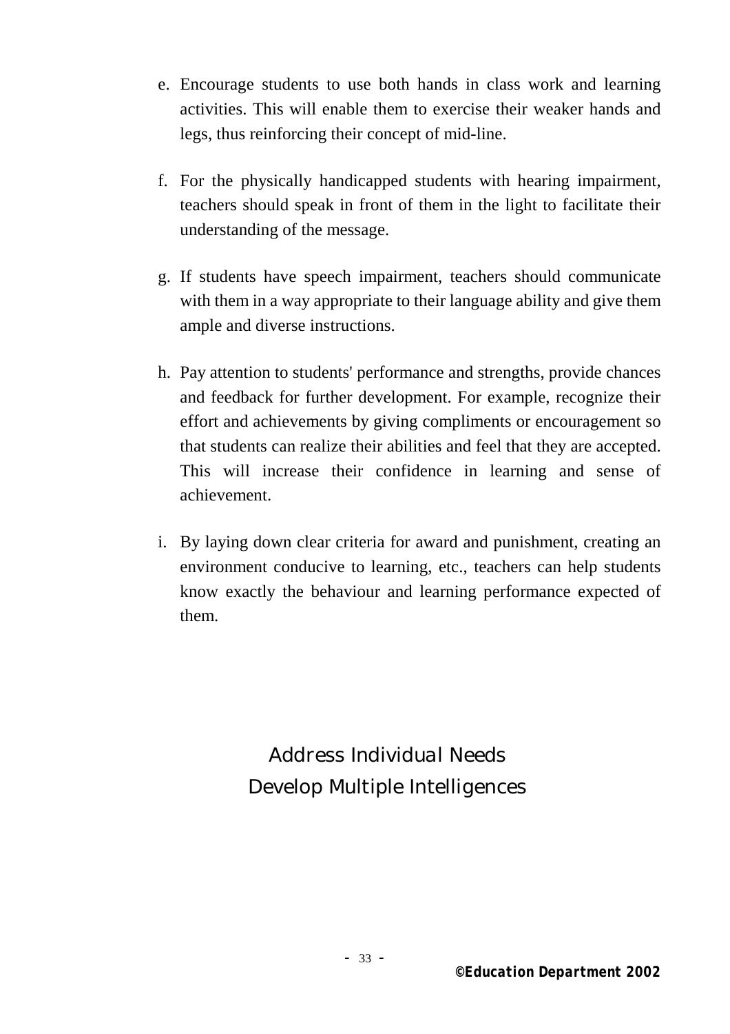e. Encourage students to use both hands in class work and learning activities. This will enable them to exercise their weaker hands and legs, thus reinforcing their concept of mid-line.

f. For the physically handicapped students with hearing impairment, teachers should speak in front of them in the light to facilitate their understanding of the message.

g. If students have speech impairment, teachers should communicate with them in a way appropriate to their language ability and give them ample and diverse instructions.

h. Pay attention to students' performance and strengths, provide chances and feedback for further development. For example, recognize their effort and achievements by giving compliments or encouragement so that students can realize their abilities and feel that they are accepted. This will increase their confidence in learning and sense of achievement.

i. By laying down clear criteria for award and punishment, creating an environment conducive to learning, etc., teachers can help students know exactly the behaviour and learning performance expected of them.

Address Individual Needs
Develop Multiple Intelligences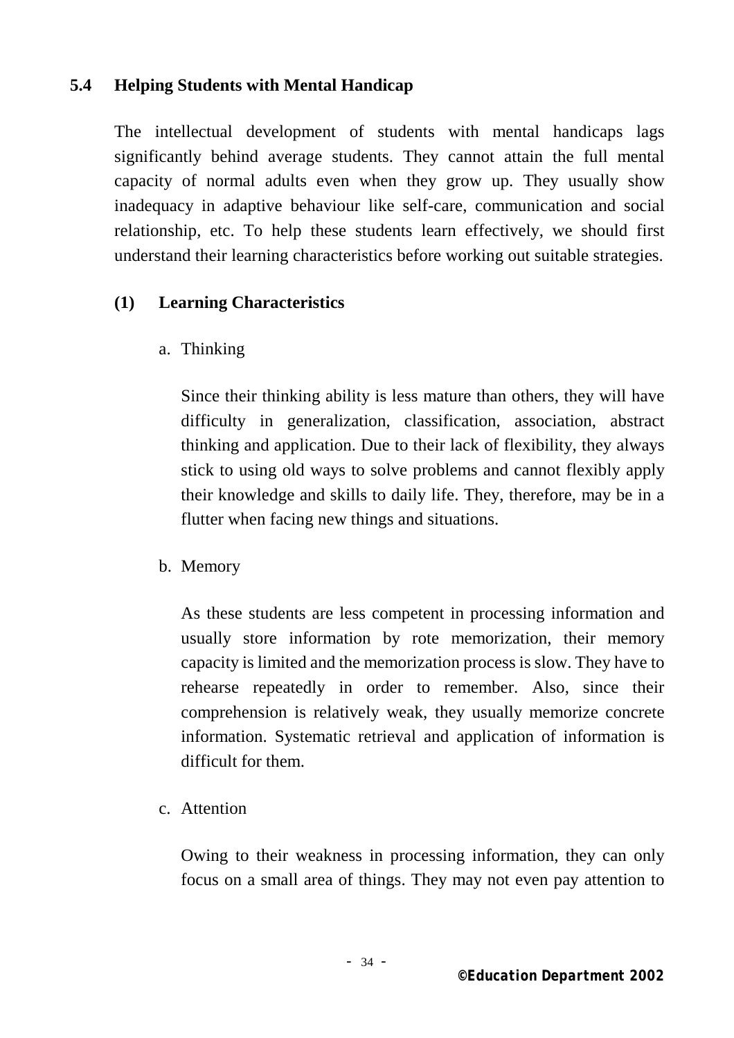### 5.4 Helping Students with Mental Handicap

The intellectual development of students with mental handicaps lags significantly behind average students. They cannot attain the full mental capacity of normal adults even when they grow up. They usually show inadequacy in adaptive behaviour like self-care, communication and social relationship, etc. To help these students learn effectively, we should first understand their learning characteristics before working out suitable strategies.

#### (1) Learning Characteristics

a. Thinking

Since their thinking ability is less mature than others, they will have difficulty in generalization, classification, association, abstract thinking and application. Due to their lack of flexibility, they always stick to using old ways to solve problems and cannot flexibly apply their knowledge and skills to daily life. They, therefore, may be in a flutter when facing new things and situations.

b. Memory

As these students are less competent in processing information and usually store information by rote memorization, their memory capacity is limited and the memorization process is slow. They have to rehearse repeatedly in order to remember. Also, since their comprehension is relatively weak, they usually memorize concrete information. Systematic retrieval and application of information is difficult for them.

c. Attention

Owing to their weakness in processing information, they can only focus on a small area of things. They may not even pay attention to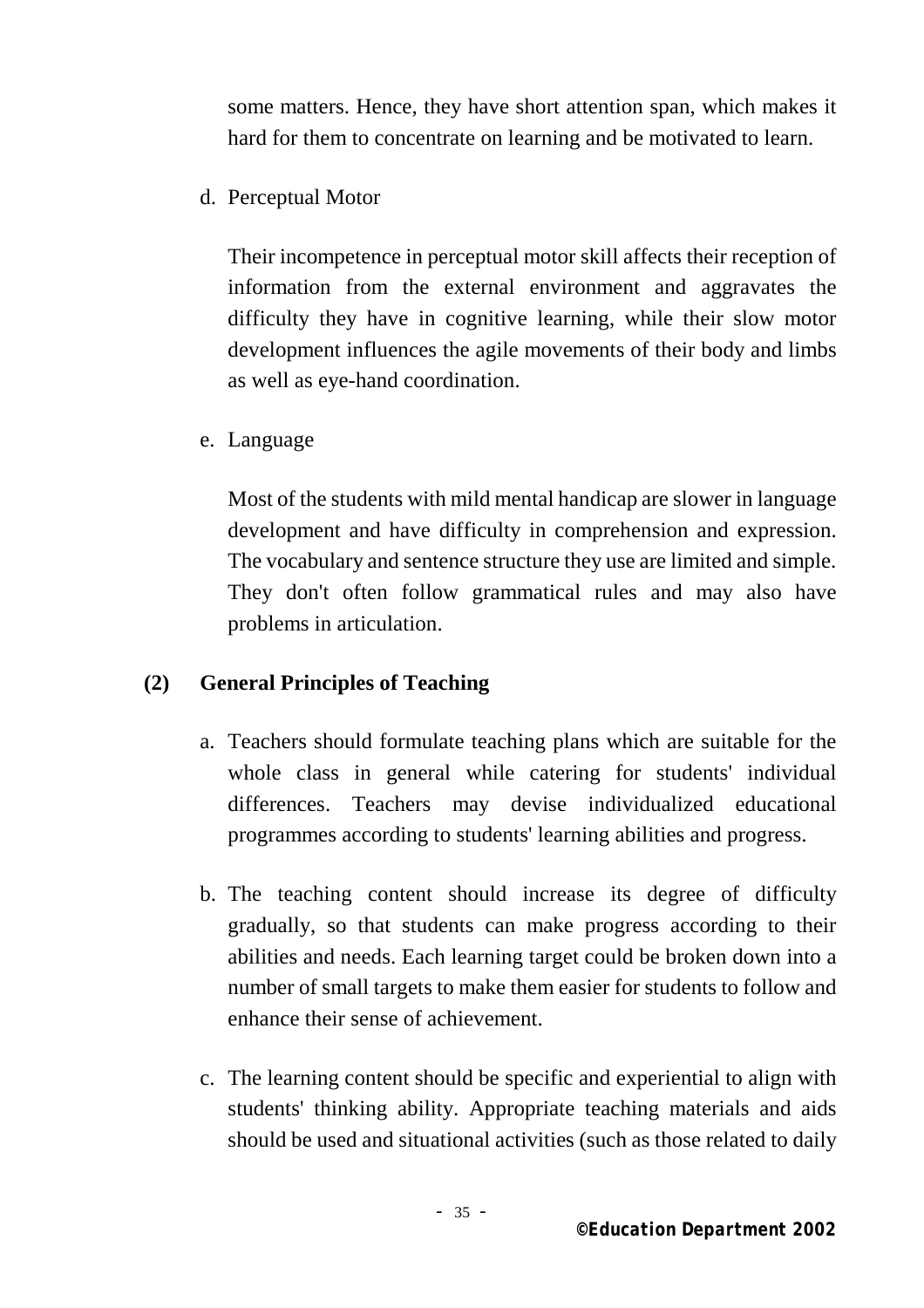some matters. Hence, they have short attention span, which makes it hard for them to concentrate on learning and be motivated to learn.

d. Perceptual Motor

Their incompetence in perceptual motor skill affects their reception of information from the external environment and aggravates the difficulty they have in cognitive learning, while their slow motor development influences the agile movements of their body and limbs as well as eye-hand coordination.

e. Language

Most of the students with mild mental handicap are slower in language development and have difficulty in comprehension and expression. The vocabulary and sentence structure they use are limited and simple. They don't often follow grammatical rules and may also have problems in articulation.

**(2) General Principles of Teaching**

a. Teachers should formulate teaching plans which are suitable for the whole class in general while catering for students' individual differences. Teachers may devise individualized educational programmes according to students' learning abilities and progress.

b. The teaching content should increase its degree of difficulty gradually, so that students can make progress according to their abilities and needs. Each learning target could be broken down into a number of small targets to make them easier for students to follow and enhance their sense of achievement.

c. The learning content should be specific and experiential to align with students' thinking ability. Appropriate teaching materials and aids should be used and situational activities (such as those related to daily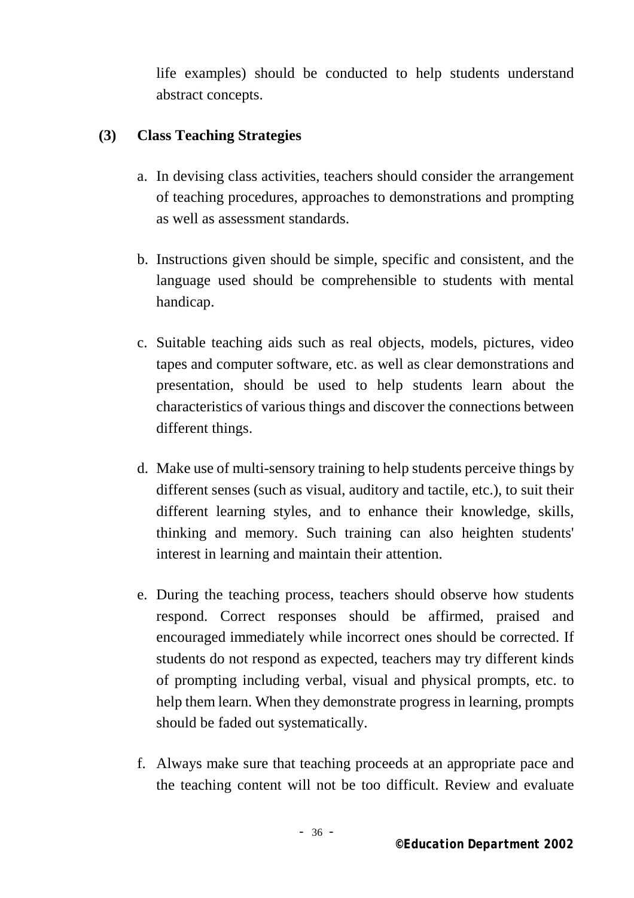life examples) should be conducted to help students understand abstract concepts.

### (3) Class Teaching Strategies

a. In devising class activities, teachers should consider the arrangement of teaching procedures, approaches to demonstrations and prompting as well as assessment standards.

b. Instructions given should be simple, specific and consistent, and the language used should be comprehensible to students with mental handicap.

c. Suitable teaching aids such as real objects, models, pictures, video tapes and computer software, etc. as well as clear demonstrations and presentation, should be used to help students learn about the characteristics of various things and discover the connections between different things.

d. Make use of multi-sensory training to help students perceive things by different senses (such as visual, auditory and tactile, etc.), to suit their different learning styles, and to enhance their knowledge, skills, thinking and memory. Such training can also heighten students' interest in learning and maintain their attention.

e. During the teaching process, teachers should observe how students respond. Correct responses should be affirmed, praised and encouraged immediately while incorrect ones should be corrected. If students do not respond as expected, teachers may try different kinds of prompting including verbal, visual and physical prompts, etc. to help them learn. When they demonstrate progress in learning, prompts should be faded out systematically.

f. Always make sure that teaching proceeds at an appropriate pace and the teaching content will not be too difficult. Review and evaluate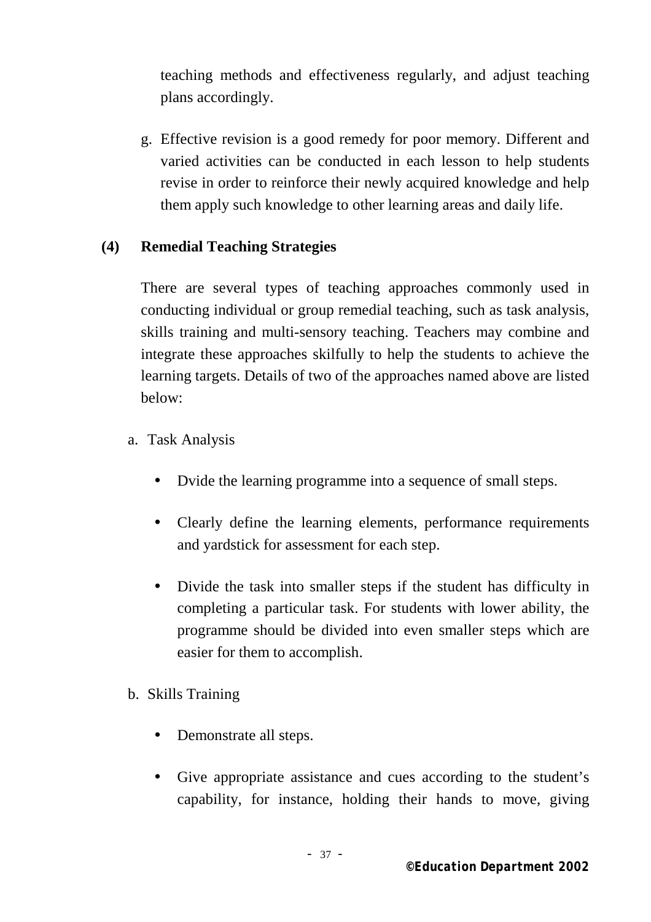teaching methods and effectiveness regularly, and adjust teaching plans accordingly.

g. Effective revision is a good remedy for poor memory. Different and varied activities can be conducted in each lesson to help students revise in order to reinforce their newly acquired knowledge and help them apply such knowledge to other learning areas and daily life.

**(4) Remedial Teaching Strategies**

There are several types of teaching approaches commonly used in conducting individual or group remedial teaching, such as task analysis, skills training and multi-sensory teaching. Teachers may combine and integrate these approaches skilfully to help the students to achieve the learning targets. Details of two of the approaches named above are listed below:

a. Task Analysis

- Dvide the learning programme into a sequence of small steps.
- Clearly define the learning elements, performance requirements and yardstick for assessment for each step.
- Divide the task into smaller steps if the student has difficulty in completing a particular task. For students with lower ability, the programme should be divided into even smaller steps which are easier for them to accomplish.

b. Skills Training

- Demonstrate all steps.
- Give appropriate assistance and cues according to the student's capability, for instance, holding their hands to move, giving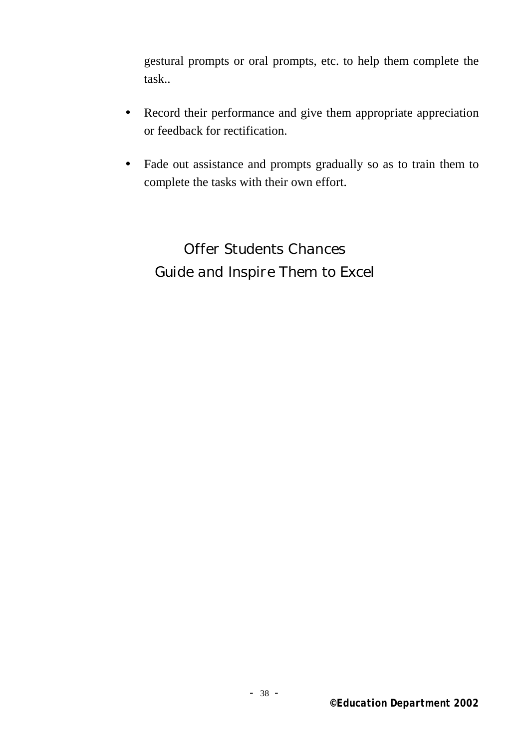gestural prompts or oral prompts, etc. to help them complete the task..

- Record their performance and give them appropriate appreciation or feedback for rectification.
- Fade out assistance and prompts gradually so as to train them to complete the tasks with their own effort.

Offer Students Chances
Guide and Inspire Them to Excel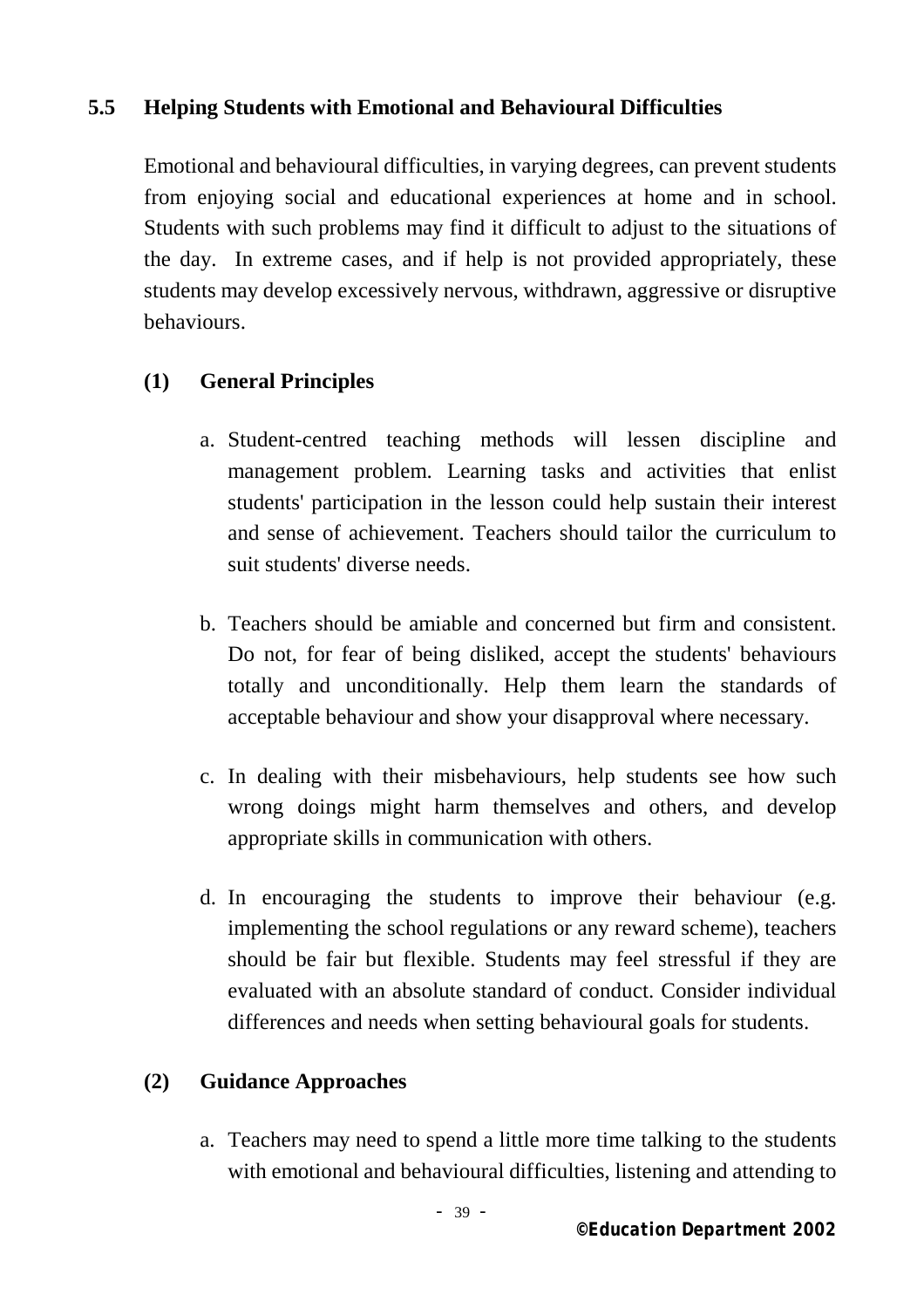## 5.5 Helping Students with Emotional and Behavioural Difficulties

Emotional and behavioural difficulties, in varying degrees, can prevent students from enjoying social and educational experiences at home and in school. Students with such problems may find it difficult to adjust to the situations of the day. In extreme cases, and if help is not provided appropriately, these students may develop excessively nervous, withdrawn, aggressive or disruptive behaviours.

### (1) General Principles

a. Student-centred teaching methods will lessen discipline and management problem. Learning tasks and activities that enlist students' participation in the lesson could help sustain their interest and sense of achievement. Teachers should tailor the curriculum to suit students' diverse needs.

b. Teachers should be amiable and concerned but firm and consistent. Do not, for fear of being disliked, accept the students' behaviours totally and unconditionally. Help them learn the standards of acceptable behaviour and show your disapproval where necessary.

c. In dealing with their misbehaviours, help students see how such wrong doings might harm themselves and others, and develop appropriate skills in communication with others.

d. In encouraging the students to improve their behaviour (e.g. implementing the school regulations or any reward scheme), teachers should be fair but flexible. Students may feel stressful if they are evaluated with an absolute standard of conduct. Consider individual differences and needs when setting behavioural goals for students.

### (2) Guidance Approaches

a. Teachers may need to spend a little more time talking to the students with emotional and behavioural difficulties, listening and attending to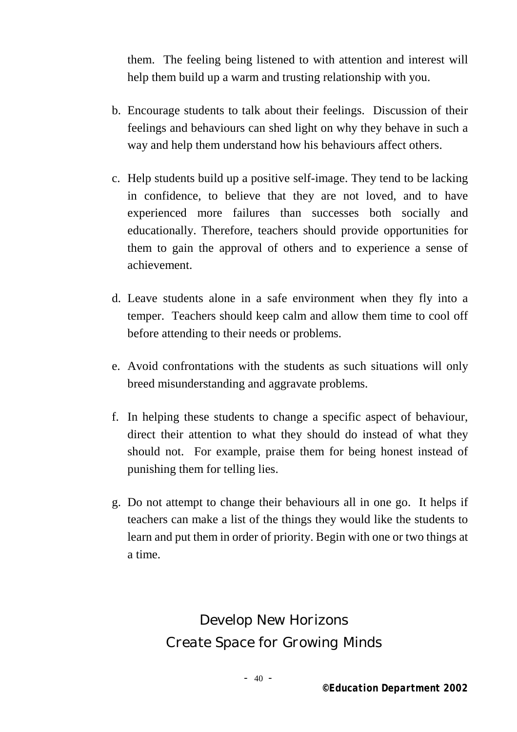them. The feeling being listened to with attention and interest will help them build up a warm and trusting relationship with you.

b. Encourage students to talk about their feelings. Discussion of their feelings and behaviours can shed light on why they behave in such a way and help them understand how his behaviours affect others.

c. Help students build up a positive self-image. They tend to be lacking in confidence, to believe that they are not loved, and to have experienced more failures than successes both socially and educationally. Therefore, teachers should provide opportunities for them to gain the approval of others and to experience a sense of achievement.

d. Leave students alone in a safe environment when they fly into a temper. Teachers should keep calm and allow them time to cool off before attending to their needs or problems.

e. Avoid confrontations with the students as such situations will only breed misunderstanding and aggravate problems.

f. In helping these students to change a specific aspect of behaviour, direct their attention to what they should do instead of what they should not. For example, praise them for being honest instead of punishing them for telling lies.

g. Do not attempt to change their behaviours all in one go. It helps if teachers can make a list of the things they would like the students to learn and put them in order of priority. Begin with one or two things at a time.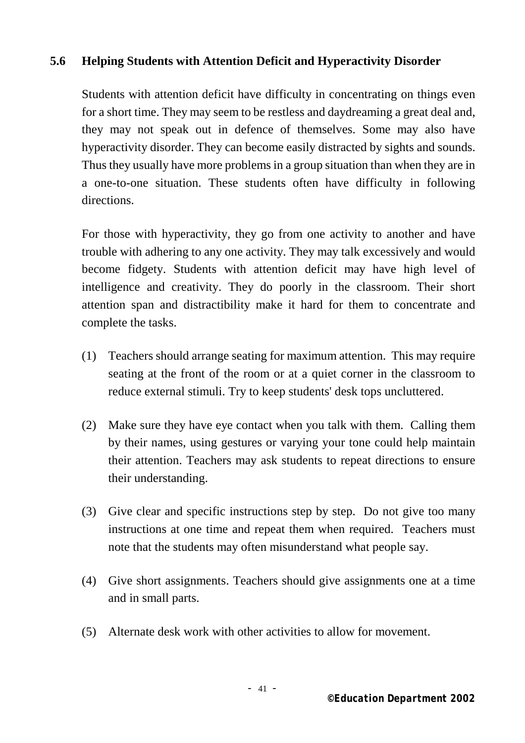## 5.6 Helping Students with Attention Deficit and Hyperactivity Disorder

Students with attention deficit have difficulty in concentrating on things even for a short time. They may seem to be restless and daydreaming a great deal and, they may not speak out in defence of themselves. Some may also have hyperactivity disorder. They can become easily distracted by sights and sounds. Thus they usually have more problems in a group situation than when they are in a one-to-one situation. These students often have difficulty in following directions.

For those with hyperactivity, they go from one activity to another and have trouble with adhering to any one activity. They may talk excessively and would become fidgety. Students with attention deficit may have high level of intelligence and creativity. They do poorly in the classroom. Their short attention span and distractibility make it hard for them to concentrate and complete the tasks.

(1) Teachers should arrange seating for maximum attention. This may require seating at the front of the room or at a quiet corner in the classroom to reduce external stimuli. Try to keep students' desk tops uncluttered.

(2) Make sure they have eye contact when you talk with them. Calling them by their names, using gestures or varying your tone could help maintain their attention. Teachers may ask students to repeat directions to ensure their understanding.

(3) Give clear and specific instructions step by step. Do not give too many instructions at one time and repeat them when required. Teachers must note that the students may often misunderstand what people say.

(4) Give short assignments. Teachers should give assignments one at a time and in small parts.

(5) Alternate desk work with other activities to allow for movement.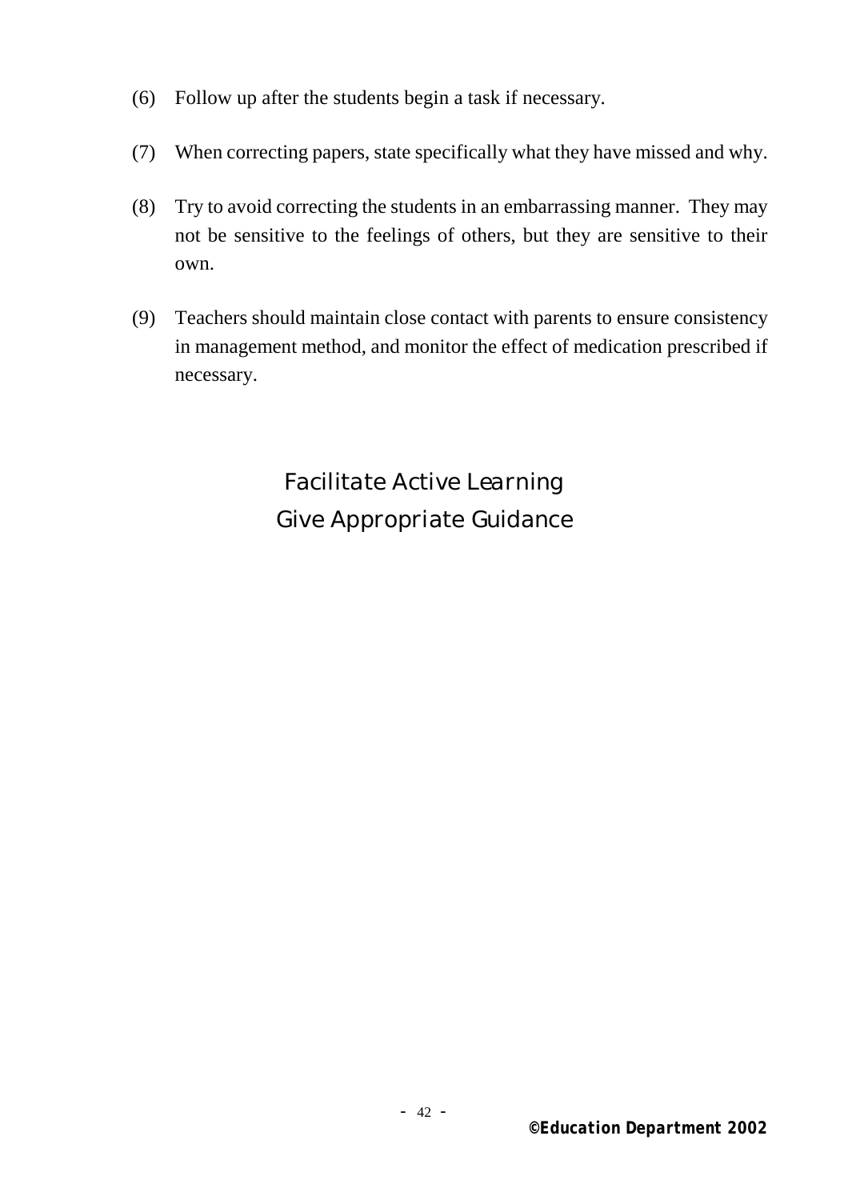(6) Follow up after the students begin a task if necessary.

(7) When correcting papers, state specifically what they have missed and why.

(8) Try to avoid correcting the students in an embarrassing manner. They may not be sensitive to the feelings of others, but they are sensitive to their own.

(9) Teachers should maintain close contact with parents to ensure consistency in management method, and monitor the effect of medication prescribed if necessary.

*Facilitate Active Learning*
*Give Appropriate Guidance*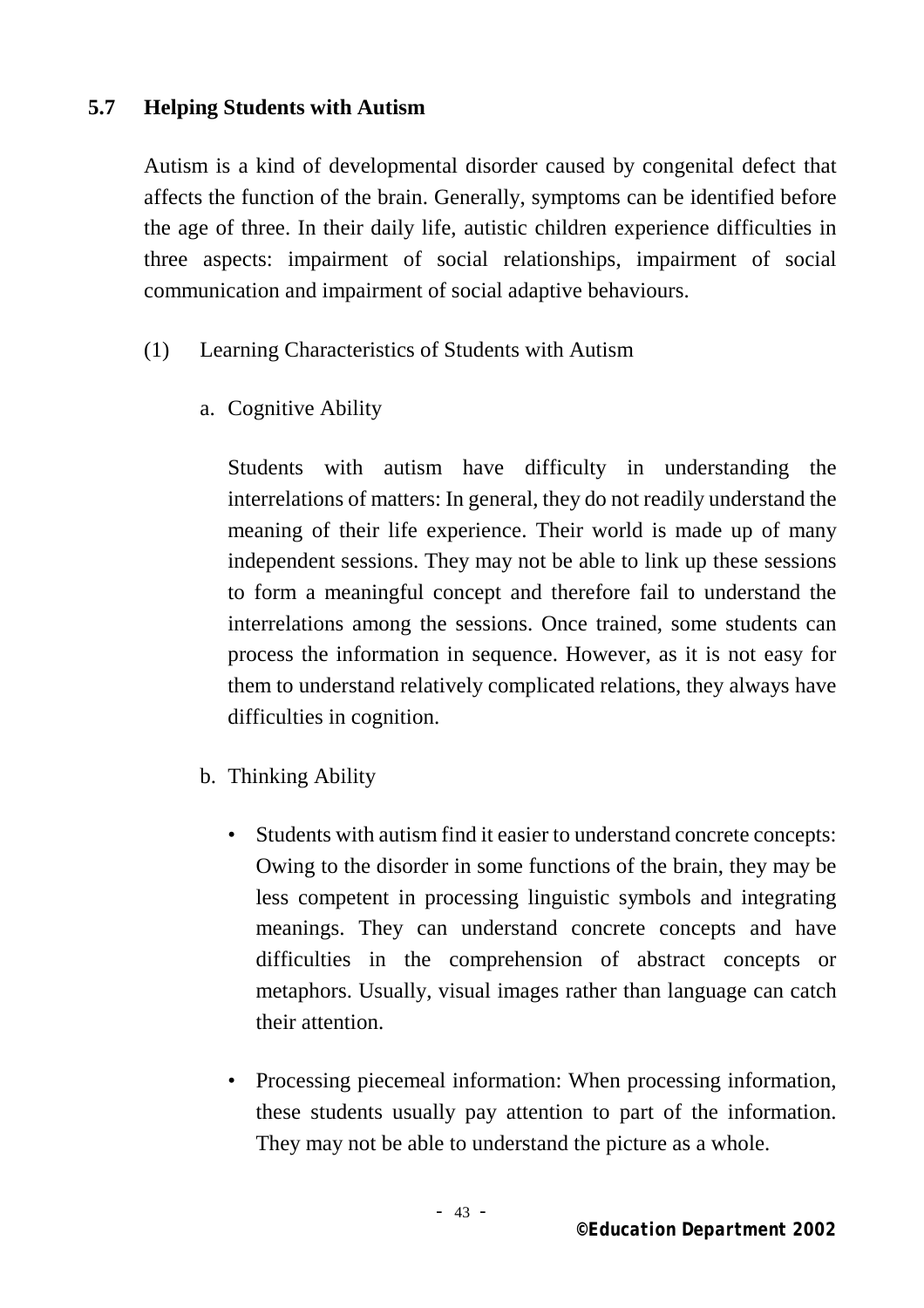## 5.7 Helping Students with Autism

Autism is a kind of developmental disorder caused by congenital defect that affects the function of the brain. Generally, symptoms can be identified before the age of three. In their daily life, autistic children experience difficulties in three aspects: impairment of social relationships, impairment of social communication and impairment of social adaptive behaviours.

(1) Learning Characteristics of Students with Autism

a. Cognitive Ability

Students with autism have difficulty in understanding the interrelations of matters: In general, they do not readily understand the meaning of their life experience. Their world is made up of many independent sessions. They may not be able to link up these sessions to form a meaningful concept and therefore fail to understand the interrelations among the sessions. Once trained, some students can process the information in sequence. However, as it is not easy for them to understand relatively complicated relations, they always have difficulties in cognition.

b. Thinking Ability

- Students with autism find it easier to understand concrete concepts: Owing to the disorder in some functions of the brain, they may be less competent in processing linguistic symbols and integrating meanings. They can understand concrete concepts and have difficulties in the comprehension of abstract concepts or metaphors. Usually, visual images rather than language can catch their attention.

- Processing piecemeal information: When processing information, these students usually pay attention to part of the information. They may not be able to understand the picture as a whole.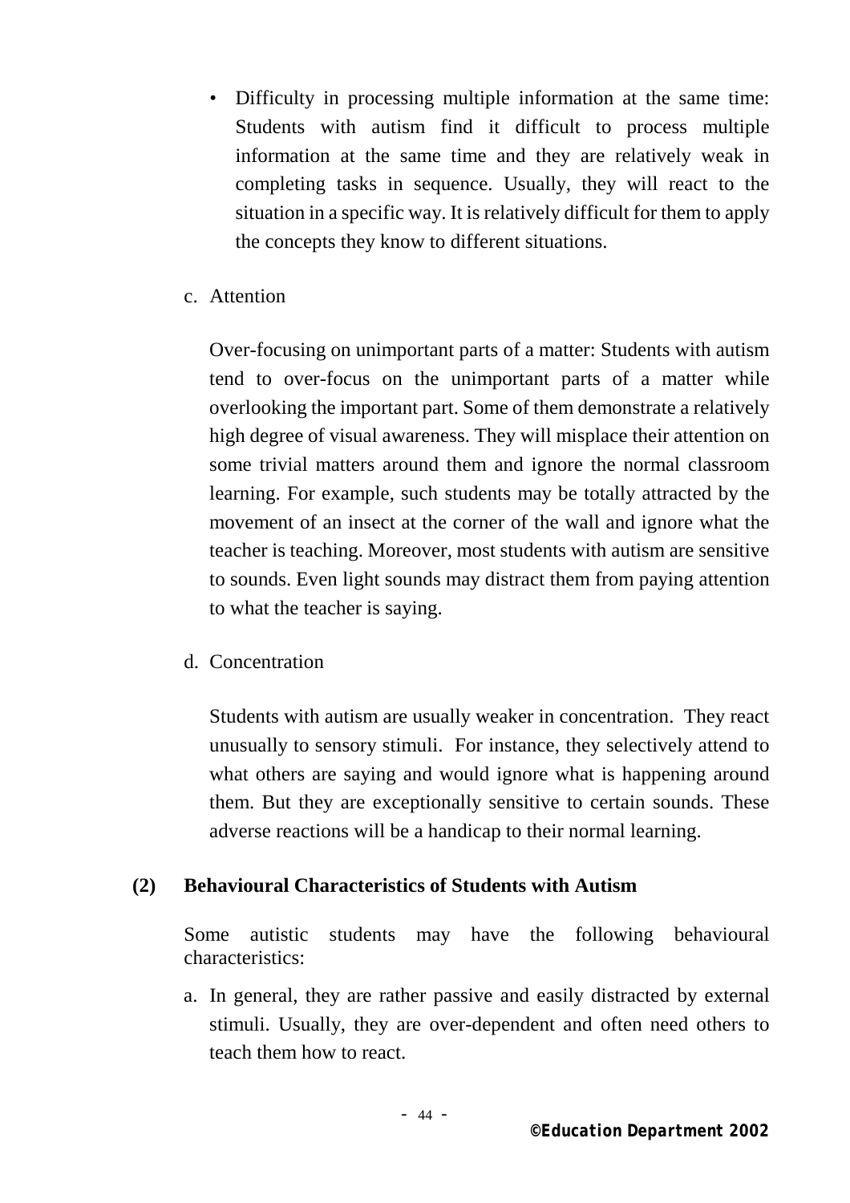- Difficulty in processing multiple information at the same time: Students with autism find it difficult to process multiple information at the same time and they are relatively weak in completing tasks in sequence. Usually, they will react to the situation in a specific way. It is relatively difficult for them to apply the concepts they know to different situations.

c. Attention

Over-focusing on unimportant parts of a matter: Students with autism tend to over-focus on the unimportant parts of a matter while overlooking the important part. Some of them demonstrate a relatively high degree of visual awareness. They will misplace their attention on some trivial matters around them and ignore the normal classroom learning. For example, such students may be totally attracted by the movement of an insect at the corner of the wall and ignore what the teacher is teaching. Moreover, most students with autism are sensitive to sounds. Even light sounds may distract them from paying attention to what the teacher is saying.

d. Concentration

Students with autism are usually weaker in concentration. They react unusually to sensory stimuli. For instance, they selectively attend to what others are saying and would ignore what is happening around them. But they are exceptionally sensitive to certain sounds. These adverse reactions will be a handicap to their normal learning.

**(2) Behavioural Characteristics of Students with Autism**

Some autistic students may have the following behavioural characteristics:

a. In general, they are rather passive and easily distracted by external stimuli. Usually, they are over-dependent and often need others to teach them how to react.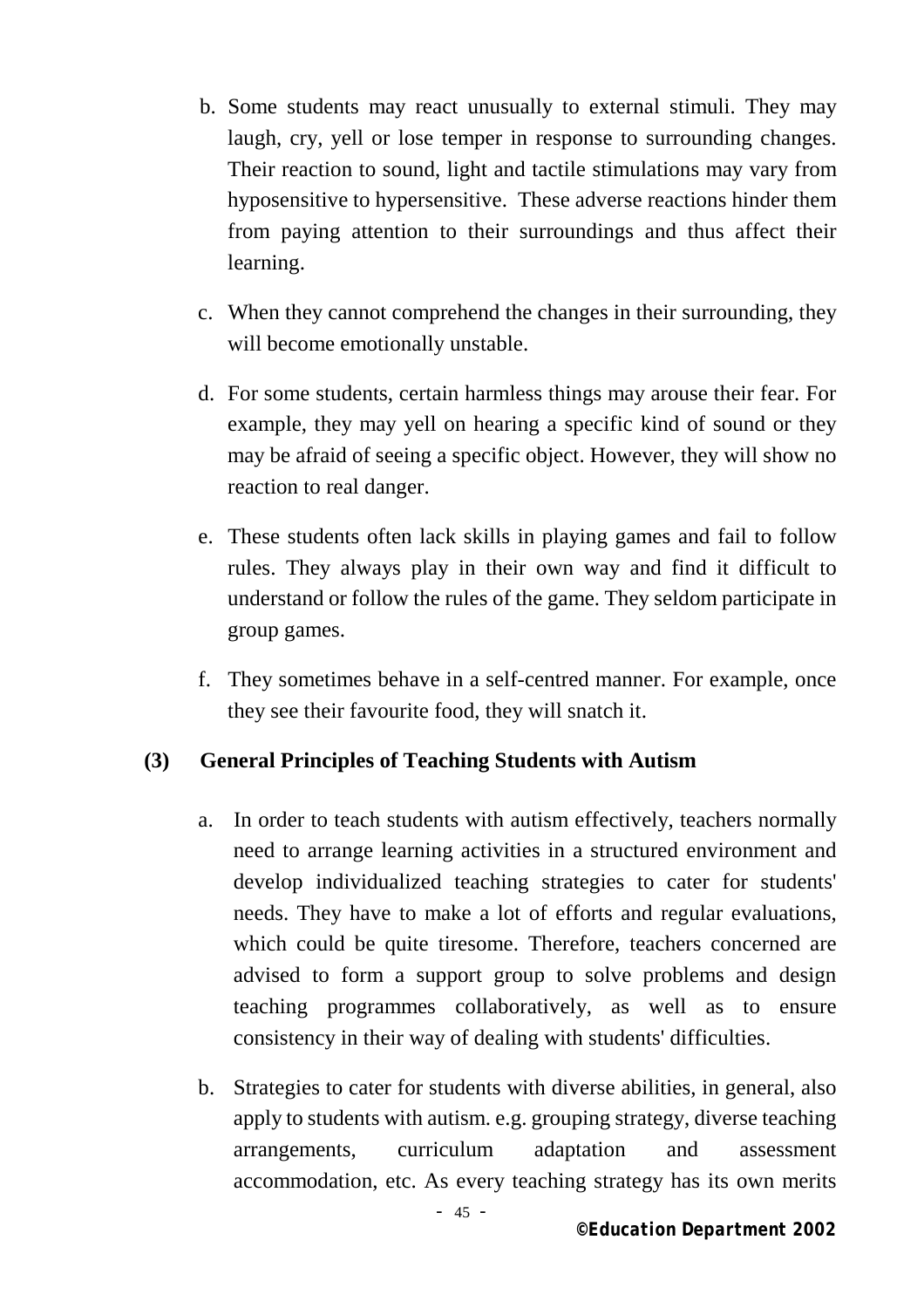b. Some students may react unusually to external stimuli. They may laugh, cry, yell or lose temper in response to surrounding changes. Their reaction to sound, light and tactile stimulations may vary from hyposensitive to hypersensitive. These adverse reactions hinder them from paying attention to their surroundings and thus affect their learning.

c. When they cannot comprehend the changes in their surrounding, they will become emotionally unstable.

d. For some students, certain harmless things may arouse their fear. For example, they may yell on hearing a specific kind of sound or they may be afraid of seeing a specific object. However, they will show no reaction to real danger.

e. These students often lack skills in playing games and fail to follow rules. They always play in their own way and find it difficult to understand or follow the rules of the game. They seldom participate in group games.

f. They sometimes behave in a self-centred manner. For example, once they see their favourite food, they will snatch it.

### (3) General Principles of Teaching Students with Autism

a. In order to teach students with autism effectively, teachers normally need to arrange learning activities in a structured environment and develop individualized teaching strategies to cater for students' needs. They have to make a lot of efforts and regular evaluations, which could be quite tiresome. Therefore, teachers concerned are advised to form a support group to solve problems and design teaching programmes collaboratively, as well as to ensure consistency in their way of dealing with students' difficulties.

b. Strategies to cater for students with diverse abilities, in general, also apply to students with autism. e.g. grouping strategy, diverse teaching arrangements, curriculum adaptation and assessment accommodation, etc. As every teaching strategy has its own merits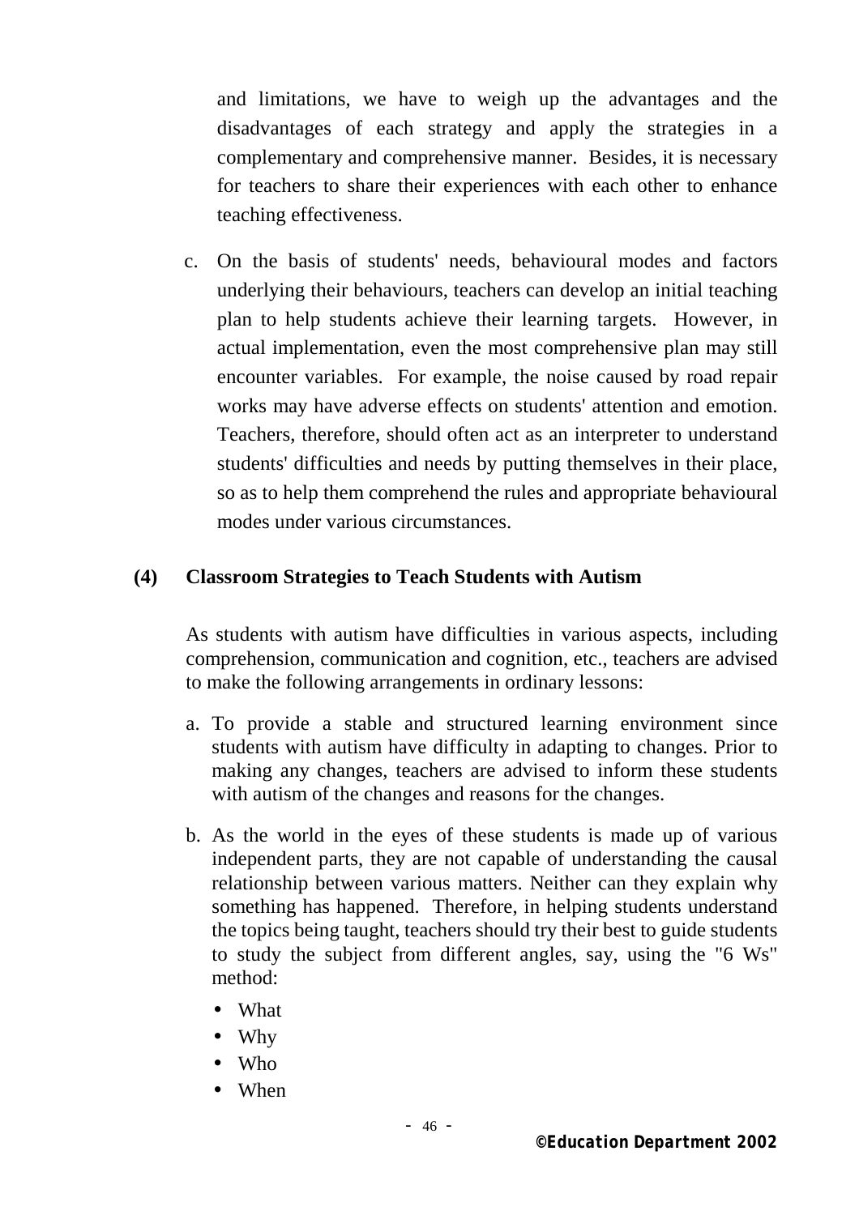and limitations, we have to weigh up the advantages and the disadvantages of each strategy and apply the strategies in a complementary and comprehensive manner. Besides, it is necessary for teachers to share their experiences with each other to enhance teaching effectiveness.

c. On the basis of students' needs, behavioural modes and factors underlying their behaviours, teachers can develop an initial teaching plan to help students achieve their learning targets. However, in actual implementation, even the most comprehensive plan may still encounter variables. For example, the noise caused by road repair works may have adverse effects on students' attention and emotion. Teachers, therefore, should often act as an interpreter to understand students' difficulties and needs by putting themselves in their place, so as to help them comprehend the rules and appropriate behavioural modes under various circumstances.

### (4) Classroom Strategies to Teach Students with Autism

As students with autism have difficulties in various aspects, including comprehension, communication and cognition, etc., teachers are advised to make the following arrangements in ordinary lessons:

a. To provide a stable and structured learning environment since students with autism have difficulty in adapting to changes. Prior to making any changes, teachers are advised to inform these students with autism of the changes and reasons for the changes.

b. As the world in the eyes of these students is made up of various independent parts, they are not capable of understanding the causal relationship between various matters. Neither can they explain why something has happened. Therefore, in helping students understand the topics being taught, teachers should try their best to guide students to study the subject from different angles, say, using the "6 Ws" method:

- What
- Why
- Who
- When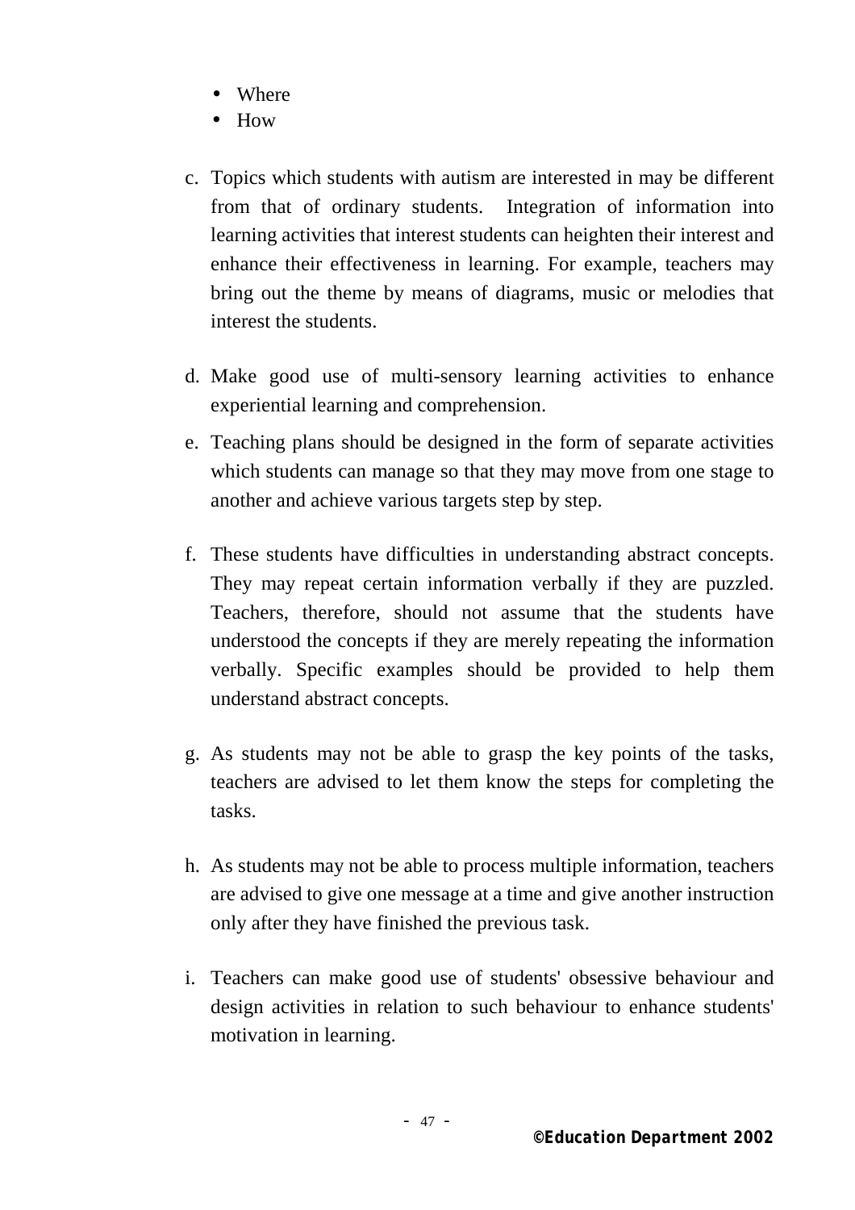- Where
- How

c. Topics which students with autism are interested in may be different from that of ordinary students. Integration of information into learning activities that interest students can heighten their interest and enhance their effectiveness in learning. For example, teachers may bring out the theme by means of diagrams, music or melodies that interest the students.

d. Make good use of multi-sensory learning activities to enhance experiential learning and comprehension.

e. Teaching plans should be designed in the form of separate activities which students can manage so that they may move from one stage to another and achieve various targets step by step.

f. These students have difficulties in understanding abstract concepts. They may repeat certain information verbally if they are puzzled. Teachers, therefore, should not assume that the students have understood the concepts if they are merely repeating the information verbally. Specific examples should be provided to help them understand abstract concepts.

g. As students may not be able to grasp the key points of the tasks, teachers are advised to let them know the steps for completing the tasks.

h. As students may not be able to process multiple information, teachers are advised to give one message at a time and give another instruction only after they have finished the previous task.

i. Teachers can make good use of students' obsessive behaviour and design activities in relation to such behaviour to enhance students' motivation in learning.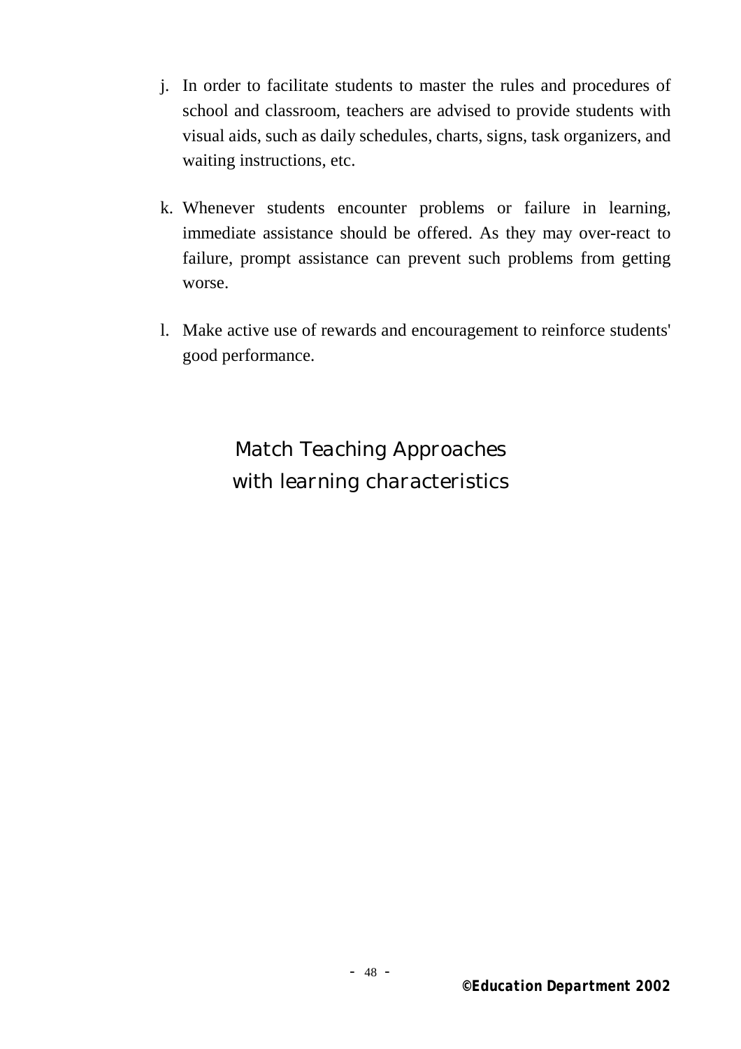j. In order to facilitate students to master the rules and procedures of school and classroom, teachers are advised to provide students with visual aids, such as daily schedules, charts, signs, task organizers, and waiting instructions, etc.

k. Whenever students encounter problems or failure in learning, immediate assistance should be offered. As they may over-react to failure, prompt assistance can prevent such problems from getting worse.

l. Make active use of rewards and encouragement to reinforce students' good performance.

## Match Teaching Approaches with learning characteristics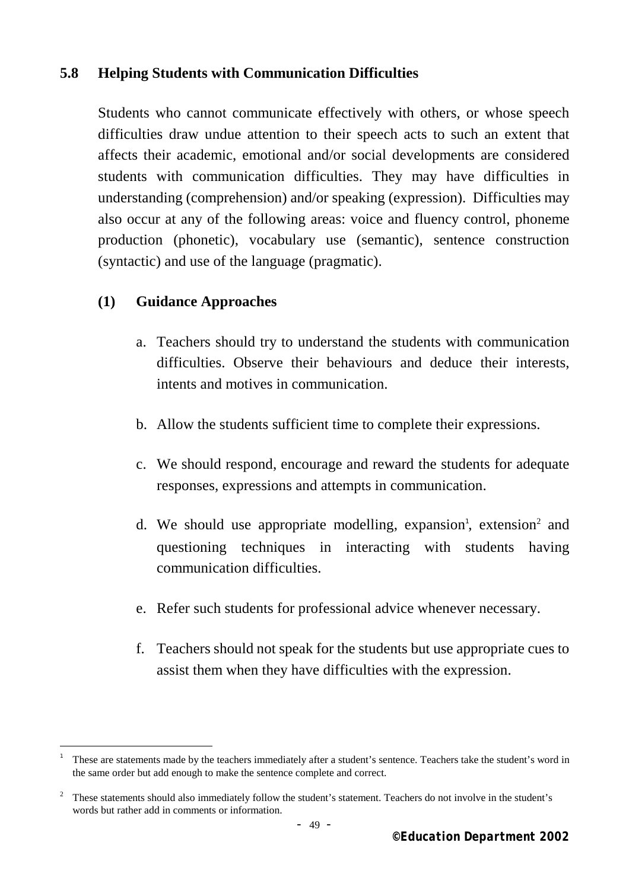## 5.8 Helping Students with Communication Difficulties

Students who cannot communicate effectively with others, or whose speech difficulties draw undue attention to their speech acts to such an extent that affects their academic, emotional and/or social developments are considered students with communication difficulties. They may have difficulties in understanding (comprehension) and/or speaking (expression). Difficulties may also occur at any of the following areas: voice and fluency control, phoneme production (phonetic), vocabulary use (semantic), sentence construction (syntactic) and use of the language (pragmatic).

### (1) Guidance Approaches

a. Teachers should try to understand the students with communication difficulties. Observe their behaviours and deduce their interests, intents and motives in communication.

b. Allow the students sufficient time to complete their expressions.

c. We should respond, encourage and reward the students for adequate responses, expressions and attempts in communication.

d. We should use appropriate modelling, expansion[1], extension[2] and questioning techniques in interacting with students having communication difficulties.

e. Refer such students for professional advice whenever necessary.

f. Teachers should not speak for the students but use appropriate cues to assist them when they have difficulties with the expression.

---

[1] These are statements made by the teachers immediately after a student's sentence. Teachers take the student's word in the same order but add enough to make the sentence complete and correct.

[2] These statements should also immediately follow the student's statement. Teachers do not involve in the student's words but rather add in comments or information.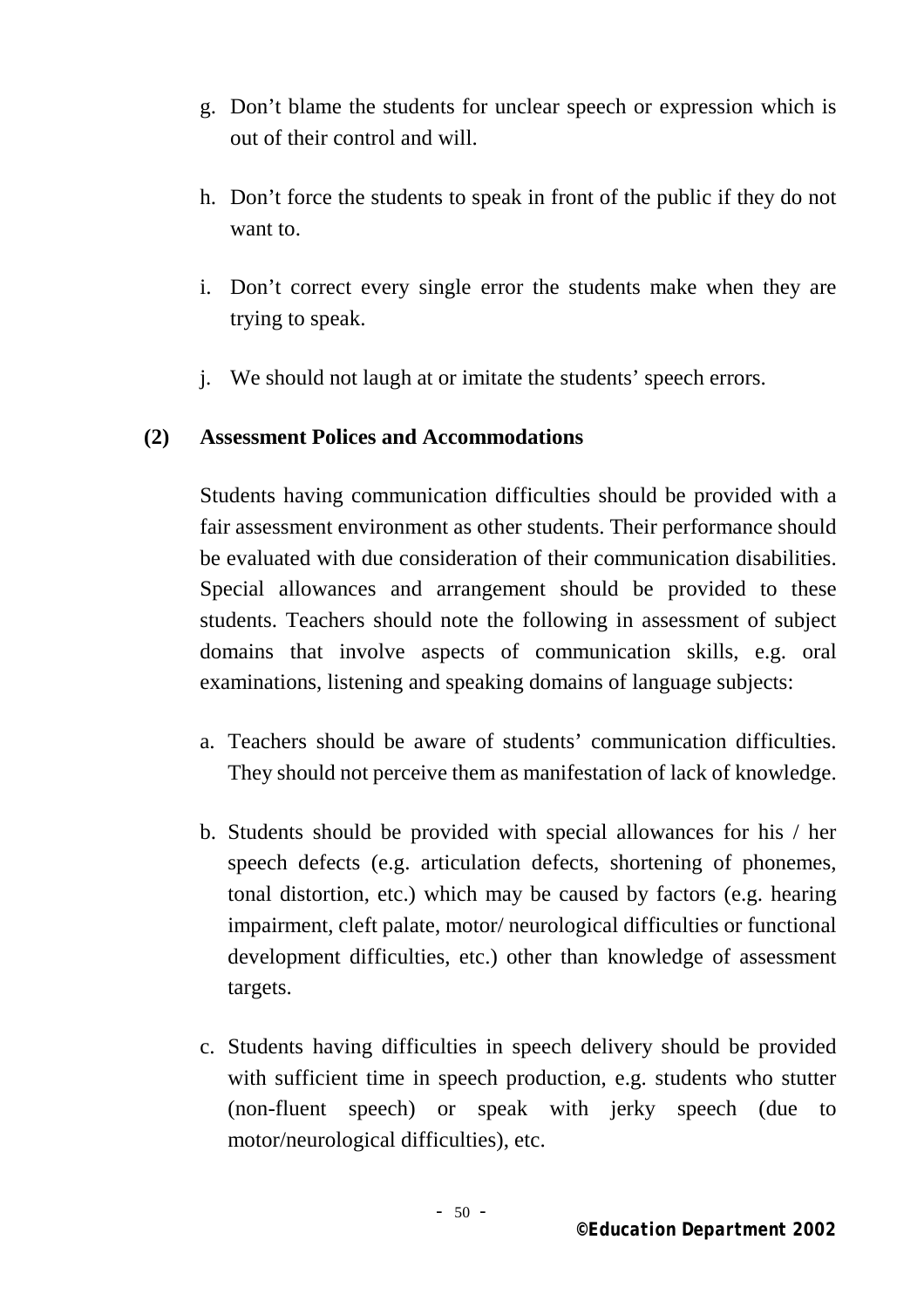g. Don't blame the students for unclear speech or expression which is out of their control and will.

h. Don't force the students to speak in front of the public if they do not want to.

i. Don't correct every single error the students make when they are trying to speak.

j. We should not laugh at or imitate the students' speech errors.

**(2) Assessment Polices and Accommodations**

Students having communication difficulties should be provided with a fair assessment environment as other students. Their performance should be evaluated with due consideration of their communication disabilities. Special allowances and arrangement should be provided to these students. Teachers should note the following in assessment of subject domains that involve aspects of communication skills, e.g. oral examinations, listening and speaking domains of language subjects:

a. Teachers should be aware of students' communication difficulties. They should not perceive them as manifestation of lack of knowledge.

b. Students should be provided with special allowances for his / her speech defects (e.g. articulation defects, shortening of phonemes, tonal distortion, etc.) which may be caused by factors (e.g. hearing impairment, cleft palate, motor/ neurological difficulties or functional development difficulties, etc.) other than knowledge of assessment targets.

c. Students having difficulties in speech delivery should be provided with sufficient time in speech production, e.g. students who stutter (non-fluent speech) or speak with jerky speech (due to motor/neurological difficulties), etc.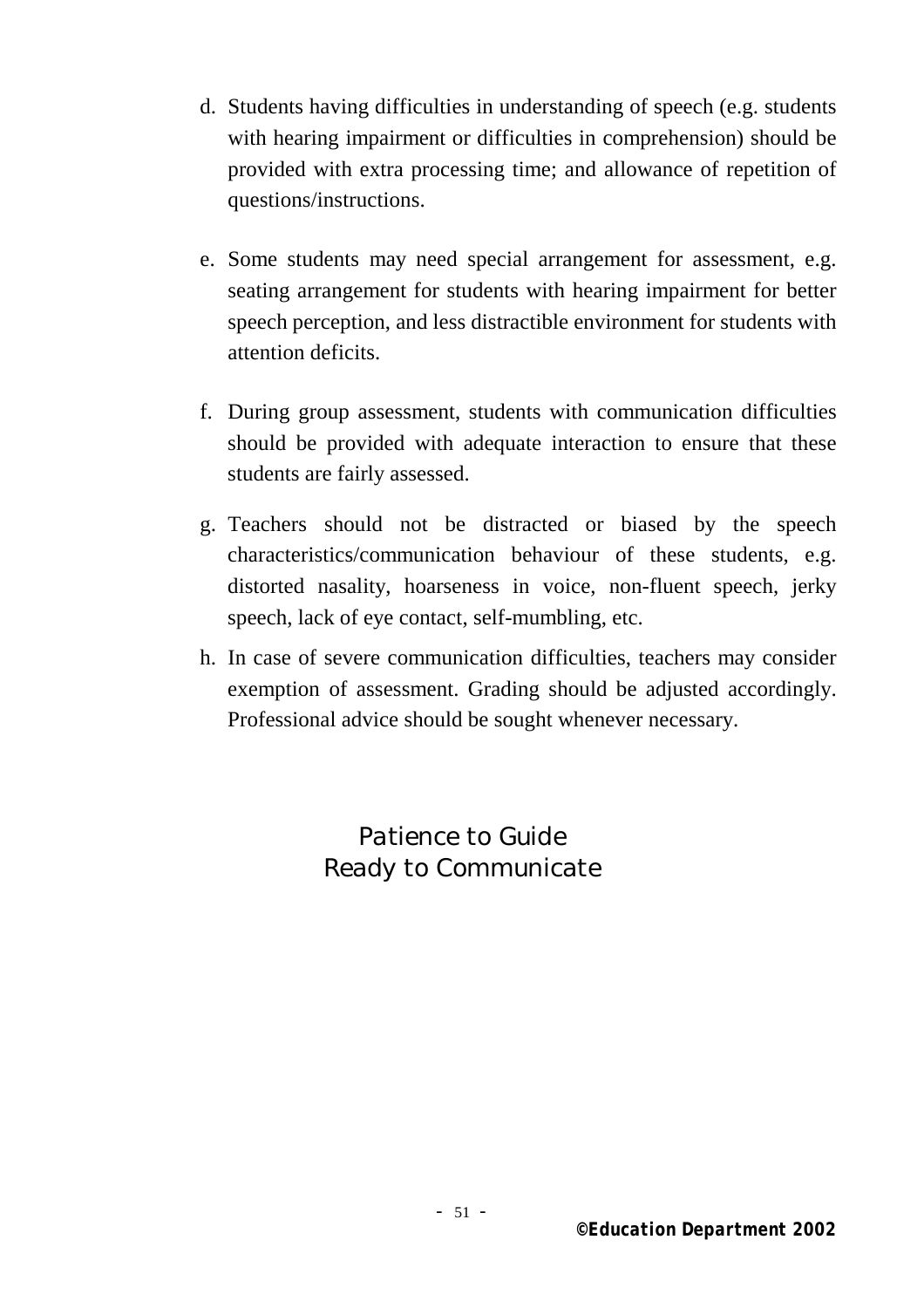d. Students having difficulties in understanding of speech (e.g. students with hearing impairment or difficulties in comprehension) should be provided with extra processing time; and allowance of repetition of questions/instructions.

e. Some students may need special arrangement for assessment, e.g. seating arrangement for students with hearing impairment for better speech perception, and less distractible environment for students with attention deficits.

f. During group assessment, students with communication difficulties should be provided with adequate interaction to ensure that these students are fairly assessed.

g. Teachers should not be distracted or biased by the speech characteristics/communication behaviour of these students, e.g. distorted nasality, hoarseness in voice, non-fluent speech, jerky speech, lack of eye contact, self-mumbling, etc.

h. In case of severe communication difficulties, teachers may consider exemption of assessment. Grading should be adjusted accordingly. Professional advice should be sought whenever necessary.

Patience to Guide
Ready to Communicate

**©Education Department 2002**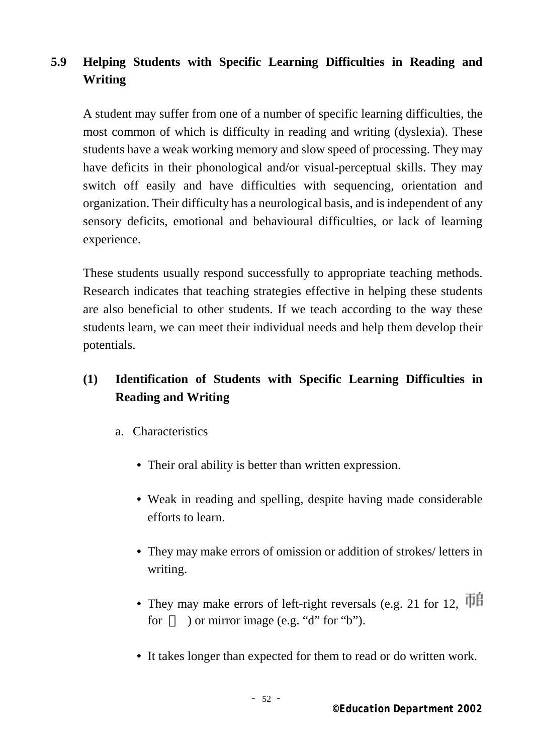## 5.9 Helping Students with Specific Learning Difficulties in Reading and Writing

A student may suffer from one of a number of specific learning difficulties, the most common of which is difficulty in reading and writing (dyslexia). These students have a weak working memory and slow speed of processing. They may have deficits in their phonological and/or visual-perceptual skills. They may switch off easily and have difficulties with sequencing, orientation and organization. Their difficulty has a neurological basis, and is independent of any sensory deficits, emotional and behavioural difficulties, or lack of learning experience.

These students usually respond successfully to appropriate teaching methods. Research indicates that teaching strategies effective in helping these students are also beneficial to other students. If we teach according to the way these students learn, we can meet their individual needs and help them develop their potentials.

### (1) Identification of Students with Specific Learning Difficulties in Reading and Writing

a. Characteristics

- Their oral ability is better than written expression.
- Weak in reading and spelling, despite having made considerable efforts to learn.
- They may make errors of omission or addition of strokes/ letters in writing.
- They may make errors of left-right reversals (e.g. 21 for 12, 巾白 for □) or mirror image (e.g. “d” for “b”).
- It takes longer than expected for them to read or do written work.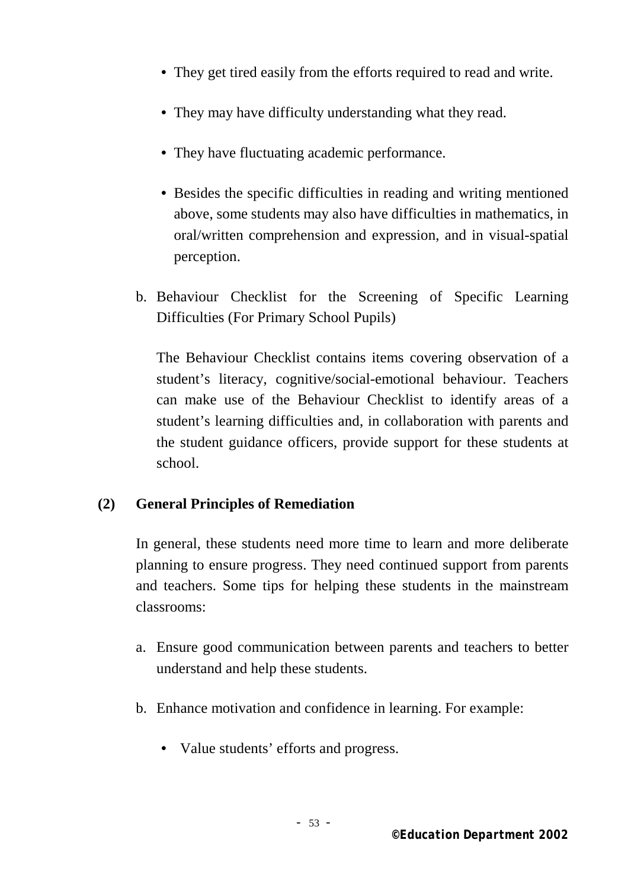- They get tired easily from the efforts required to read and write.
- They may have difficulty understanding what they read.
- They have fluctuating academic performance.
- Besides the specific difficulties in reading and writing mentioned above, some students may also have difficulties in mathematics, in oral/written comprehension and expression, and in visual-spatial perception.

b. Behaviour Checklist for the Screening of Specific Learning Difficulties (For Primary School Pupils)

   The Behaviour Checklist contains items covering observation of a student's literacy, cognitive/social-emotional behaviour. Teachers can make use of the Behaviour Checklist to identify areas of a student's learning difficulties and, in collaboration with parents and the student guidance officers, provide support for these students at school.

### (2) General Principles of Remediation

In general, these students need more time to learn and more deliberate planning to ensure progress. They need continued support from parents and teachers. Some tips for helping these students in the mainstream classrooms:

a. Ensure good communication between parents and teachers to better understand and help these students.

b. Enhance motivation and confidence in learning. For example:

   - Value students' efforts and progress.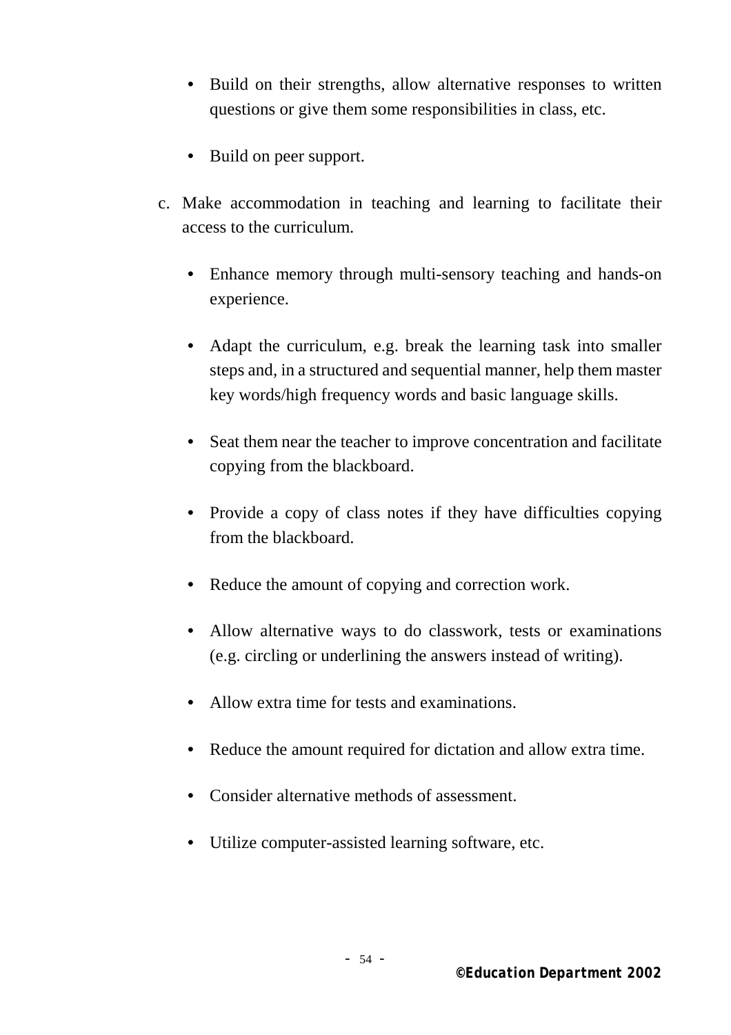- Build on their strengths, allow alternative responses to written questions or give them some responsibilities in class, etc.

- Build on peer support.

c. Make accommodation in teaching and learning to facilitate their access to the curriculum.

   - Enhance memory through multi-sensory teaching and hands-on experience.

   - Adapt the curriculum, e.g. break the learning task into smaller steps and, in a structured and sequential manner, help them master key words/high frequency words and basic language skills.

   - Seat them near the teacher to improve concentration and facilitate copying from the blackboard.

   - Provide a copy of class notes if they have difficulties copying from the blackboard.

   - Reduce the amount of copying and correction work.

   - Allow alternative ways to do classwork, tests or examinations (e.g. circling or underlining the answers instead of writing).

   - Allow extra time for tests and examinations.

   - Reduce the amount required for dictation and allow extra time.

   - Consider alternative methods of assessment.

   - Utilize computer-assisted learning software, etc.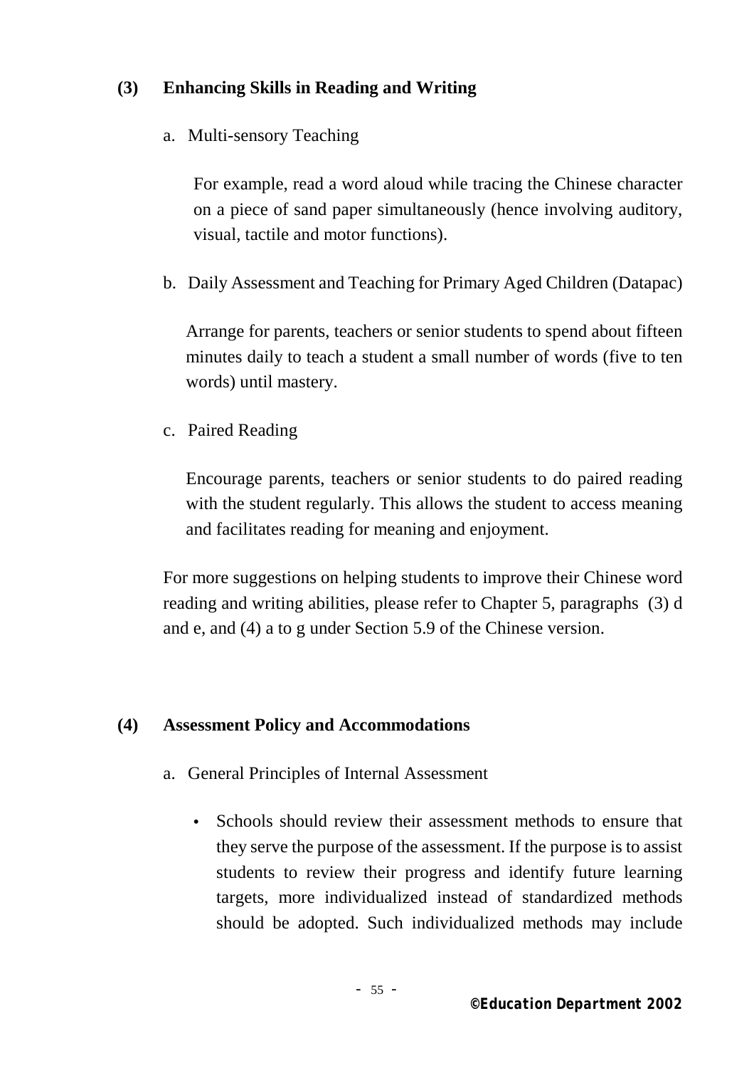### (3) Enhancing Skills in Reading and Writing

a. Multi-sensory Teaching

For example, read a word aloud while tracing the Chinese character on a piece of sand paper simultaneously (hence involving auditory, visual, tactile and motor functions).

b. Daily Assessment and Teaching for Primary Aged Children (Datapac)

Arrange for parents, teachers or senior students to spend about fifteen minutes daily to teach a student a small number of words (five to ten words) until mastery.

c. Paired Reading

Encourage parents, teachers or senior students to do paired reading with the student regularly. This allows the student to access meaning and facilitates reading for meaning and enjoyment.

For more suggestions on helping students to improve their Chinese word reading and writing abilities, please refer to Chapter 5, paragraphs (3) d and e, and (4) a to g under Section 5.9 of the Chinese version.

### (4) Assessment Policy and Accommodations

a. General Principles of Internal Assessment

- Schools should review their assessment methods to ensure that they serve the purpose of the assessment. If the purpose is to assist students to review their progress and identify future learning targets, more individualized instead of standardized methods should be adopted. Such individualized methods may include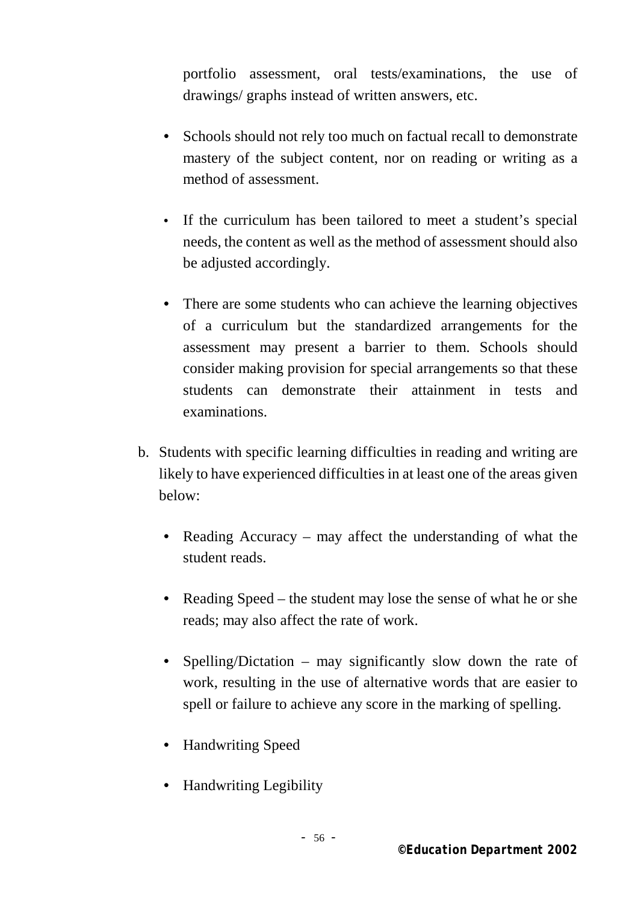portfolio assessment, oral tests/examinations, the use of drawings/ graphs instead of written answers, etc.

- Schools should not rely too much on factual recall to demonstrate mastery of the subject content, nor on reading or writing as a method of assessment.

- If the curriculum has been tailored to meet a student's special needs, the content as well as the method of assessment should also be adjusted accordingly.

- There are some students who can achieve the learning objectives of a curriculum but the standardized arrangements for the assessment may present a barrier to them. Schools should consider making provision for special arrangements so that these students can demonstrate their attainment in tests and examinations.

b. Students with specific learning difficulties in reading and writing are likely to have experienced difficulties in at least one of the areas given below:

   - Reading Accuracy – may affect the understanding of what the student reads.

   - Reading Speed – the student may lose the sense of what he or she reads; may also affect the rate of work.

   - Spelling/Dictation – may significantly slow down the rate of work, resulting in the use of alternative words that are easier to spell or failure to achieve any score in the marking of spelling.

   - Handwriting Speed

   - Handwriting Legibility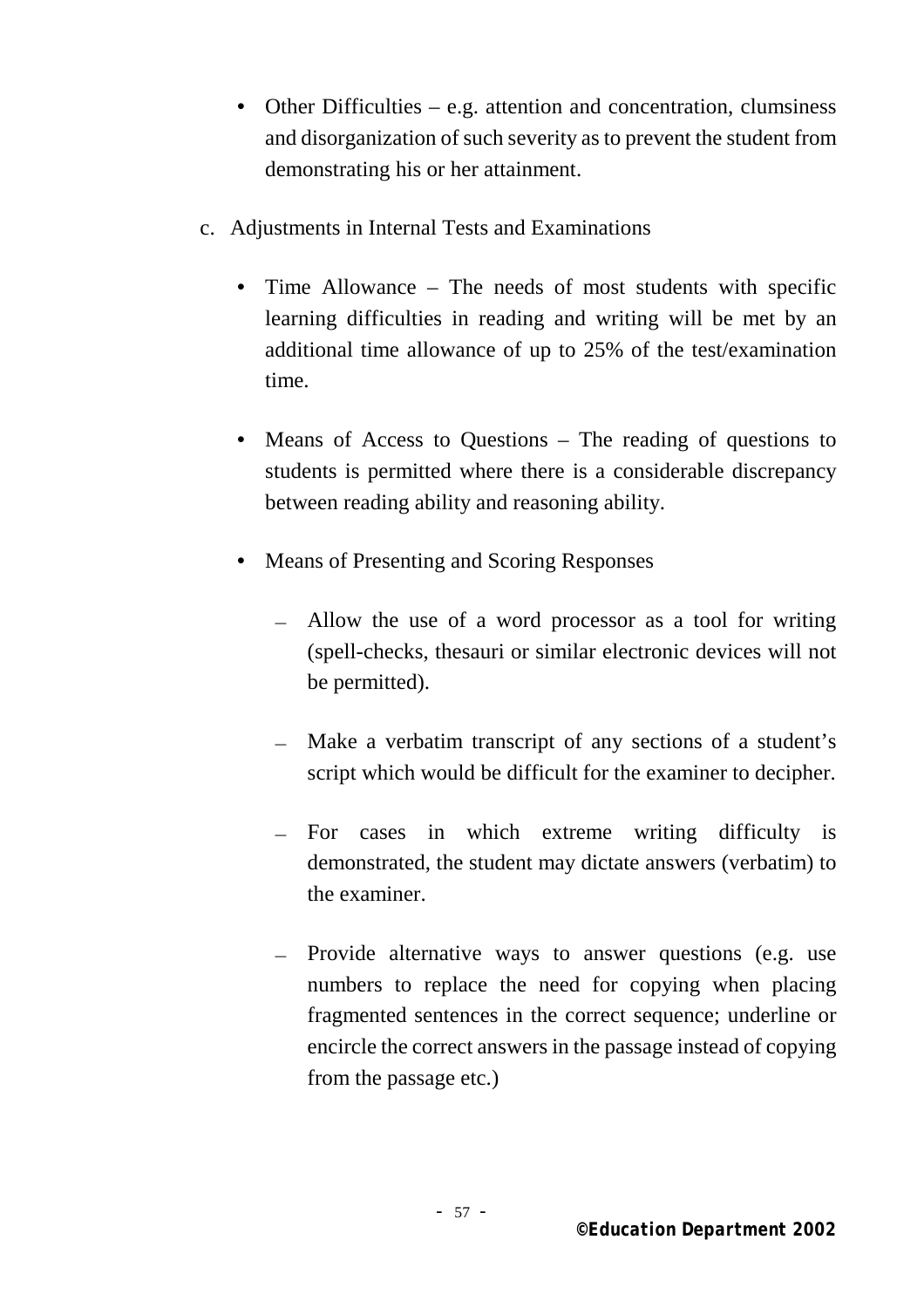- Other Difficulties – e.g. attention and concentration, clumsiness and disorganization of such severity as to prevent the student from demonstrating his or her attainment.

c. Adjustments in Internal Tests and Examinations

- Time Allowance – The needs of most students with specific learning difficulties in reading and writing will be met by an additional time allowance of up to 25% of the test/examination time.

- Means of Access to Questions – The reading of questions to students is permitted where there is a considerable discrepancy between reading ability and reasoning ability.

- Means of Presenting and Scoring Responses

  - Allow the use of a word processor as a tool for writing (spell-checks, thesauri or similar electronic devices will not be permitted).

  - Make a verbatim transcript of any sections of a student's script which would be difficult for the examiner to decipher.

  - For cases in which extreme writing difficulty is demonstrated, the student may dictate answers (verbatim) to the examiner.

  - Provide alternative ways to answer questions (e.g. use numbers to replace the need for copying when placing fragmented sentences in the correct sequence; underline or encircle the correct answers in the passage instead of copying from the passage etc.)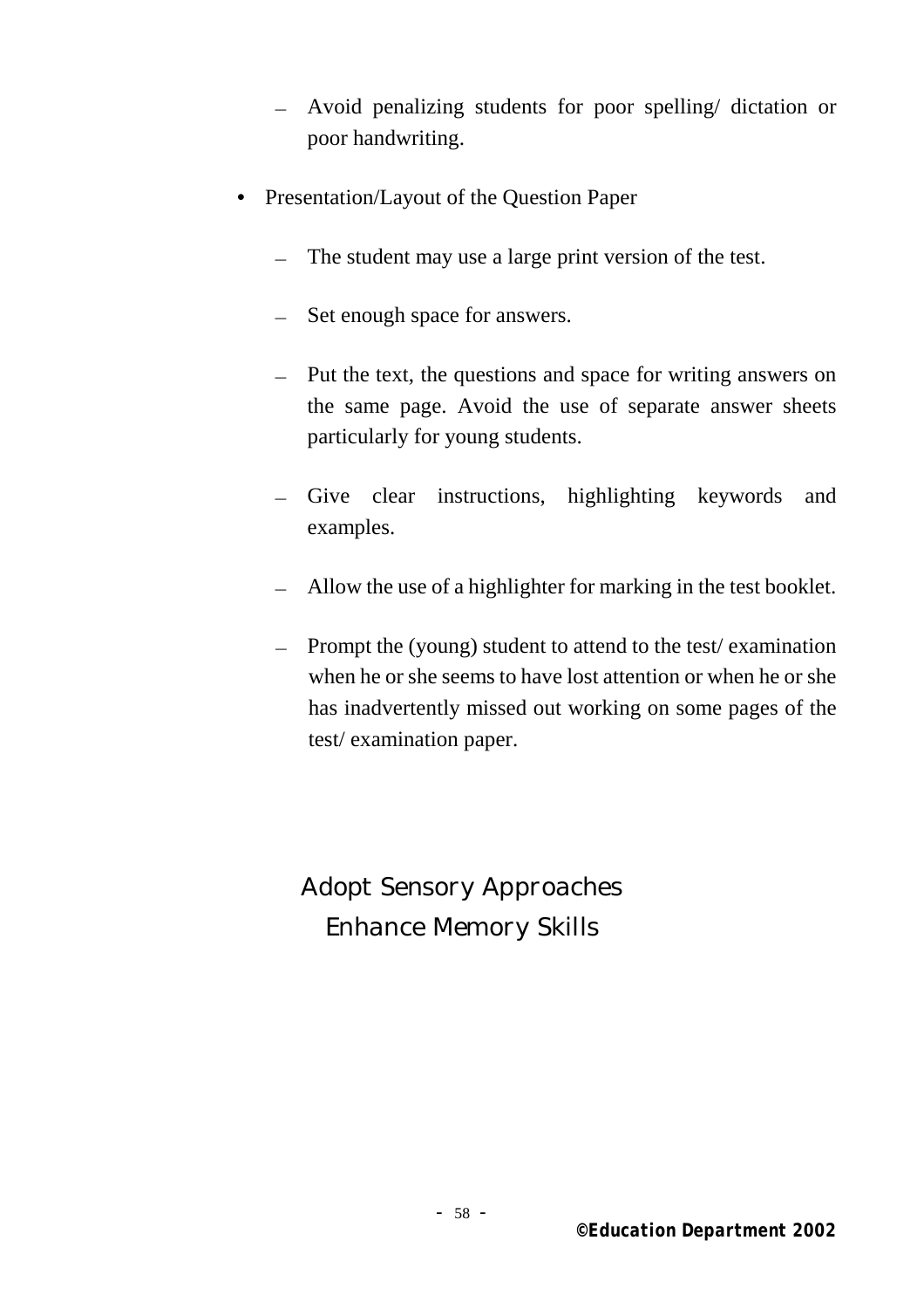- Avoid penalizing students for poor spelling/ dictation or poor handwriting.

- Presentation/Layout of the Question Paper

  - The student may use a large print version of the test.

  - Set enough space for answers.

  - Put the text, the questions and space for writing answers on the same page. Avoid the use of separate answer sheets particularly for young students.

  - Give clear instructions, highlighting keywords and examples.

  - Allow the use of a highlighter for marking in the test booklet.

  - Prompt the (young) student to attend to the test/ examination when he or she seems to have lost attention or when he or she has inadvertently missed out working on some pages of the test/ examination paper.

Adopt Sensory Approaches

Enhance Memory Skills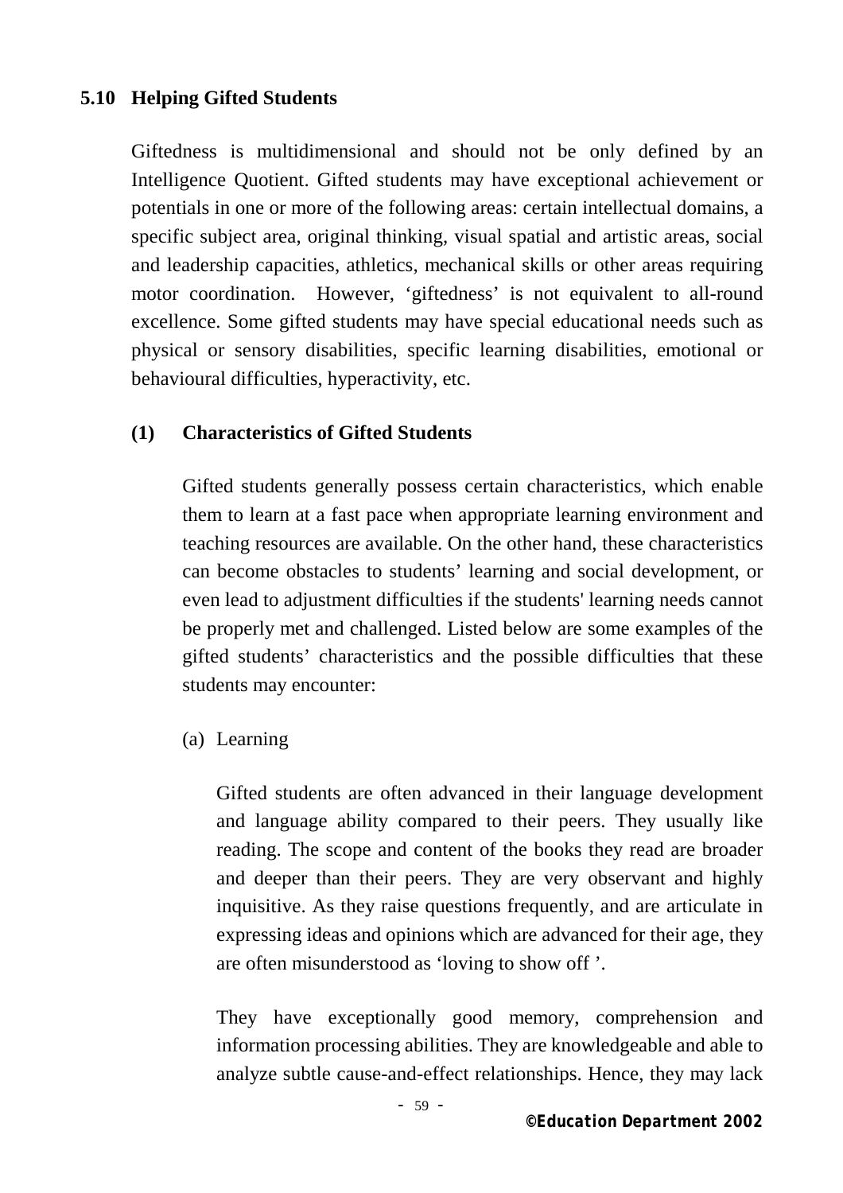## 5.10 Helping Gifted Students

Giftedness is multidimensional and should not be only defined by an Intelligence Quotient. Gifted students may have exceptional achievement or potentials in one or more of the following areas: certain intellectual domains, a specific subject area, original thinking, visual spatial and artistic areas, social and leadership capacities, athletics, mechanical skills or other areas requiring motor coordination. However, 'giftedness' is not equivalent to all-round excellence. Some gifted students may have special educational needs such as physical or sensory disabilities, specific learning disabilities, emotional or behavioural difficulties, hyperactivity, etc.

### (1) Characteristics of Gifted Students

Gifted students generally possess certain characteristics, which enable them to learn at a fast pace when appropriate learning environment and teaching resources are available. On the other hand, these characteristics can become obstacles to students' learning and social development, or even lead to adjustment difficulties if the students' learning needs cannot be properly met and challenged. Listed below are some examples of the gifted students' characteristics and the possible difficulties that these students may encounter:

(a) Learning

Gifted students are often advanced in their language development and language ability compared to their peers. They usually like reading. The scope and content of the books they read are broader and deeper than their peers. They are very observant and highly inquisitive. As they raise questions frequently, and are articulate in expressing ideas and opinions which are advanced for their age, they are often misunderstood as 'loving to show off '.

They have exceptionally good memory, comprehension and information processing abilities. They are knowledgeable and able to analyze subtle cause-and-effect relationships. Hence, they may lack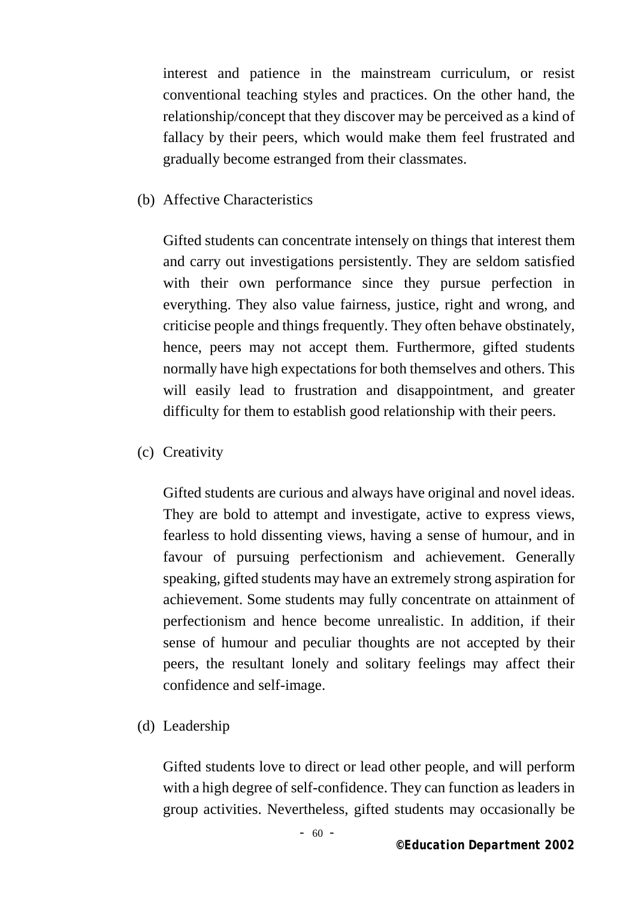interest and patience in the mainstream curriculum, or resist conventional teaching styles and practices. On the other hand, the relationship/concept that they discover may be perceived as a kind of fallacy by their peers, which would make them feel frustrated and gradually become estranged from their classmates.

(b) Affective Characteristics

Gifted students can concentrate intensely on things that interest them and carry out investigations persistently. They are seldom satisfied with their own performance since they pursue perfection in everything. They also value fairness, justice, right and wrong, and criticise people and things frequently. They often behave obstinately, hence, peers may not accept them. Furthermore, gifted students normally have high expectations for both themselves and others. This will easily lead to frustration and disappointment, and greater difficulty for them to establish good relationship with their peers.

(c) Creativity

Gifted students are curious and always have original and novel ideas. They are bold to attempt and investigate, active to express views, fearless to hold dissenting views, having a sense of humour, and in favour of pursuing perfectionism and achievement. Generally speaking, gifted students may have an extremely strong aspiration for achievement. Some students may fully concentrate on attainment of perfectionism and hence become unrealistic. In addition, if their sense of humour and peculiar thoughts are not accepted by their peers, the resultant lonely and solitary feelings may affect their confidence and self-image.

(d) Leadership

Gifted students love to direct or lead other people, and will perform with a high degree of self-confidence. They can function as leaders in group activities. Nevertheless, gifted students may occasionally be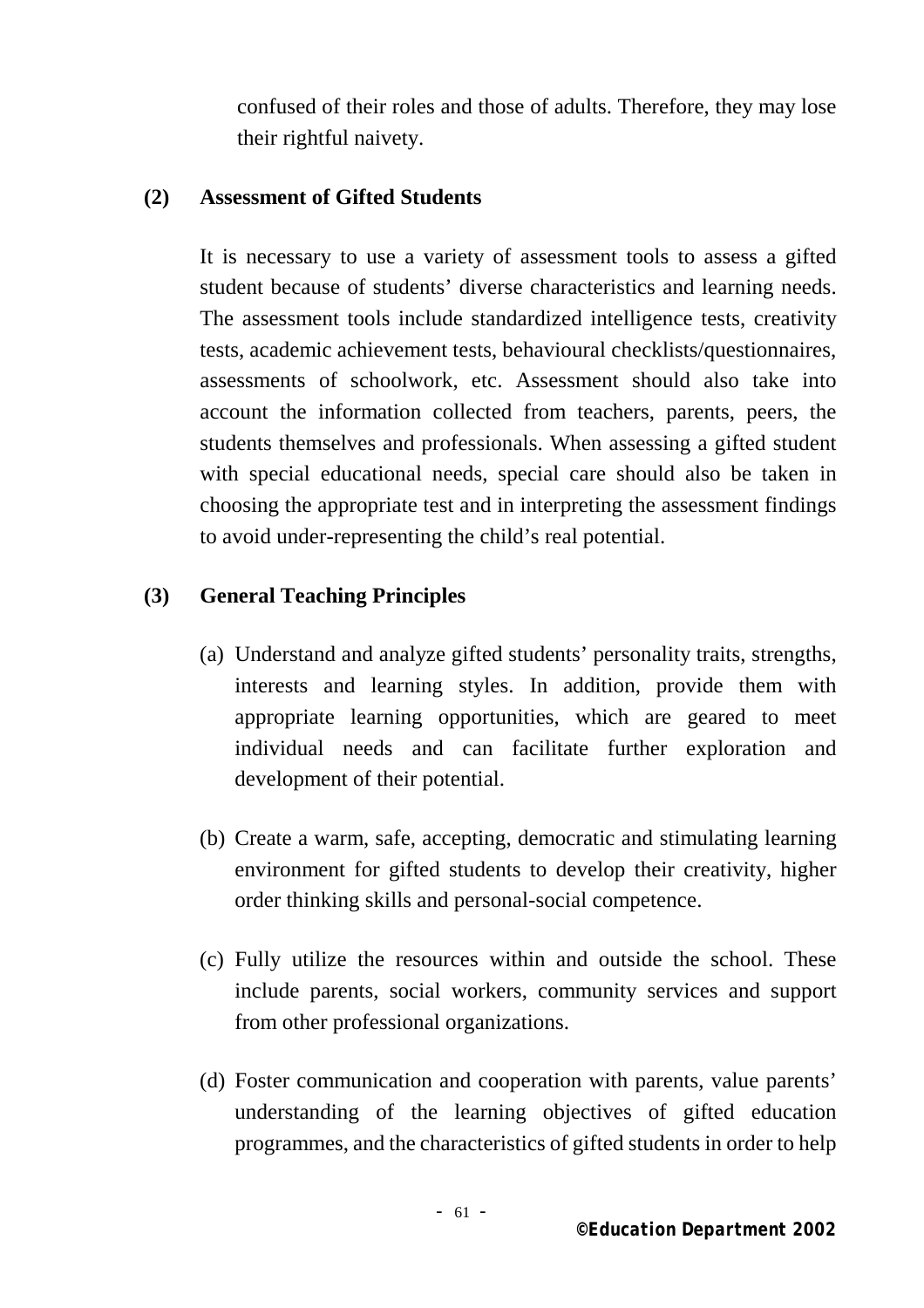confused of their roles and those of adults. Therefore, they may lose their rightful naivety.

### (2) Assessment of Gifted Students

It is necessary to use a variety of assessment tools to assess a gifted student because of students' diverse characteristics and learning needs. The assessment tools include standardized intelligence tests, creativity tests, academic achievement tests, behavioural checklists/questionnaires, assessments of schoolwork, etc. Assessment should also take into account the information collected from teachers, parents, peers, the students themselves and professionals. When assessing a gifted student with special educational needs, special care should also be taken in choosing the appropriate test and in interpreting the assessment findings to avoid under-representing the child's real potential.

### (3) General Teaching Principles

(a) Understand and analyze gifted students' personality traits, strengths, interests and learning styles. In addition, provide them with appropriate learning opportunities, which are geared to meet individual needs and can facilitate further exploration and development of their potential.

(b) Create a warm, safe, accepting, democratic and stimulating learning environment for gifted students to develop their creativity, higher order thinking skills and personal-social competence.

(c) Fully utilize the resources within and outside the school. These include parents, social workers, community services and support from other professional organizations.

(d) Foster communication and cooperation with parents, value parents' understanding of the learning objectives of gifted education programmes, and the characteristics of gifted students in order to help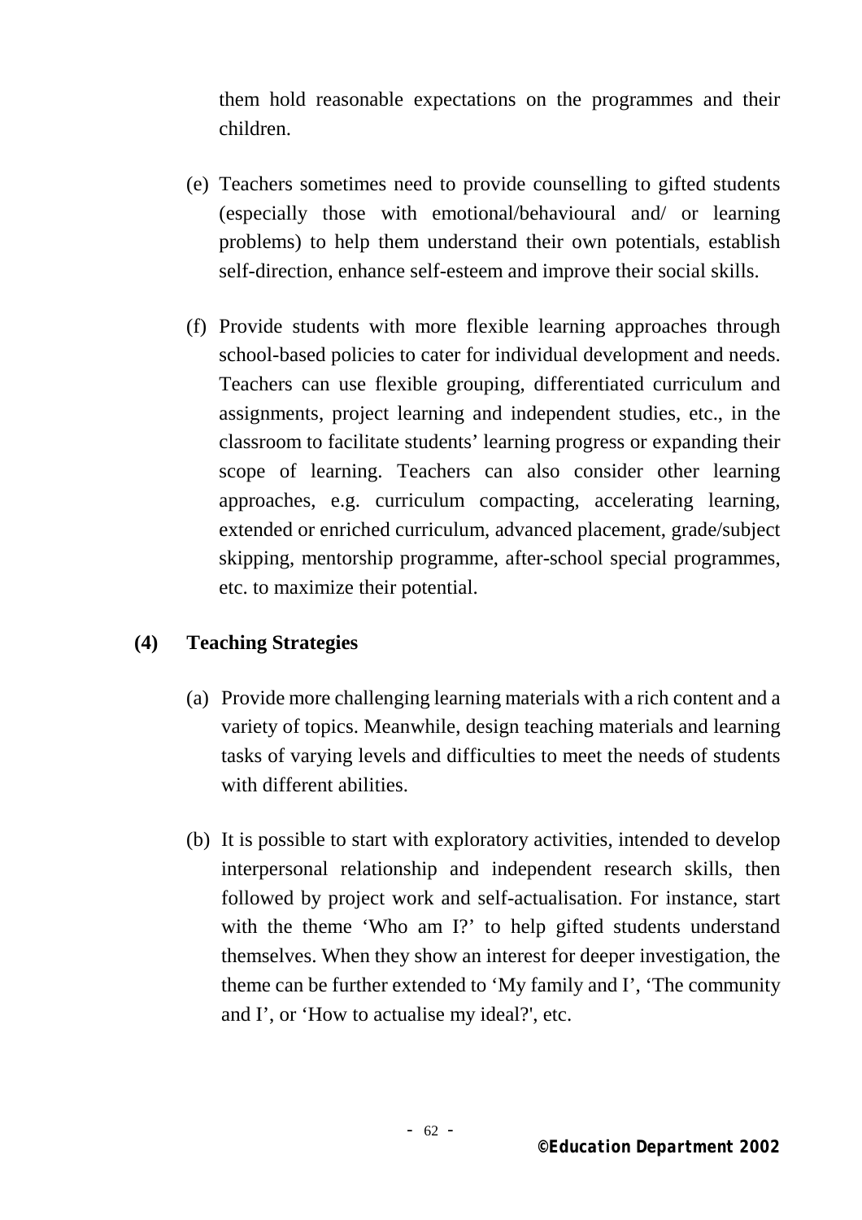them hold reasonable expectations on the programmes and their children.

(e) Teachers sometimes need to provide counselling to gifted students (especially those with emotional/behavioural and/ or learning problems) to help them understand their own potentials, establish self-direction, enhance self-esteem and improve their social skills.

(f) Provide students with more flexible learning approaches through school-based policies to cater for individual development and needs. Teachers can use flexible grouping, differentiated curriculum and assignments, project learning and independent studies, etc., in the classroom to facilitate students' learning progress or expanding their scope of learning. Teachers can also consider other learning approaches, e.g. curriculum compacting, accelerating learning, extended or enriched curriculum, advanced placement, grade/subject skipping, mentorship programme, after-school special programmes, etc. to maximize their potential.

**(4) Teaching Strategies**

(a) Provide more challenging learning materials with a rich content and a variety of topics. Meanwhile, design teaching materials and learning tasks of varying levels and difficulties to meet the needs of students with different abilities.

(b) It is possible to start with exploratory activities, intended to develop interpersonal relationship and independent research skills, then followed by project work and self-actualisation. For instance, start with the theme 'Who am I?' to help gifted students understand themselves. When they show an interest for deeper investigation, the theme can be further extended to 'My family and I', 'The community and I', or 'How to actualise my ideal?', etc.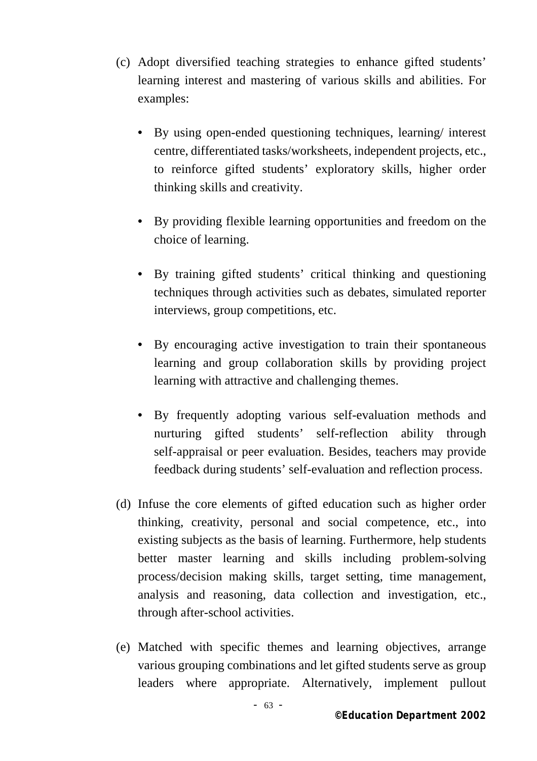(c) Adopt diversified teaching strategies to enhance gifted students' learning interest and mastering of various skills and abilities. For examples:

- By using open-ended questioning techniques, learning/ interest centre, differentiated tasks/worksheets, independent projects, etc., to reinforce gifted students' exploratory skills, higher order thinking skills and creativity.

- By providing flexible learning opportunities and freedom on the choice of learning.

- By training gifted students' critical thinking and questioning techniques through activities such as debates, simulated reporter interviews, group competitions, etc.

- By encouraging active investigation to train their spontaneous learning and group collaboration skills by providing project learning with attractive and challenging themes.

- By frequently adopting various self-evaluation methods and nurturing gifted students' self-reflection ability through self-appraisal or peer evaluation. Besides, teachers may provide feedback during students' self-evaluation and reflection process.

(d) Infuse the core elements of gifted education such as higher order thinking, creativity, personal and social competence, etc., into existing subjects as the basis of learning. Furthermore, help students better master learning and skills including problem-solving process/decision making skills, target setting, time management, analysis and reasoning, data collection and investigation, etc., through after-school activities.

(e) Matched with specific themes and learning objectives, arrange various grouping combinations and let gifted students serve as group leaders where appropriate. Alternatively, implement pullout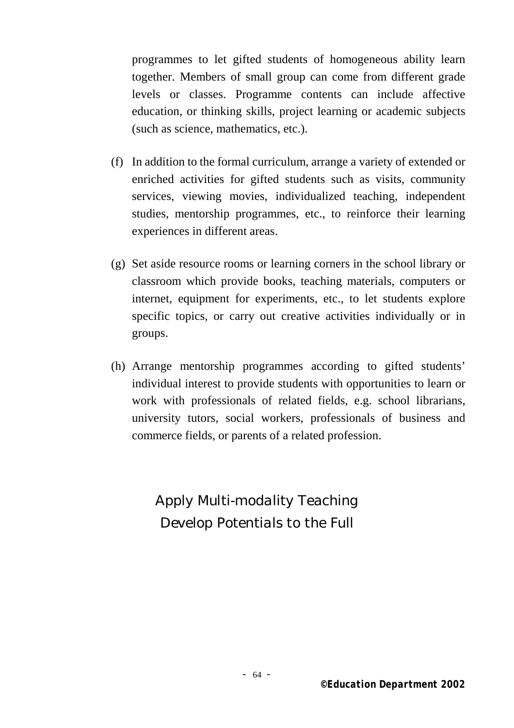programmes to let gifted students of homogeneous ability learn together. Members of small group can come from different grade levels or classes. Programme contents can include affective education, or thinking skills, project learning or academic subjects (such as science, mathematics, etc.).

(f) In addition to the formal curriculum, arrange a variety of extended or enriched activities for gifted students such as visits, community services, viewing movies, individualized teaching, independent studies, mentorship programmes, etc., to reinforce their learning experiences in different areas.

(g) Set aside resource rooms or learning corners in the school library or classroom which provide books, teaching materials, computers or internet, equipment for experiments, etc., to let students explore specific topics, or carry out creative activities individually or in groups.

(h) Arrange mentorship programmes according to gifted students' individual interest to provide students with opportunities to learn or work with professionals of related fields, e.g. school librarians, university tutors, social workers, professionals of business and commerce fields, or parents of a related profession.

Apply Multi-modality Teaching
Develop Potentials to the Full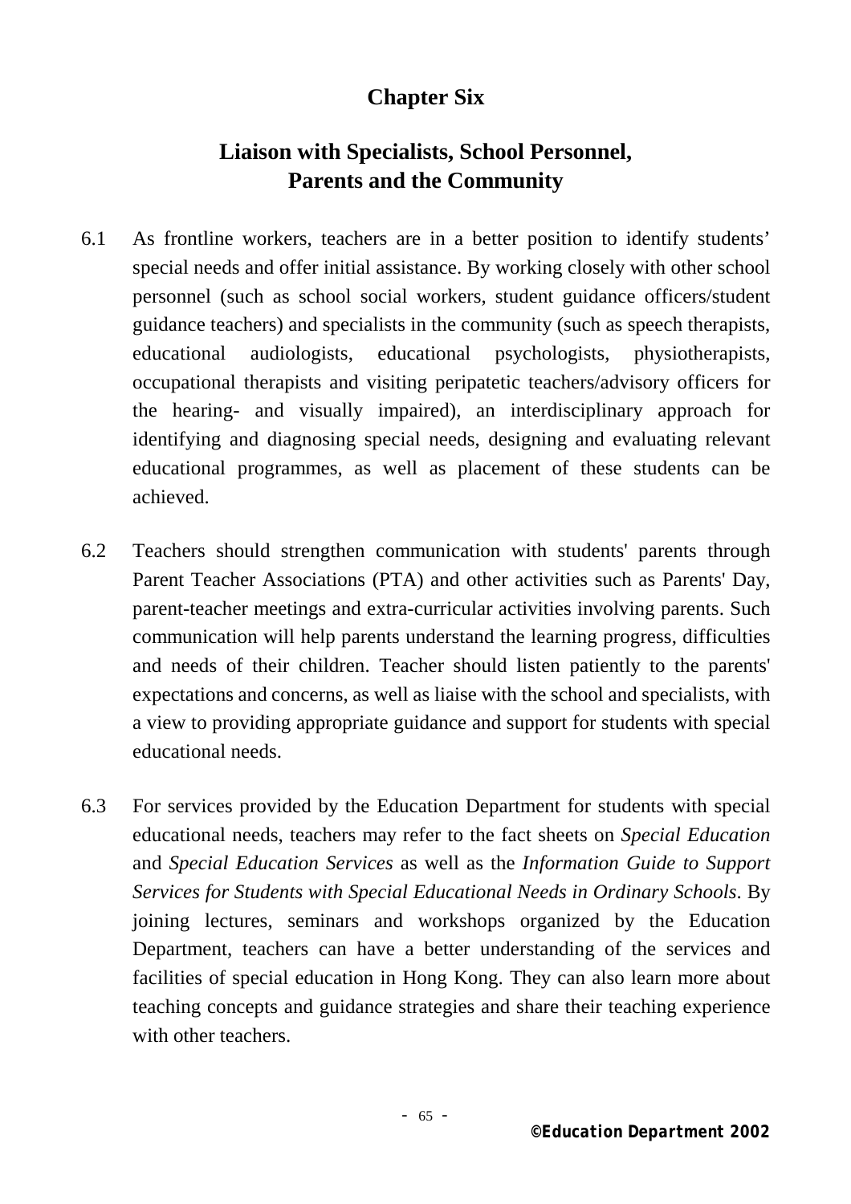# Chapter Six

## Liaison with Specialists, School Personnel, Parents and the Community

6.1 As frontline workers, teachers are in a better position to identify students' special needs and offer initial assistance. By working closely with other school personnel (such as school social workers, student guidance officers/student guidance teachers) and specialists in the community (such as speech therapists, educational audiologists, educational psychologists, physiotherapists, occupational therapists and visiting peripatetic teachers/advisory officers for the hearing- and visually impaired), an interdisciplinary approach for identifying and diagnosing special needs, designing and evaluating relevant educational programmes, as well as placement of these students can be achieved.

6.2 Teachers should strengthen communication with students' parents through Parent Teacher Associations (PTA) and other activities such as Parents' Day, parent-teacher meetings and extra-curricular activities involving parents. Such communication will help parents understand the learning progress, difficulties and needs of their children. Teacher should listen patiently to the parents' expectations and concerns, as well as liaise with the school and specialists, with a view to providing appropriate guidance and support for students with special educational needs.

6.3 For services provided by the Education Department for students with special educational needs, teachers may refer to the fact sheets on *Special Education* and *Special Education Services* as well as the *Information Guide to Support Services for Students with Special Educational Needs in Ordinary Schools*. By joining lectures, seminars and workshops organized by the Education Department, teachers can have a better understanding of the services and facilities of special education in Hong Kong. They can also learn more about teaching concepts and guidance strategies and share their teaching experience with other teachers.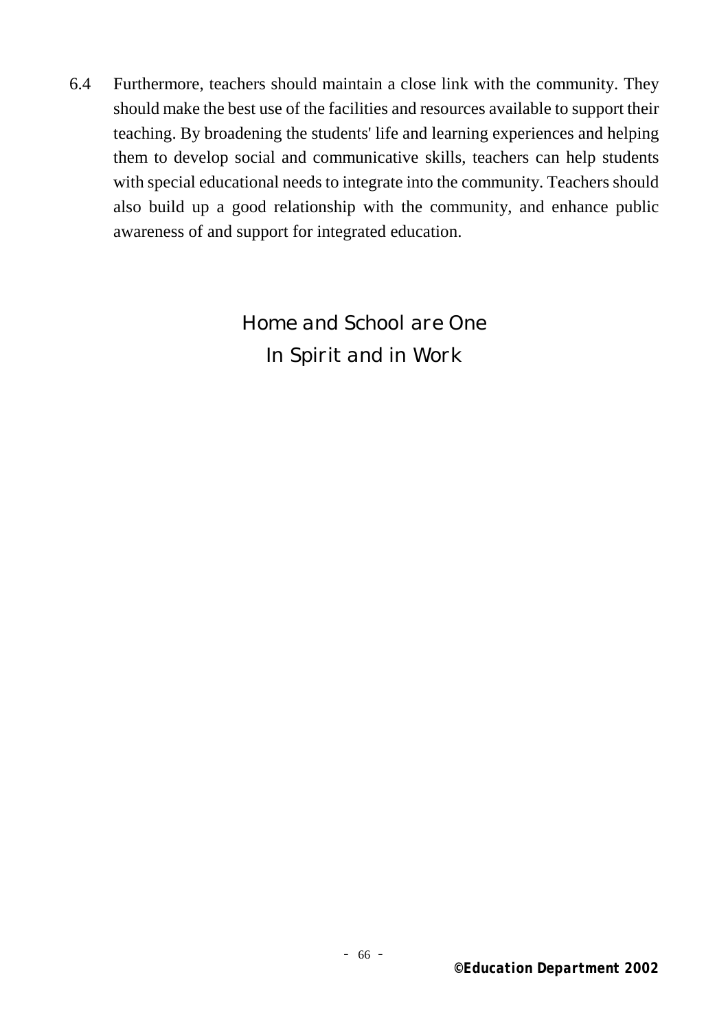6.4 Furthermore, teachers should maintain a close link with the community. They should make the best use of the facilities and resources available to support their teaching. By broadening the students' life and learning experiences and helping them to develop social and communicative skills, teachers can help students with special educational needs to integrate into the community. Teachers should also build up a good relationship with the community, and enhance public awareness of and support for integrated education.

*Home and School are One*
*In Spirit and in Work*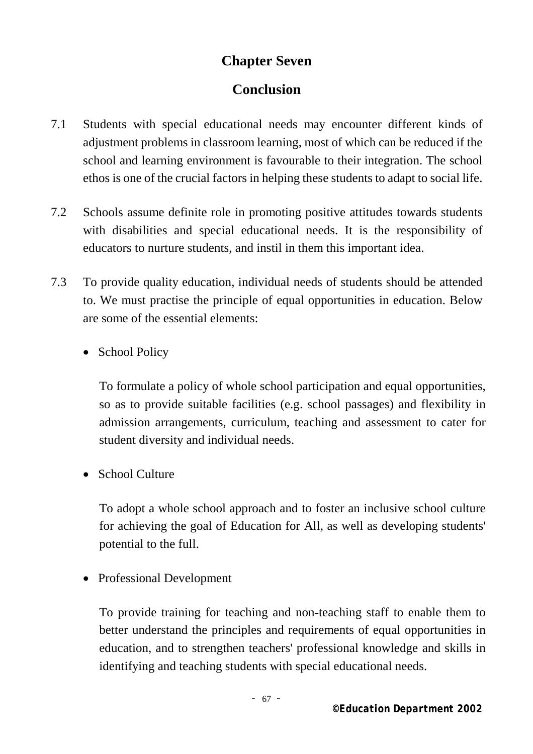# Chapter Seven

# Conclusion

7.1 Students with special educational needs may encounter different kinds of adjustment problems in classroom learning, most of which can be reduced if the school and learning environment is favourable to their integration. The school ethos is one of the crucial factors in helping these students to adapt to social life.

7.2 Schools assume definite role in promoting positive attitudes towards students with disabilities and special educational needs. It is the responsibility of educators to nurture students, and instil in them this important idea.

7.3 To provide quality education, individual needs of students should be attended to. We must practise the principle of equal opportunities in education. Below are some of the essential elements:

- School Policy

  To formulate a policy of whole school participation and equal opportunities, so as to provide suitable facilities (e.g. school passages) and flexibility in admission arrangements, curriculum, teaching and assessment to cater for student diversity and individual needs.

- School Culture

  To adopt a whole school approach and to foster an inclusive school culture for achieving the goal of Education for All, as well as developing students' potential to the full.

- Professional Development

  To provide training for teaching and non-teaching staff to enable them to better understand the principles and requirements of equal opportunities in education, and to strengthen teachers' professional knowledge and skills in identifying and teaching students with special educational needs.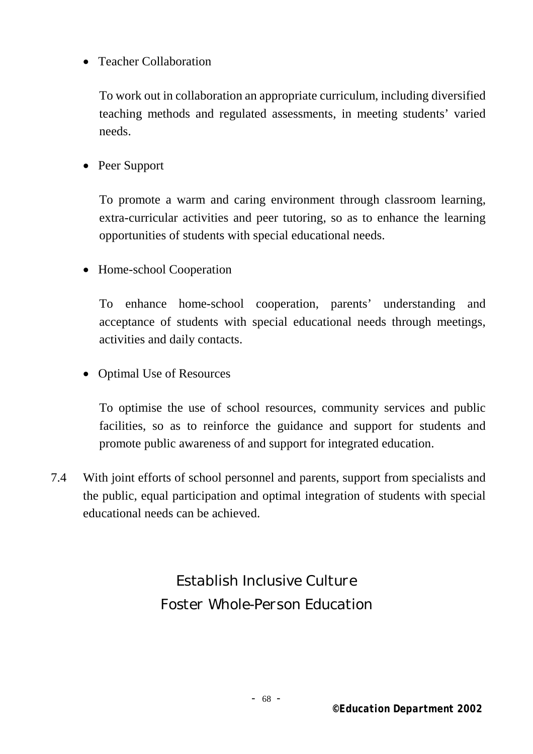- Teacher Collaboration

  To work out in collaboration an appropriate curriculum, including diversified teaching methods and regulated assessments, in meeting students' varied needs.

- Peer Support

  To promote a warm and caring environment through classroom learning, extra-curricular activities and peer tutoring, so as to enhance the learning opportunities of students with special educational needs.

- Home-school Cooperation

  To enhance home-school cooperation, parents' understanding and acceptance of students with special educational needs through meetings, activities and daily contacts.

- Optimal Use of Resources

  To optimise the use of school resources, community services and public facilities, so as to reinforce the guidance and support for students and promote public awareness of and support for integrated education.

7.4 With joint efforts of school personnel and parents, support from specialists and the public, equal participation and optimal integration of students with special educational needs can be achieved.

Establish Inclusive Culture

Foster Whole-Person Education

©Education Department 2002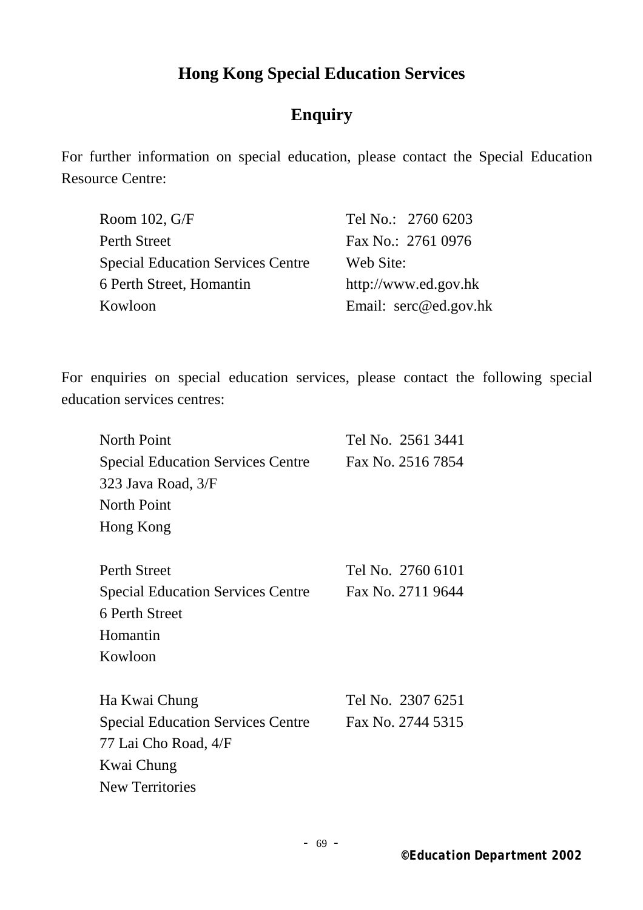## Hong Kong Special Education Services

## Enquiry

For further information on special education, please contact the Special Education Resource Centre:

| | |
|---|---|
| Room 102, G/F | Tel No.: 2760 6203 |
| Perth Street | Fax No.: 2761 0976 |
| Special Education Services Centre | Web Site: |
| 6 Perth Street, Homantin | http://www.ed.gov.hk |
| Kowloon | Email: serc@ed.gov.hk |

For enquiries on special education services, please contact the following special education services centres:

| | |
|---|---|
| North Point | Tel No. 2561 3441 |
| Special Education Services Centre | Fax No. 2516 7854 |
| 323 Java Road, 3/F | |
| North Point | |
| Hong Kong | |

| | |
|---|---|
| Perth Street | Tel No. 2760 6101 |
| Special Education Services Centre | Fax No. 2711 9644 |
| 6 Perth Street | |
| Homantin | |
| Kowloon | |

| | |
|---|---|
| Ha Kwai Chung | Tel No. 2307 6251 |
| Special Education Services Centre | Fax No. 2744 5315 |
| 77 Lai Cho Road, 4/F | |
| Kwai Chung | |
| New Territories | |

©Education Department 2002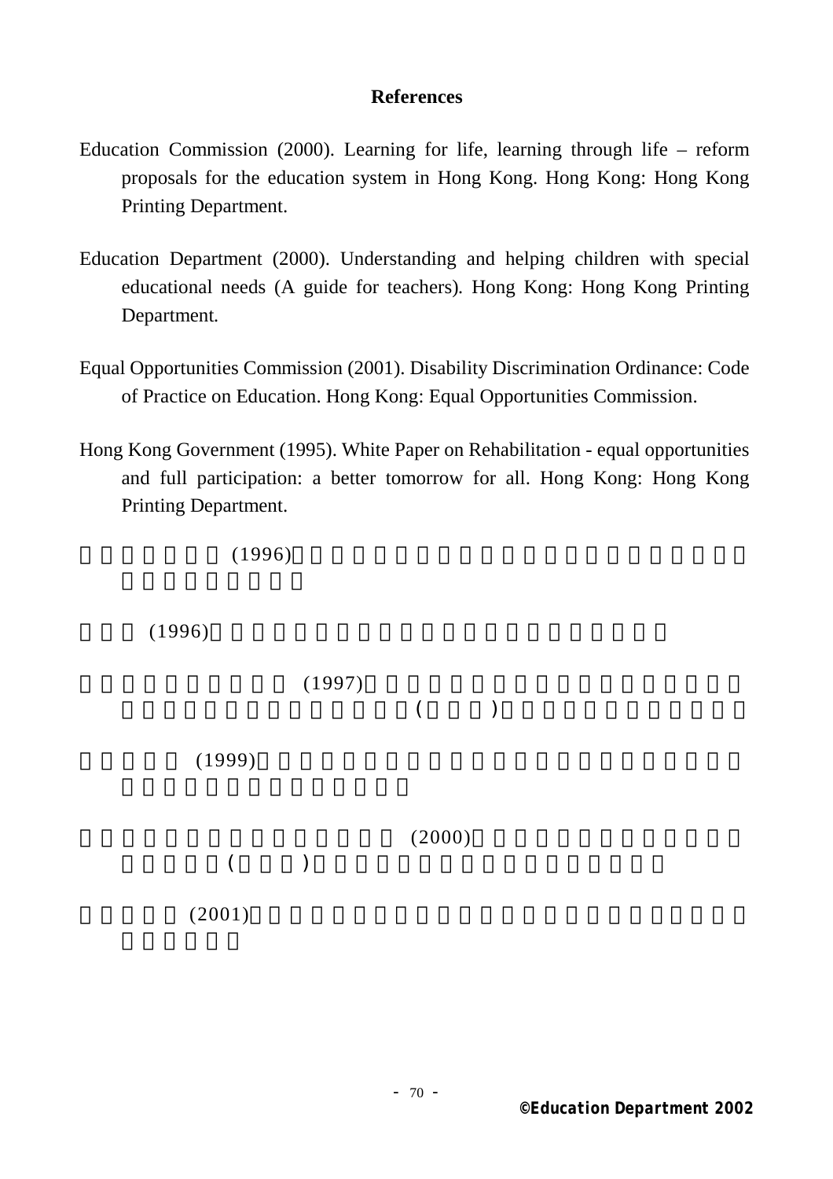**References**

Education Commission (2000). Learning for life, learning through life – reform proposals for the education system in Hong Kong. Hong Kong: Hong Kong Printing Department.

Education Department (2000). Understanding and helping children with special educational needs (A guide for teachers). Hong Kong: Hong Kong Printing Department.

Equal Opportunities Commission (2001). Disability Discrimination Ordinance: Code of Practice on Education. Hong Kong: Equal Opportunities Commission.

Hong Kong Government (1995). White Paper on Rehabilitation - equal opportunities and full participation: a better tomorrow for all. Hong Kong: Hong Kong Printing Department.

(1996)

(1996)

(1997) ( )

(1999)

(2000) ( )

(2001)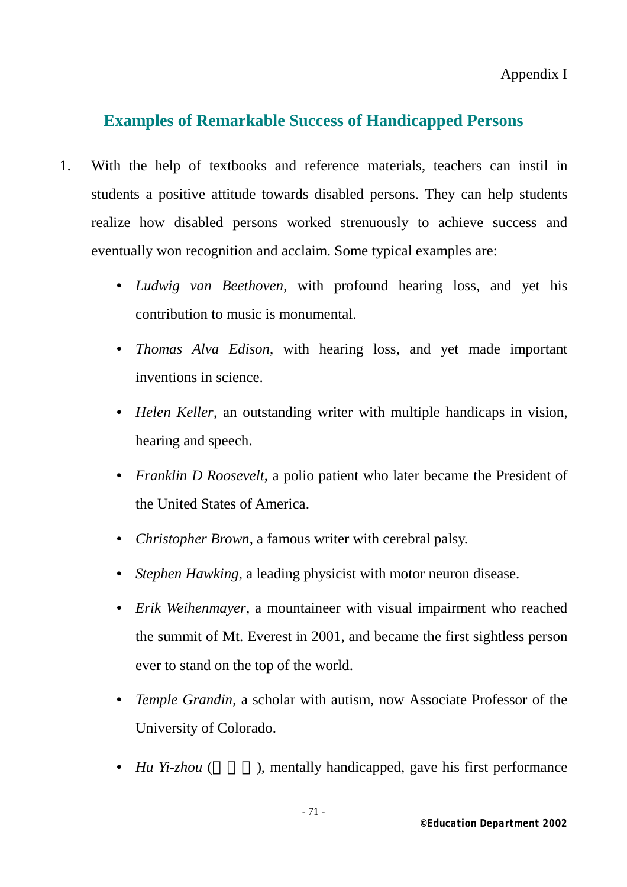Appendix I

## Examples of Remarkable Success of Handicapped Persons

1. With the help of textbooks and reference materials, teachers can instil in students a positive attitude towards disabled persons. They can help students realize how disabled persons worked strenuously to achieve success and eventually won recognition and acclaim. Some typical examples are:

   - *Ludwig van Beethoven*, with profound hearing loss, and yet his contribution to music is monumental.
   - *Thomas Alva Edison*, with hearing loss, and yet made important inventions in science.
   - *Helen Keller*, an outstanding writer with multiple handicaps in vision, hearing and speech.
   - *Franklin D Roosevelt*, a polio patient who later became the President of the United States of America.
   - *Christopher Brown*, a famous writer with cerebral palsy.
   - *Stephen Hawking*, a leading physicist with motor neuron disease.
   - *Erik Weihenmayer*, a mountaineer with visual impairment who reached the summit of Mt. Everest in 2001, and became the first sightless person ever to stand on the top of the world.
   - *Temple Grandin*, a scholar with autism, now Associate Professor of the University of Colorado.
   - *Hu Yi-zhou* (     ), mentally handicapped, gave his first performance

©Education Department 2002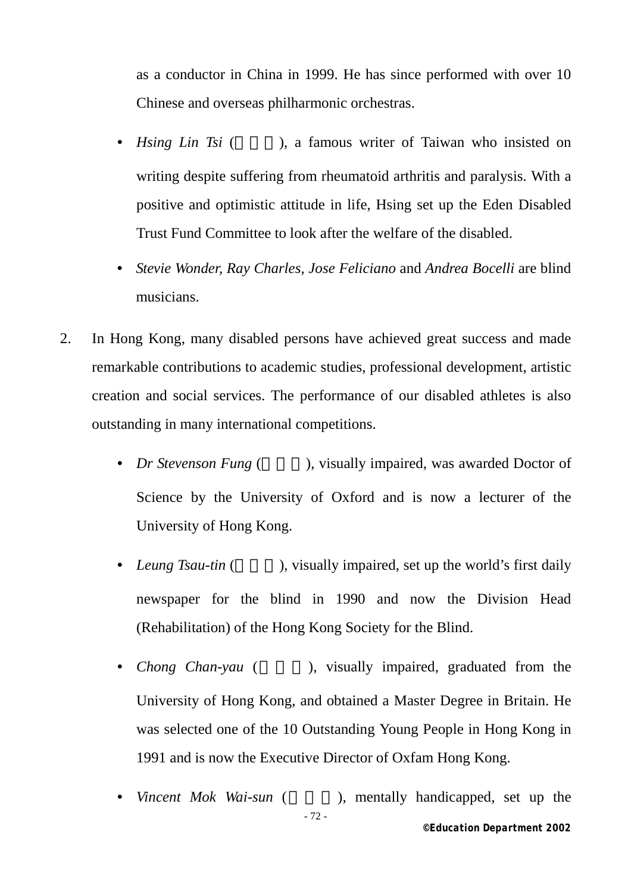as a conductor in China in 1999. He has since performed with over 10 Chinese and overseas philharmonic orchestras.

- *Hsing Lin Tsi* (   ), a famous writer of Taiwan who insisted on writing despite suffering from rheumatoid arthritis and paralysis. With a positive and optimistic attitude in life, Hsing set up the Eden Disabled Trust Fund Committee to look after the welfare of the disabled.
- *Stevie Wonder, Ray Charles*, *Jose Feliciano* and *Andrea Bocelli* are blind musicians.

2. In Hong Kong, many disabled persons have achieved great success and made remarkable contributions to academic studies, professional development, artistic creation and social services. The performance of our disabled athletes is also outstanding in many international competitions.

   - *Dr Stevenson Fung* (   ), visually impaired, was awarded Doctor of Science by the University of Oxford and is now a lecturer of the University of Hong Kong.
   - *Leung Tsau-tin* (   ), visually impaired, set up the world's first daily newspaper for the blind in 1990 and now the Division Head (Rehabilitation) of the Hong Kong Society for the Blind.
   - *Chong Chan-yau* (   ), visually impaired, graduated from the University of Hong Kong, and obtained a Master Degree in Britain. He was selected one of the 10 Outstanding Young People in Hong Kong in 1991 and is now the Executive Director of Oxfam Hong Kong.
   - *Vincent Mok Wai-sun* (   ), mentally handicapped, set up the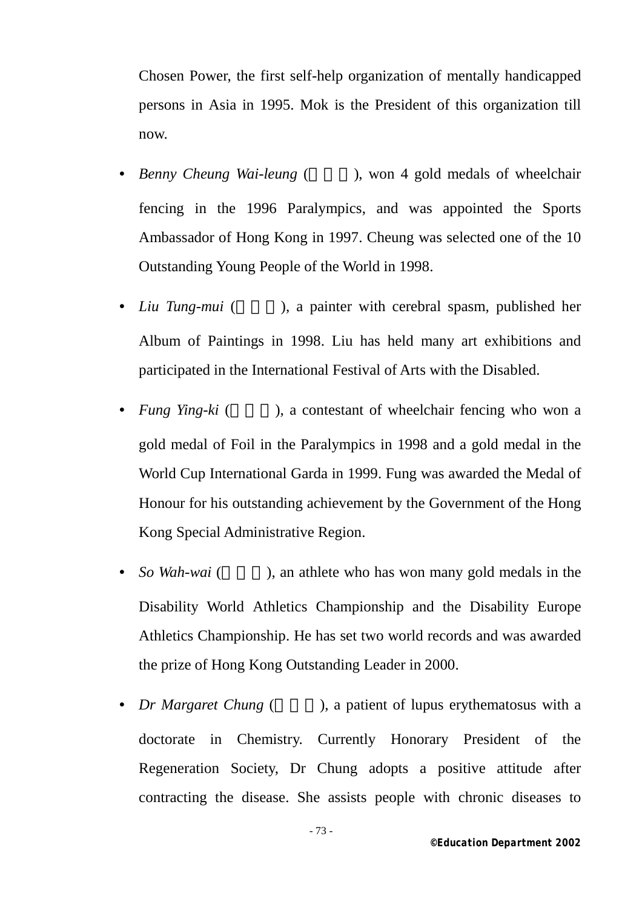Chosen Power, the first self-help organization of mentally handicapped persons in Asia in 1995. Mok is the President of this organization till now.

- *Benny Cheung Wai-leung* ( ), won 4 gold medals of wheelchair fencing in the 1996 Paralympics, and was appointed the Sports Ambassador of Hong Kong in 1997. Cheung was selected one of the 10 Outstanding Young People of the World in 1998.
- *Liu Tung-mui* ( ), a painter with cerebral spasm, published her Album of Paintings in 1998. Liu has held many art exhibitions and participated in the International Festival of Arts with the Disabled.
- *Fung Ying-ki* ( ), a contestant of wheelchair fencing who won a gold medal of Foil in the Paralympics in 1998 and a gold medal in the World Cup International Garda in 1999. Fung was awarded the Medal of Honour for his outstanding achievement by the Government of the Hong Kong Special Administrative Region.
- *So Wah-wai* ( ), an athlete who has won many gold medals in the Disability World Athletics Championship and the Disability Europe Athletics Championship. He has set two world records and was awarded the prize of Hong Kong Outstanding Leader in 2000.
- *Dr Margaret Chung* ( ), a patient of lupus erythematosus with a doctorate in Chemistry. Currently Honorary President of the Regeneration Society, Dr Chung adopts a positive attitude after contracting the disease. She assists people with chronic diseases to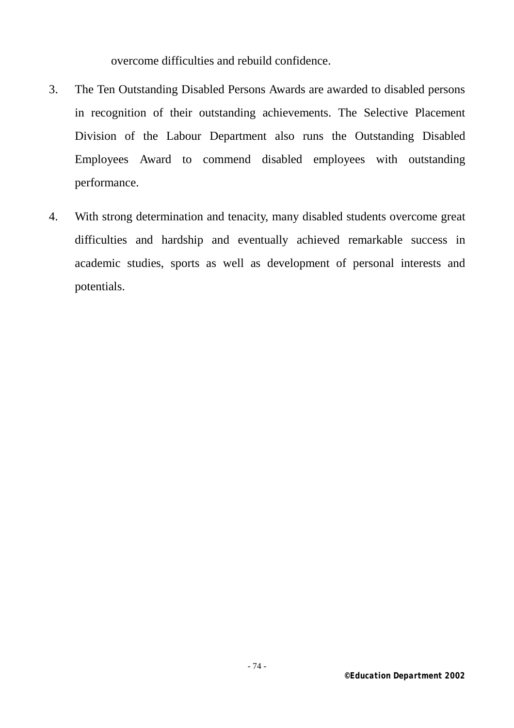overcome difficulties and rebuild confidence.

3. The Ten Outstanding Disabled Persons Awards are awarded to disabled persons in recognition of their outstanding achievements. The Selective Placement Division of the Labour Department also runs the Outstanding Disabled Employees Award to commend disabled employees with outstanding performance.

4. With strong determination and tenacity, many disabled students overcome great difficulties and hardship and eventually achieved remarkable success in academic studies, sports as well as development of personal interests and potentials.

©Education Department 2002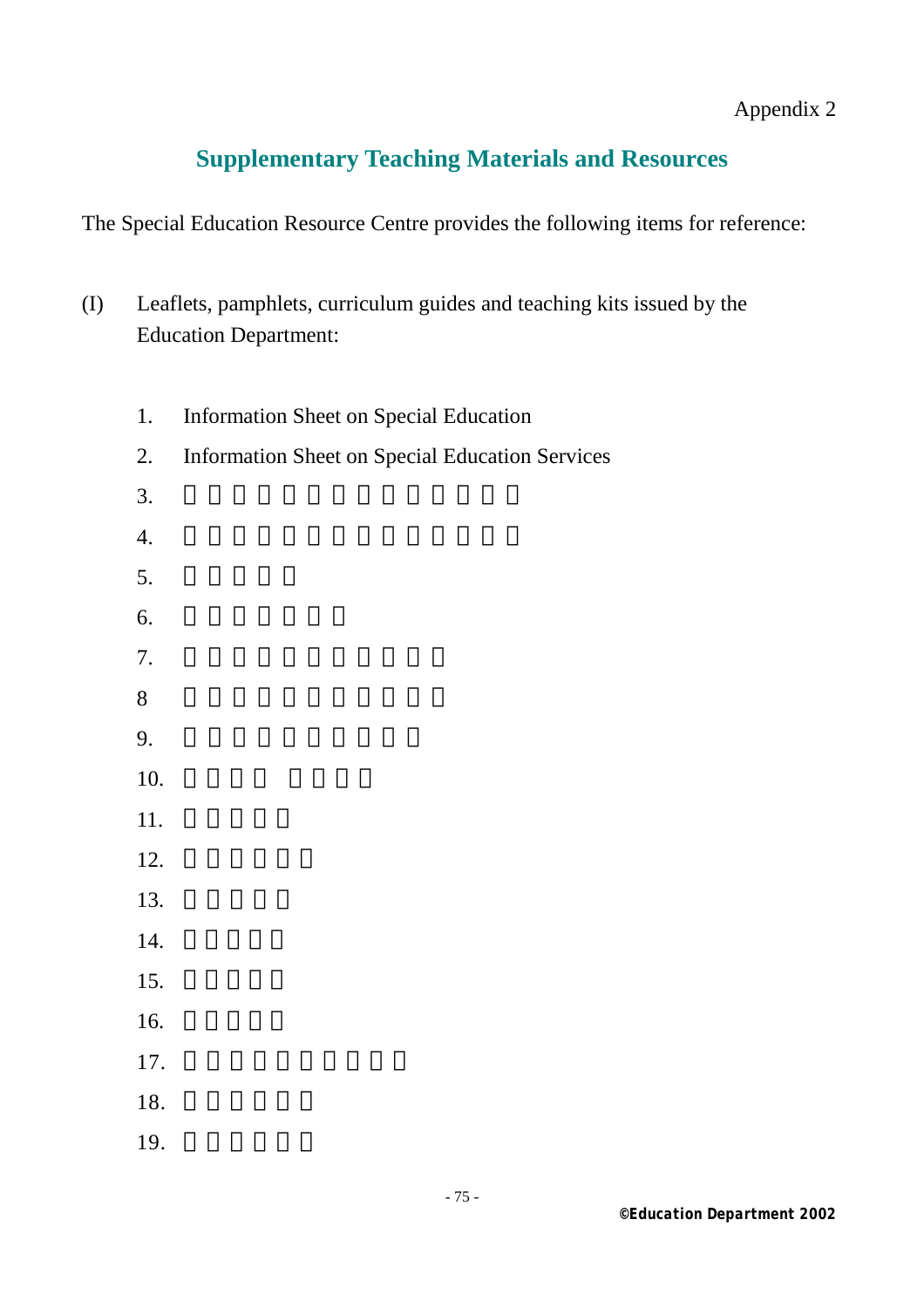Appendix 2

## Supplementary Teaching Materials and Resources

The Special Education Resource Centre provides the following items for reference:

(I) Leaflets, pamphlets, curriculum guides and teaching kits issued by the Education Department:

1. Information Sheet on Special Education
2. Information Sheet on Special Education Services
3. □□□□□□□□□□□□□□
4. □□□□□□□□□□□□□□
5. □□□□□
6. □□□□□□□
7. □□□□□□□□□□□
8. □□□□□□□□□□□
9. □□□□□□□□□□
10. □□□□ □□□□
11. □□□□□
12. □□□□□□
13. □□□□□
14. □□□□□
15. □□□□□
16. □□□□□
17. □□□□□□□□□□
18. □□□□□□
19. □□□□□□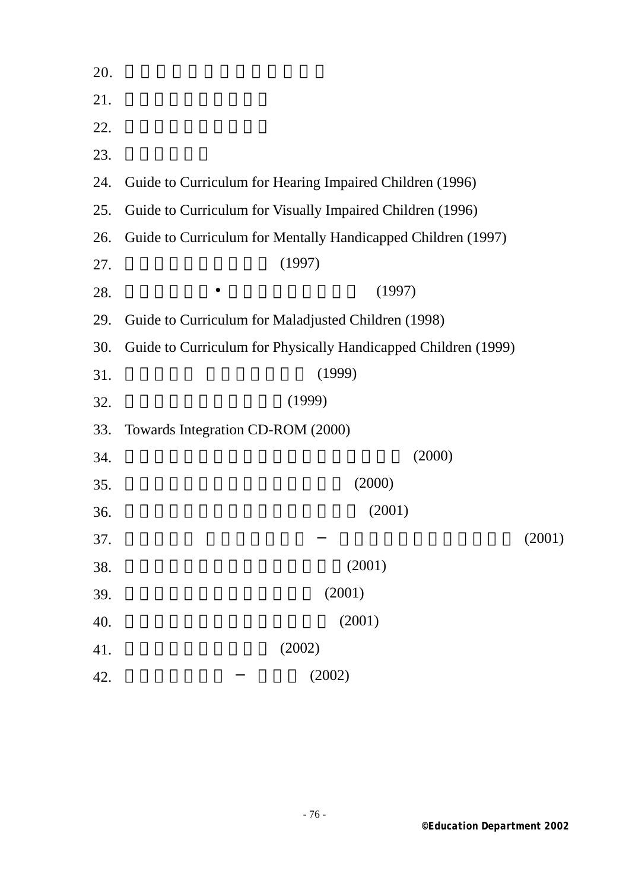20.

21.

22.

23.

24. Guide to Curriculum for Hearing Impaired Children (1996)

25. Guide to Curriculum for Visually Impaired Children (1996)

26. Guide to Curriculum for Mentally Handicapped Children (1997)

27. (1997)

28. • (1997)

29. Guide to Curriculum for Maladjusted Children (1998)

30. Guide to Curriculum for Physically Handicapped Children (1999)

31. (1999)

32. (1999)

33. Towards Integration CD-ROM (2000)

34. (2000)

35. (2000)

36. (2001)

37. – (2001)

38. (2001)

39. (2001)

40. (2001)

41. (2002)

42. – (2002)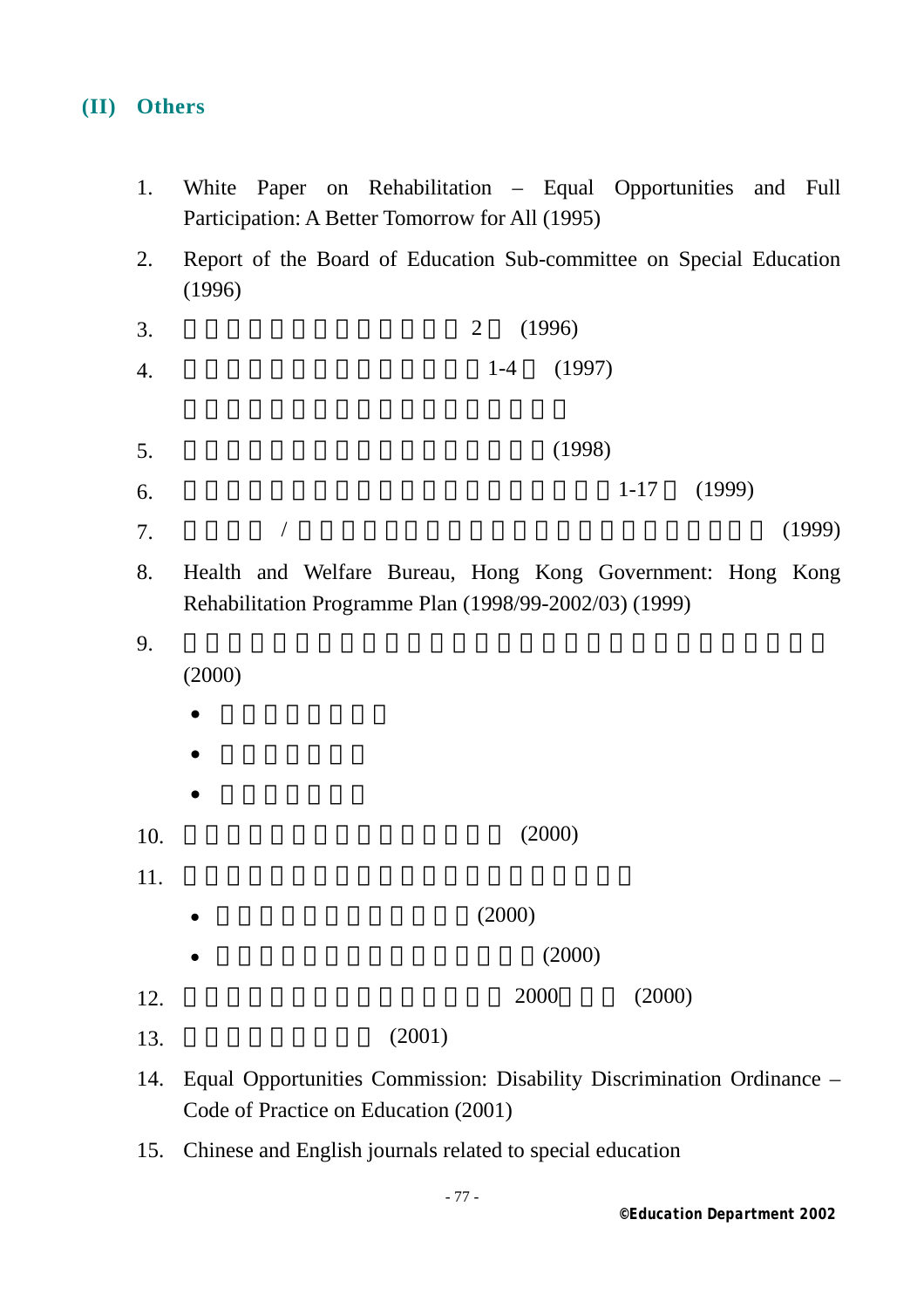## (II) Others

1. White Paper on Rehabilitation – Equal Opportunities and Full Participation: A Better Tomorrow for All (1995)
2. Report of the Board of Education Sub-committee on Special Education (1996)
3. 2 (1996)
4. 1-4 (1997)
5. (1998)
6. 1-17 (1999)
7. / (1999)
8. Health and Welfare Bureau, Hong Kong Government: Hong Kong Rehabilitation Programme Plan (1998/99-2002/03) (1999)
9. (2000)
10. (2000)
11.
    - (2000)
    - (2000)
12. 2000 (2000)
13. (2001)
14. Equal Opportunities Commission: Disability Discrimination Ordinance – Code of Practice on Education (2001)
15. Chinese and English journals related to special education

©Education Department 2002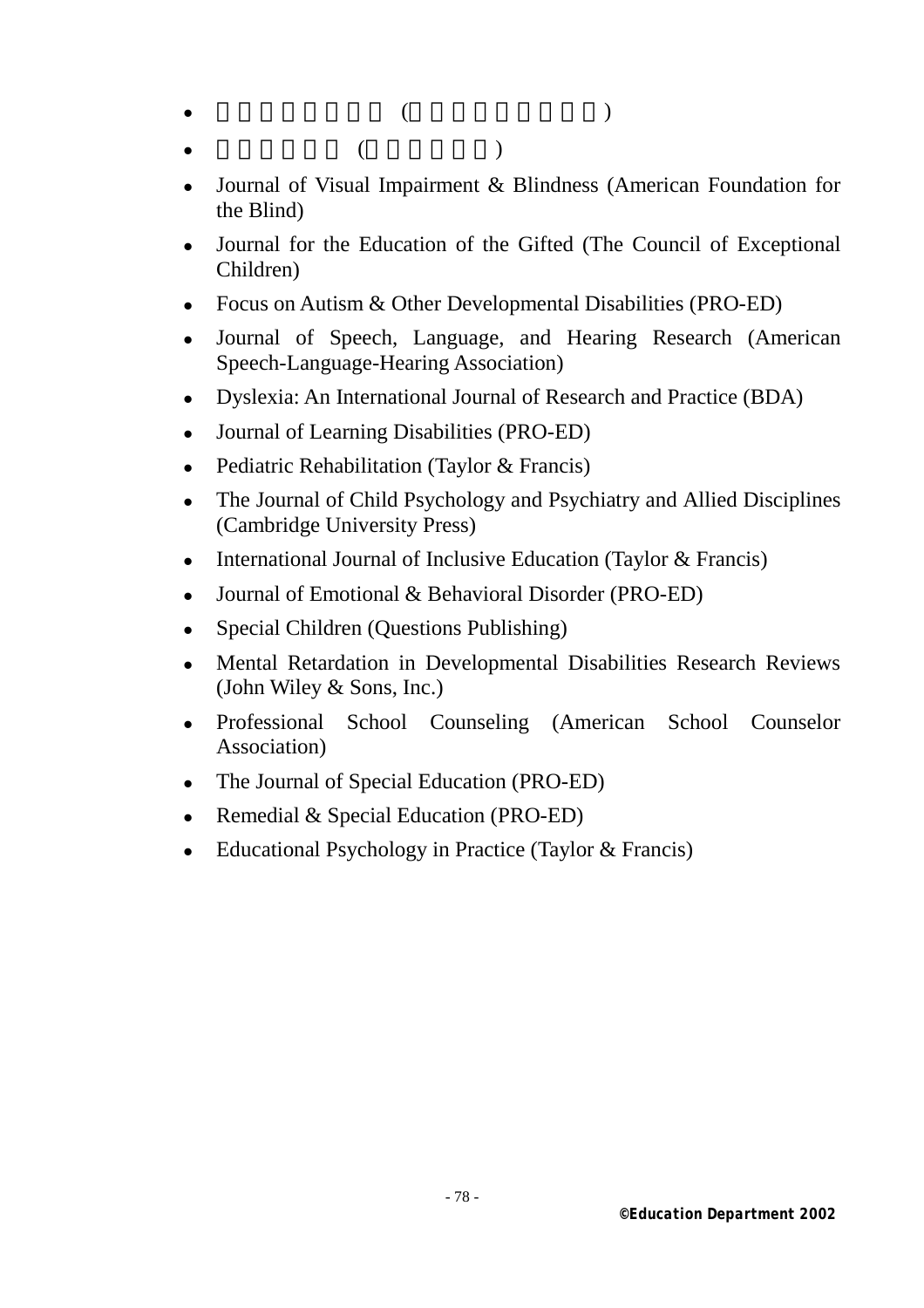- Journal of Visual Impairment & Blindness (American Foundation for the Blind)
- Journal for the Education of the Gifted (The Council of Exceptional Children)
- Focus on Autism & Other Developmental Disabilities (PRO-ED)
- Journal of Speech, Language, and Hearing Research (American Speech-Language-Hearing Association)
- Dyslexia: An International Journal of Research and Practice (BDA)
- Journal of Learning Disabilities (PRO-ED)
- Pediatric Rehabilitation (Taylor & Francis)
- The Journal of Child Psychology and Psychiatry and Allied Disciplines (Cambridge University Press)
- International Journal of Inclusive Education (Taylor & Francis)
- Journal of Emotional & Behavioral Disorder (PRO-ED)
- Special Children (Questions Publishing)
- Mental Retardation in Developmental Disabilities Research Reviews (John Wiley & Sons, Inc.)
- Professional School Counseling (American School Counselor Association)
- The Journal of Special Education (PRO-ED)
- Remedial & Special Education (PRO-ED)
- Educational Psychology in Practice (Taylor & Francis)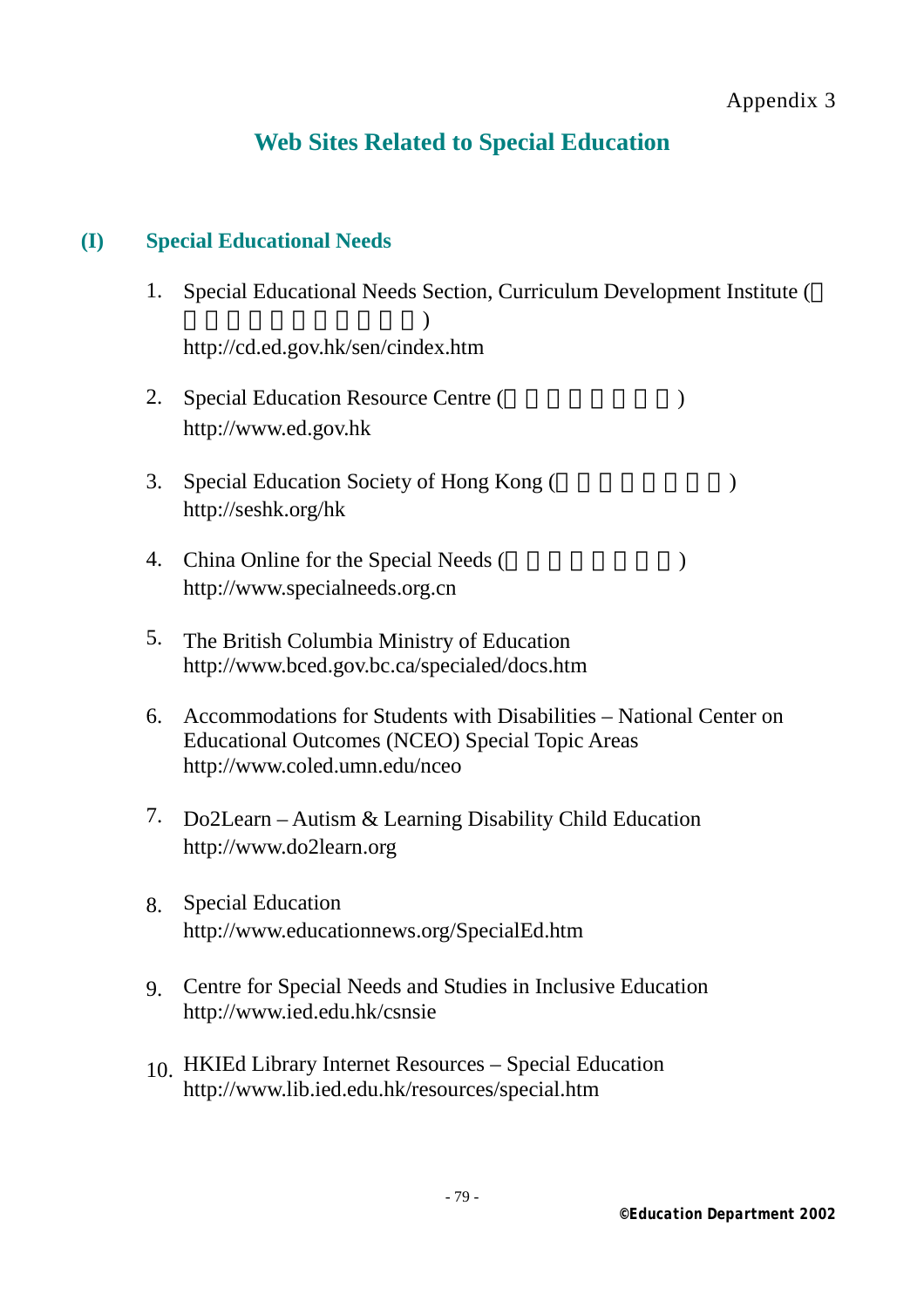Appendix 3

# Web Sites Related to Special Education

## (I) Special Educational Needs

1. Special Educational Needs Section, Curriculum Development Institute ( )
   http://cd.ed.gov.hk/sen/cindex.htm

2. Special Education Resource Centre ( )
   http://www.ed.gov.hk

3. Special Education Society of Hong Kong ( )
   http://seshk.org/hk

4. China Online for the Special Needs ( )
   http://www.specialneeds.org.cn

5. The British Columbia Ministry of Education
   http://www.bced.gov.bc.ca/specialed/docs.htm

6. Accommodations for Students with Disabilities – National Center on Educational Outcomes (NCEO) Special Topic Areas
   http://www.coled.umn.edu/nceo

7. Do2Learn – Autism & Learning Disability Child Education
   http://www.do2learn.org

8. Special Education
   http://www.educationnews.org/SpecialEd.htm

9. Centre for Special Needs and Studies in Inclusive Education
   http://www.ied.edu.hk/csnsie

10. HKIEd Library Internet Resources – Special Education
    http://www.lib.ied.edu.hk/resources/special.htm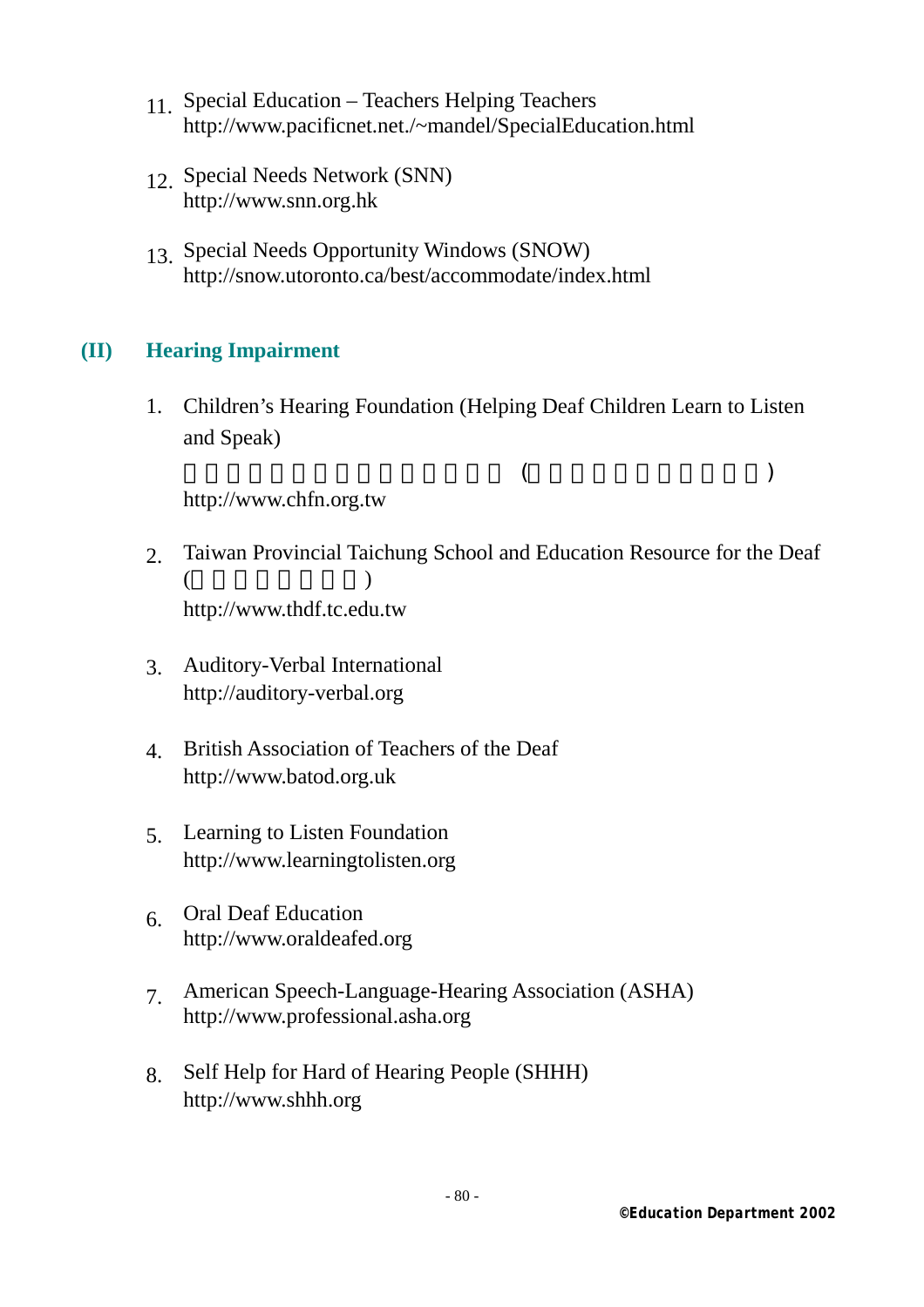11. Special Education – Teachers Helping Teachers
    http://www.pacificnet.net./~mandel/SpecialEducation.html

12. Special Needs Network (SNN)
    http://www.snn.org.hk

13. Special Needs Opportunity Windows (SNOW)
    http://snow.utoronto.ca/best/accommodate/index.html

## (II) Hearing Impairment

1. Children's Hearing Foundation (Helping Deaf Children Learn to Listen and Speak)
   ( )
   http://www.chfn.org.tw

2. Taiwan Provincial Taichung School and Education Resource for the Deaf
   ( )
   http://www.thdf.tc.edu.tw

3. Auditory-Verbal International
   http://auditory-verbal.org

4. British Association of Teachers of the Deaf
   http://www.batod.org.uk

5. Learning to Listen Foundation
   http://www.learningtolisten.org

6. Oral Deaf Education
   http://www.oraldeafed.org

7. American Speech-Language-Hearing Association (ASHA)
   http://www.professional.asha.org

8. Self Help for Hard of Hearing People (SHHH)
   http://www.shhh.org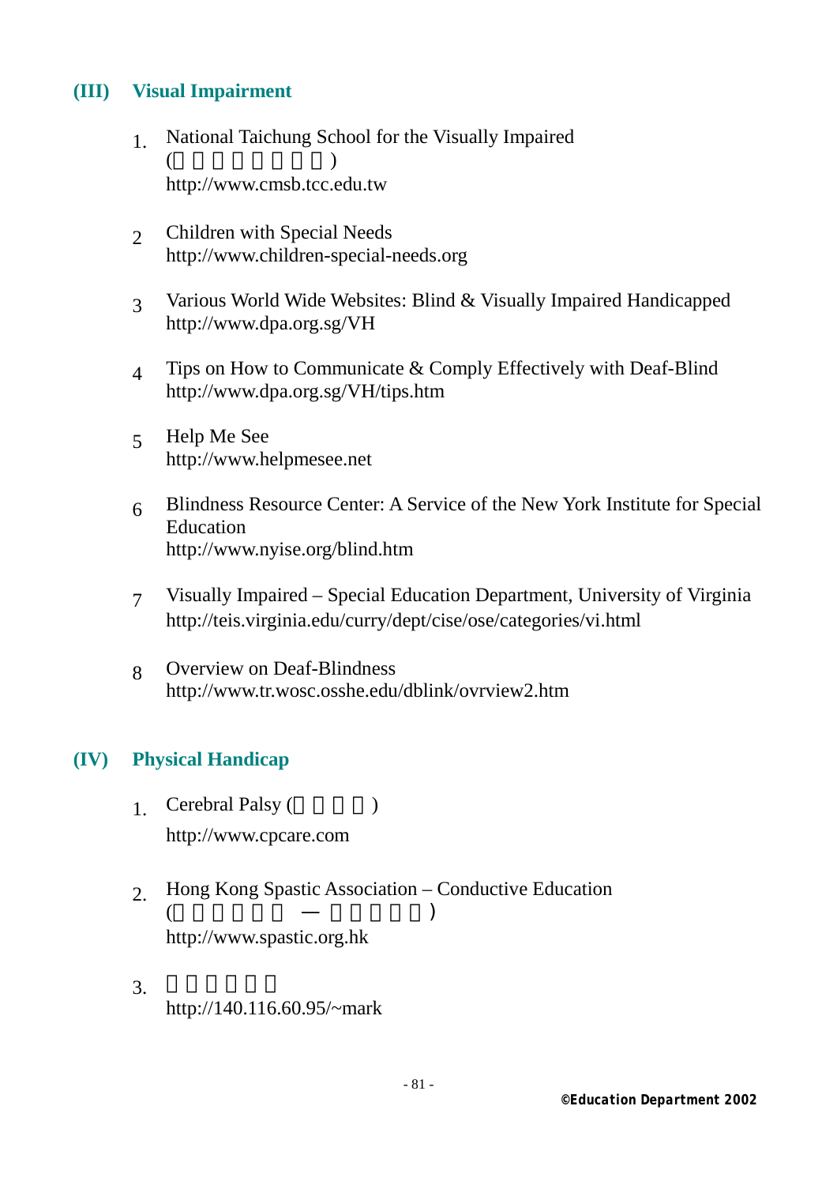## (III) Visual Impairment

1. National Taichung School for the Visually Impaired
   ( )
   http://www.cmsb.tcc.edu.tw

2. Children with Special Needs
   http://www.children-special-needs.org

3. Various World Wide Websites: Blind & Visually Impaired Handicapped
   http://www.dpa.org.sg/VH

4. Tips on How to Communicate & Comply Effectively with Deaf-Blind
   http://www.dpa.org.sg/VH/tips.htm

5. Help Me See
   http://www.helpmesee.net

6. Blindness Resource Center: A Service of the New York Institute for Special Education
   http://www.nyise.org/blind.htm

7. Visually Impaired – Special Education Department, University of Virginia
   http://teis.virginia.edu/curry/dept/cise/ose/categories/vi.html

8. Overview on Deaf-Blindness
   http://www.tr.wosc.osshe.edu/dblink/ovrview2.htm

## (IV) Physical Handicap

1. Cerebral Palsy ( )
   http://www.cpcare.com

2. Hong Kong Spastic Association – Conductive Education
   ( — )
   http://www.spastic.org.hk

3. 
   http://140.116.60.95/~mark

©Education Department 2002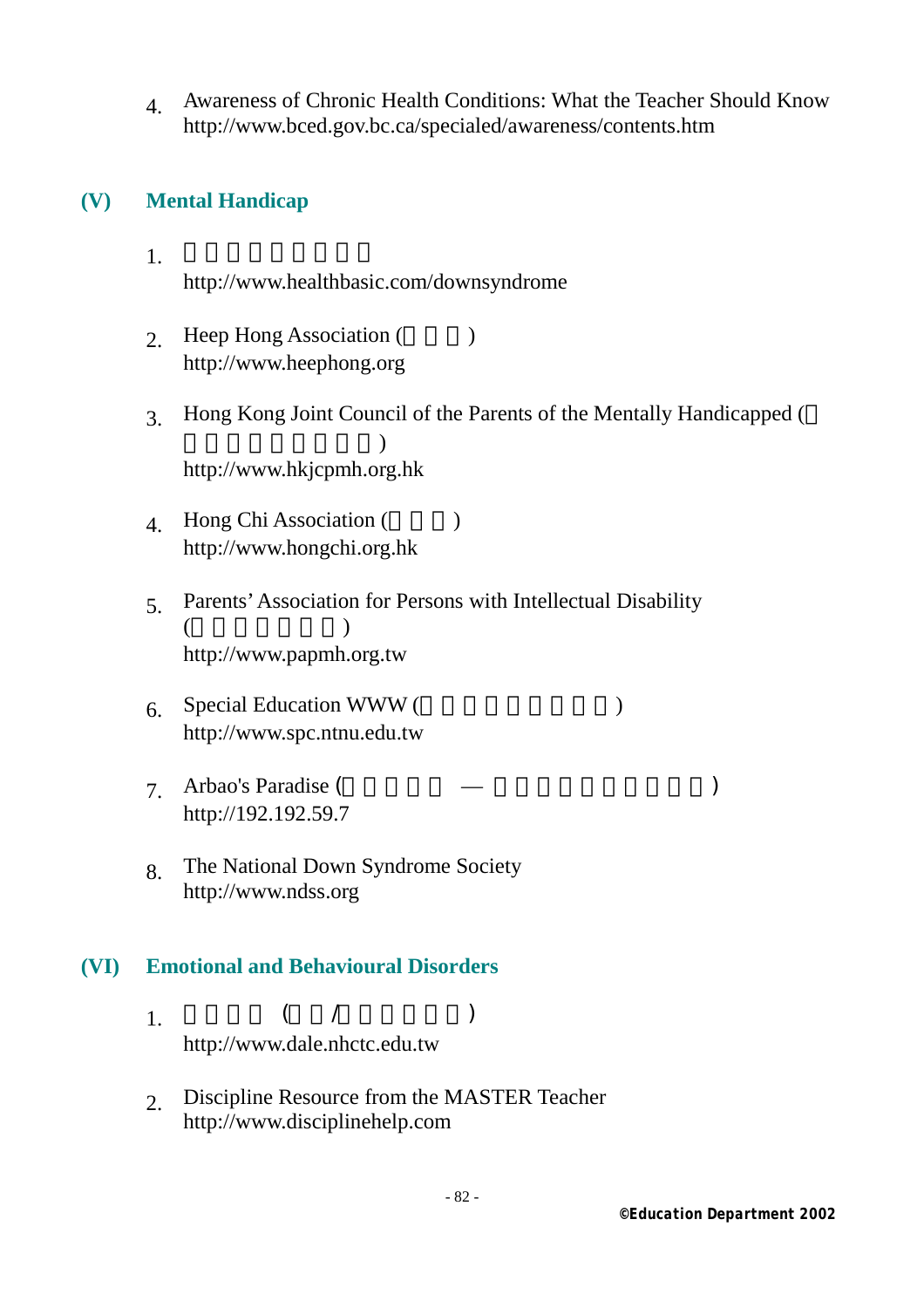4. Awareness of Chronic Health Conditions: What the Teacher Should Know
   http://www.bced.gov.bc.ca/specialed/awareness/contents.htm

## (V) Mental Handicap

1. http://www.healthbasic.com/downsyndrome

2. Heep Hong Association ( )
   http://www.heephong.org

3. Hong Kong Joint Council of the Parents of the Mentally Handicapped ( )
   http://www.hkjcpmh.org.hk

4. Hong Chi Association ( )
   http://www.hongchi.org.hk

5. Parents' Association for Persons with Intellectual Disability ( )
   http://www.papmh.org.tw

6. Special Education WWW ( )
   http://www.spc.ntnu.edu.tw

7. Arbao's Paradise ( — )
   http://192.192.59.7

8. The National Down Syndrome Society
   http://www.ndss.org

## (VI) Emotional and Behavioural Disorders

1. ( / )
   http://www.dale.nhctc.edu.tw

2. Discipline Resource from the MASTER Teacher
   http://www.disciplinehelp.com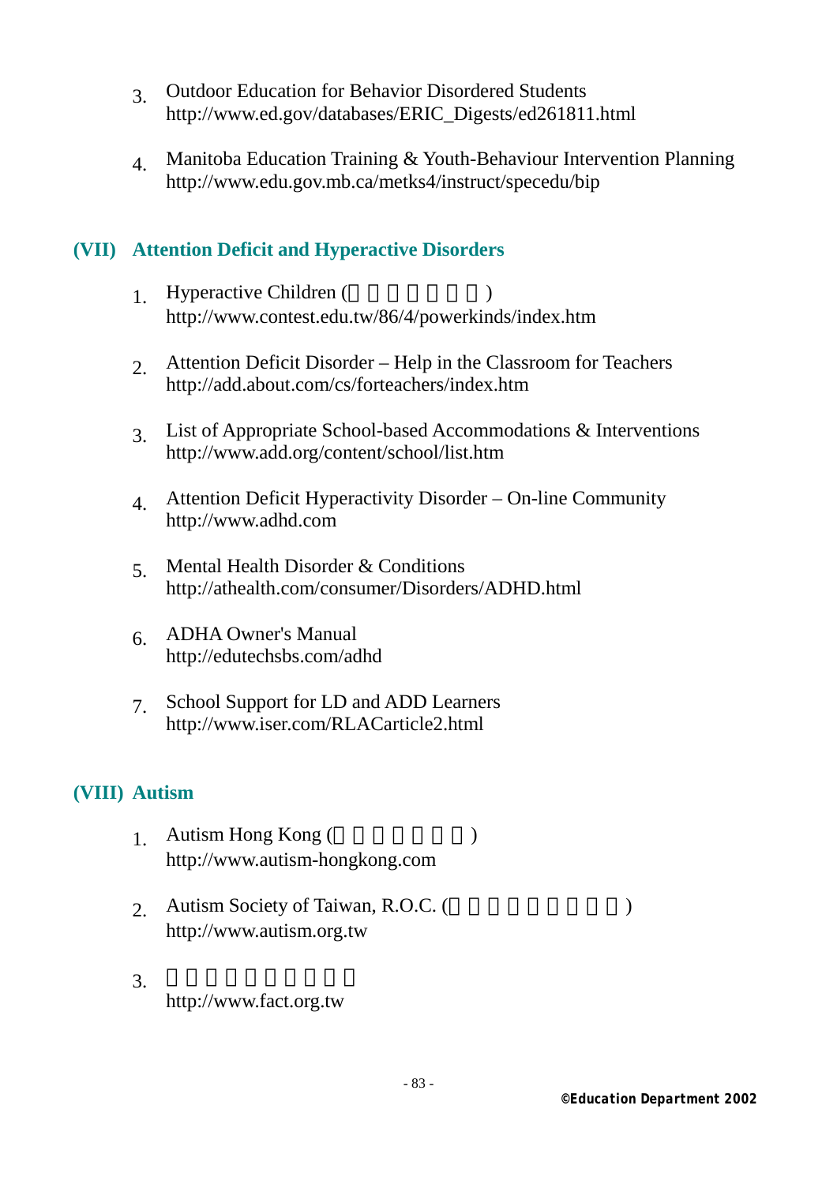3. Outdoor Education for Behavior Disordered Students
   http://www.ed.gov/databases/ERIC_Digests/ed261811.html

4. Manitoba Education Training & Youth-Behaviour Intervention Planning
   http://www.edu.gov.mb.ca/metks4/instruct/specedu/bip

## (VII) Attention Deficit and Hyperactive Disorders

1. Hyperactive Children ( )
   http://www.contest.edu.tw/86/4/powerkinds/index.htm

2. Attention Deficit Disorder – Help in the Classroom for Teachers
   http://add.about.com/cs/forteachers/index.htm

3. List of Appropriate School-based Accommodations & Interventions
   http://www.add.org/content/school/list.htm

4. Attention Deficit Hyperactivity Disorder – On-line Community
   http://www.adhd.com

5. Mental Health Disorder & Conditions
   http://athealth.com/consumer/Disorders/ADHD.html

6. ADHA Owner's Manual
   http://edutechsbs.com/adhd

7. School Support for LD and ADD Learners
   http://www.iser.com/RLACarticle2.html

## (VIII) Autism

1. Autism Hong Kong ( )
   http://www.autism-hongkong.com

2. Autism Society of Taiwan, R.O.C. ( )
   http://www.autism.org.tw

3. 
   http://www.fact.org.tw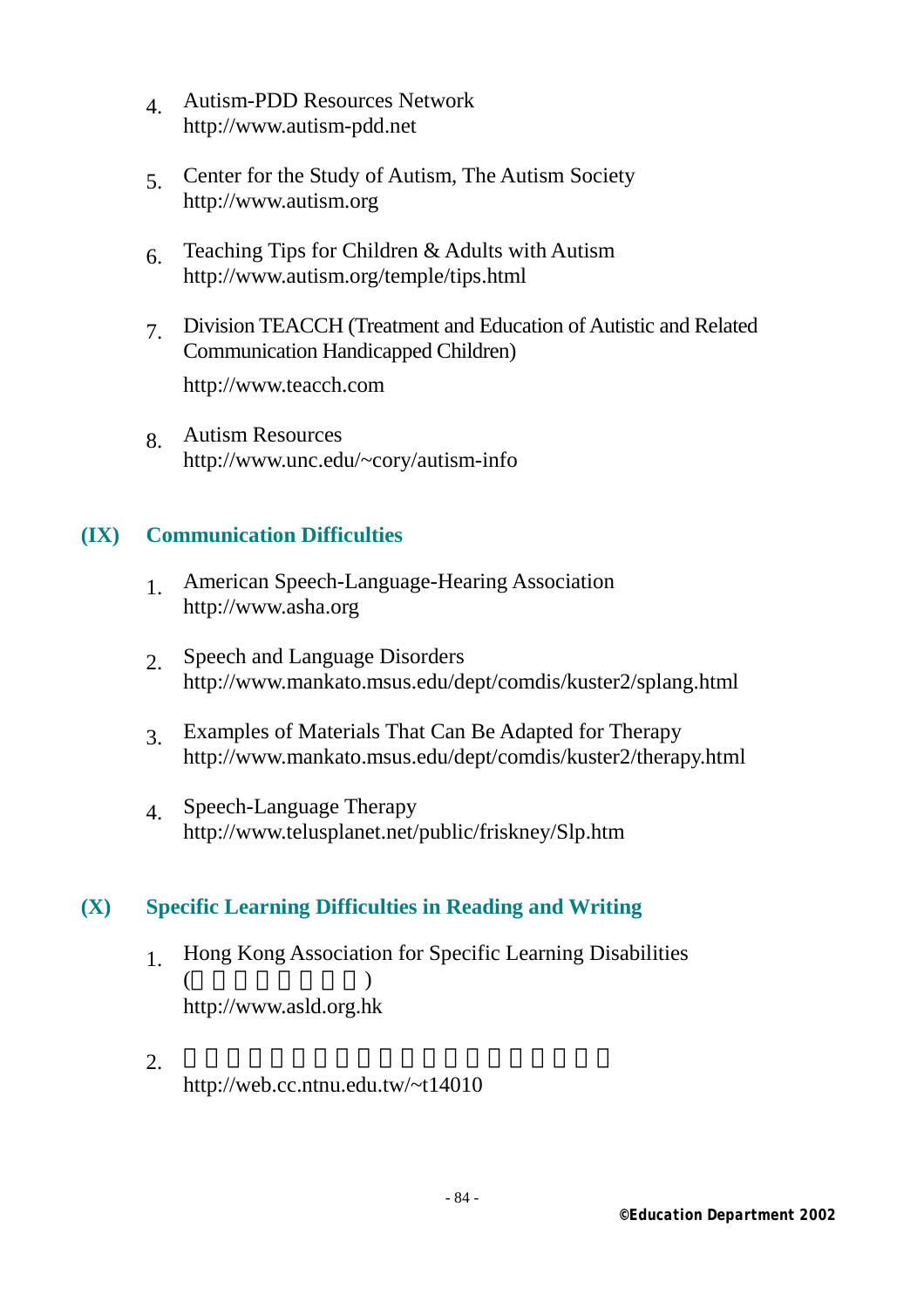4. Autism-PDD Resources Network
   http://www.autism-pdd.net

5. Center for the Study of Autism, The Autism Society
   http://www.autism.org

6. Teaching Tips for Children & Adults with Autism
   http://www.autism.org/temple/tips.html

7. Division TEACCH (Treatment and Education of Autistic and Related Communication Handicapped Children)

   http://www.teacch.com

8. Autism Resources
   http://www.unc.edu/~cory/autism-info

## (IX) Communication Difficulties

1. American Speech-Language-Hearing Association
   http://www.asha.org

2. Speech and Language Disorders
   http://www.mankato.msus.edu/dept/comdis/kuster2/splang.html

3. Examples of Materials That Can Be Adapted for Therapy
   http://www.mankato.msus.edu/dept/comdis/kuster2/therapy.html

4. Speech-Language Therapy
   http://www.telusplanet.net/public/friskney/Slp.htm

## (X) Specific Learning Difficulties in Reading and Writing

1. Hong Kong Association for Specific Learning Disabilities
   (　　　　　　　　)
   http://www.asld.org.hk

2. 
   http://web.cc.ntnu.edu.tw/~t14010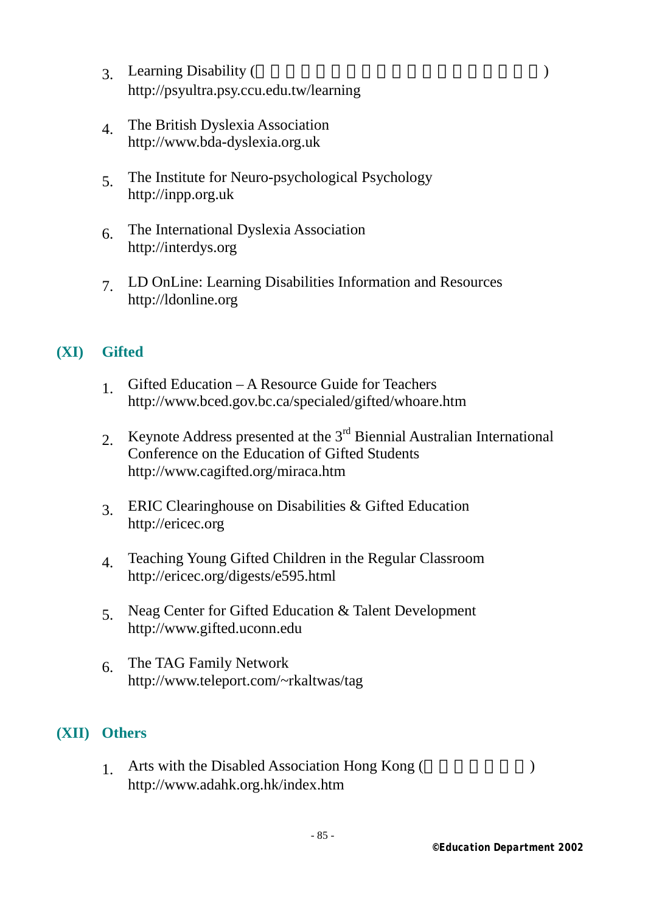3. Learning Disability ( )
   http://psyultra.psy.ccu.edu.tw/learning

4. The British Dyslexia Association
   http://www.bda-dyslexia.org.uk

5. The Institute for Neuro-psychological Psychology
   http://inpp.org.uk

6. The International Dyslexia Association
   http://interdys.org

7. LD OnLine: Learning Disabilities Information and Resources
   http://ldonline.org

## (XI) Gifted

1. Gifted Education – A Resource Guide for Teachers
   http://www.bced.gov.bc.ca/specialed/gifted/whoare.htm

2. Keynote Address presented at the 3rd Biennial Australian International Conference on the Education of Gifted Students
   http://www.cagifted.org/miraca.htm

3. ERIC Clearinghouse on Disabilities & Gifted Education
   http://ericec.org

4. Teaching Young Gifted Children in the Regular Classroom
   http://ericec.org/digests/e595.html

5. Neag Center for Gifted Education & Talent Development
   http://www.gifted.uconn.edu

6. The TAG Family Network
   http://www.teleport.com/~rkaltwas/tag

## (XII) Others

1. Arts with the Disabled Association Hong Kong ( )
   http://www.adahk.org.hk/index.htm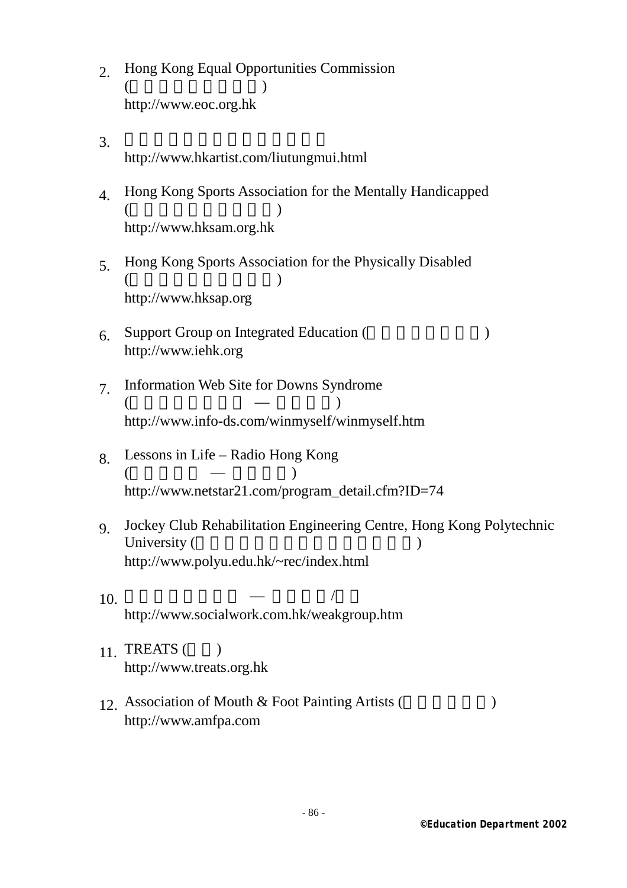2. Hong Kong Equal Opportunities Commission
   ( )
   http://www.eoc.org.hk

3. http://www.hkartist.com/liutungmui.html

4. Hong Kong Sports Association for the Mentally Handicapped
   ( )
   http://www.hksam.org.hk

5. Hong Kong Sports Association for the Physically Disabled
   ( )
   http://www.hksap.org

6. Support Group on Integrated Education ( )
   http://www.iehk.org

7. Information Web Site for Downs Syndrome
   ( — )
   http://www.info-ds.com/winmyself/winmyself.htm

8. Lessons in Life – Radio Hong Kong
   ( — )
   http://www.netstar21.com/program_detail.cfm?ID=74

9. Jockey Club Rehabilitation Engineering Centre, Hong Kong Polytechnic University ( )
   http://www.polyu.edu.hk/~rec/index.html

10. — /
    http://www.socialwork.com.hk/weakgroup.htm

11. TREATS ( )
    http://www.treats.org.hk

12. Association of Mouth & Foot Painting Artists ( )
    http://www.amfpa.com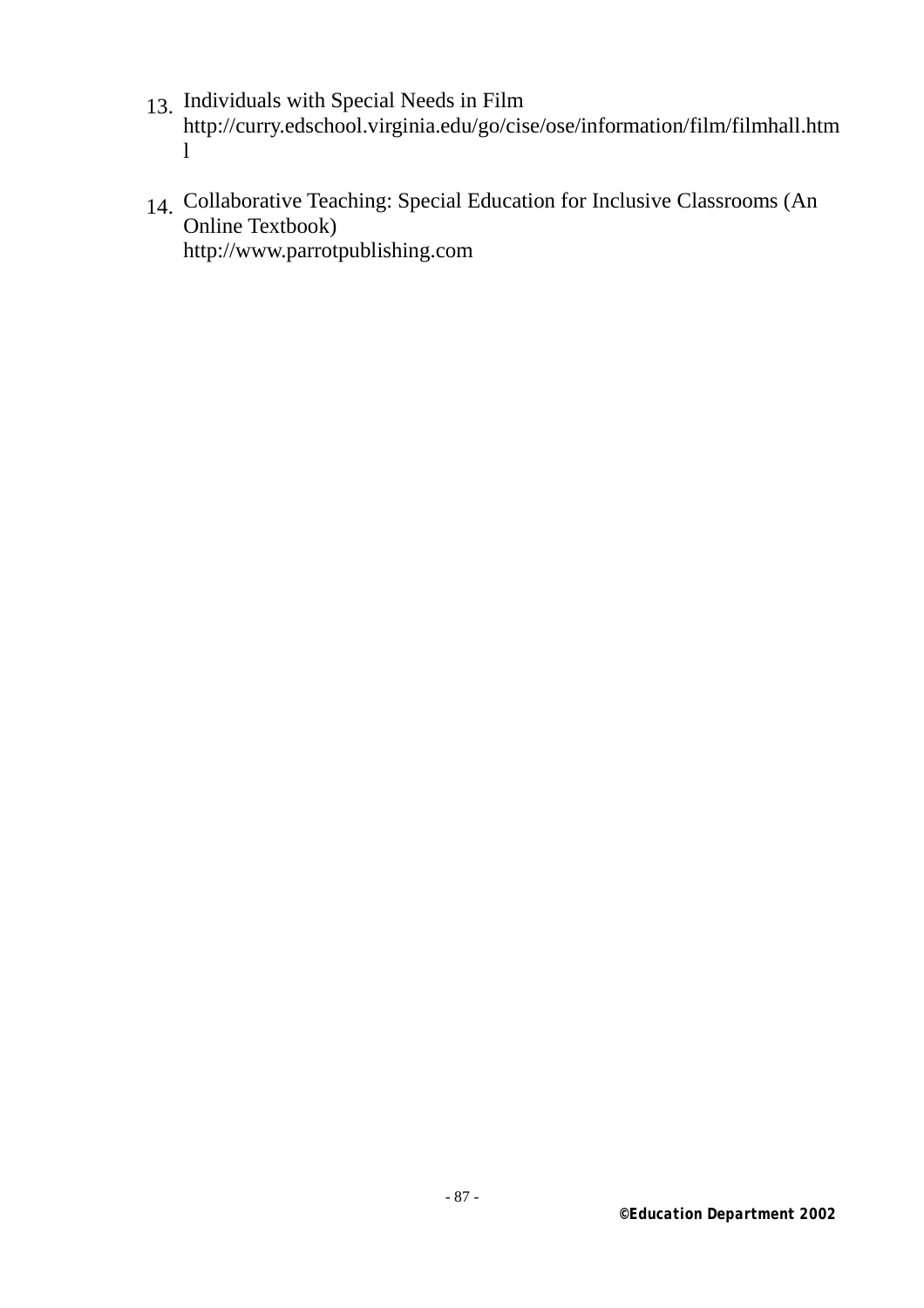13. Individuals with Special Needs in Film
    http://curry.edschool.virginia.edu/go/cise/ose/information/film/filmhall.html

14. Collaborative Teaching: Special Education for Inclusive Classrooms (An Online Textbook)
    http://www.parrotpublishing.com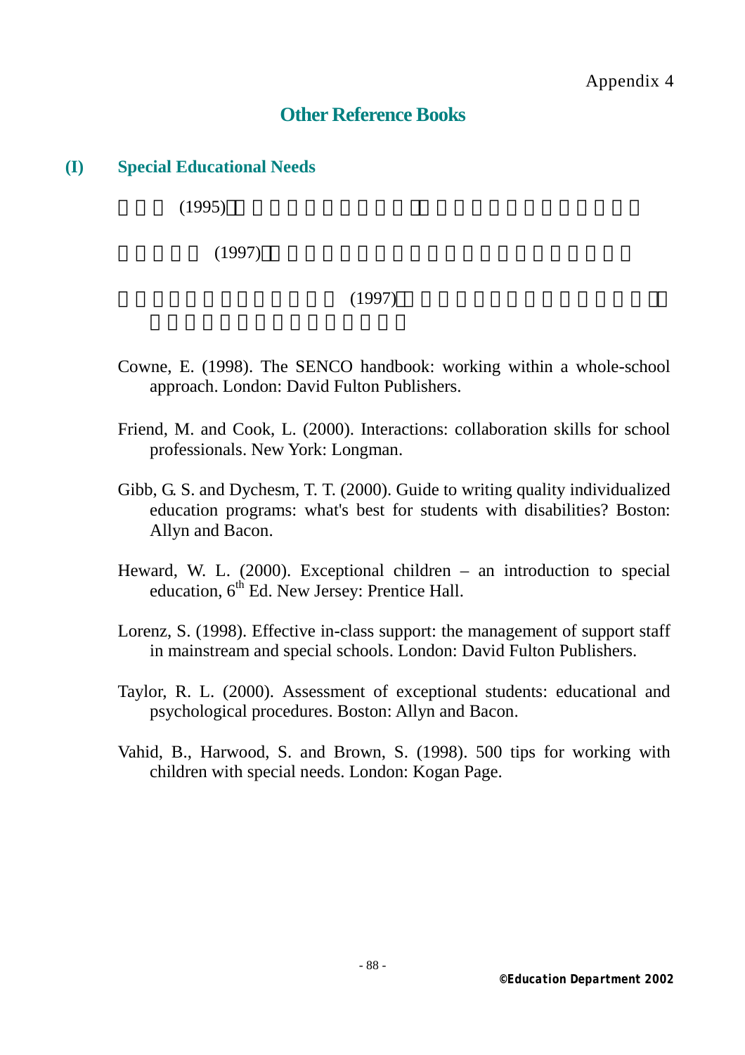Appendix 4

# Other Reference Books

## (I) Special Educational Needs

□□□ (1995)□□□□□□□□□□□□□□□□□□□□□□□□□□

□□□□□ (1997)□□□□□□□□□□□□□□□□□□□□□□□□□□

□□□□□□□□□□□□□□ (1997)□□□□□□□□□□□□□□□□□□□□□□□□□□□□□□□□□□□

Cowne, E. (1998). The SENCO handbook: working within a whole-school approach. London: David Fulton Publishers.

Friend, M. and Cook, L. (2000). Interactions: collaboration skills for school professionals. New York: Longman.

Gibb, G. S. and Dychesm, T. T. (2000). Guide to writing quality individualized education programs: what's best for students with disabilities? Boston: Allyn and Bacon.

Heward, W. L. (2000). Exceptional children – an introduction to special education, 6th Ed. New Jersey: Prentice Hall.

Lorenz, S. (1998). Effective in-class support: the management of support staff in mainstream and special schools. London: David Fulton Publishers.

Taylor, R. L. (2000). Assessment of exceptional students: educational and psychological procedures. Boston: Allyn and Bacon.

Vahid, B., Harwood, S. and Brown, S. (1998). 500 tips for working with children with special needs. London: Kogan Page.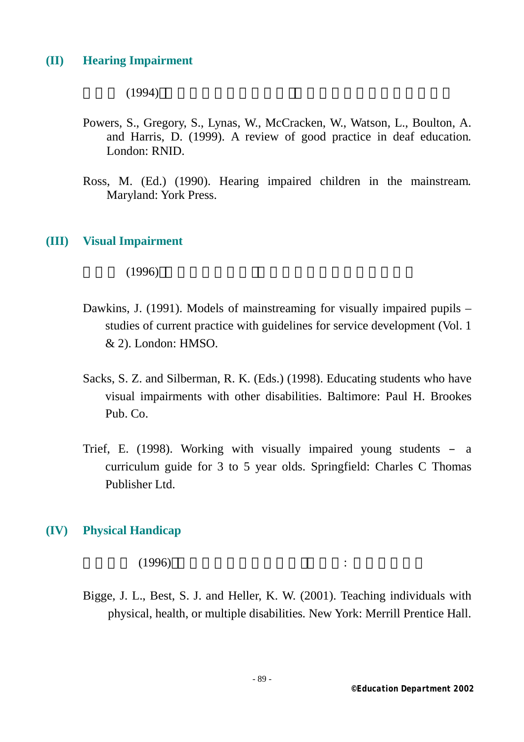## (II) Hearing Impairment

(1994)

Powers, S., Gregory, S., Lynas, W., McCracken, W., Watson, L., Boulton, A. and Harris, D. (1999). A review of good practice in deaf education. London: RNID.

Ross, M. (Ed.) (1990). Hearing impaired children in the mainstream. Maryland: York Press.

## (III) Visual Impairment

(1996)

Dawkins, J. (1991). Models of mainstreaming for visually impaired pupils – studies of current practice with guidelines for service development (Vol. 1 & 2). London: HMSO.

Sacks, S. Z. and Silberman, R. K. (Eds.) (1998). Educating students who have visual impairments with other disabilities. Baltimore: Paul H. Brookes Pub. Co.

Trief, E. (1998). Working with visually impaired young students – a curriculum guide for 3 to 5 year olds. Springfield: Charles C Thomas Publisher Ltd.

## (IV) Physical Handicap

(1996) :

Bigge, J. L., Best, S. J. and Heller, K. W. (2001). Teaching individuals with physical, health, or multiple disabilities. New York: Merrill Prentice Hall.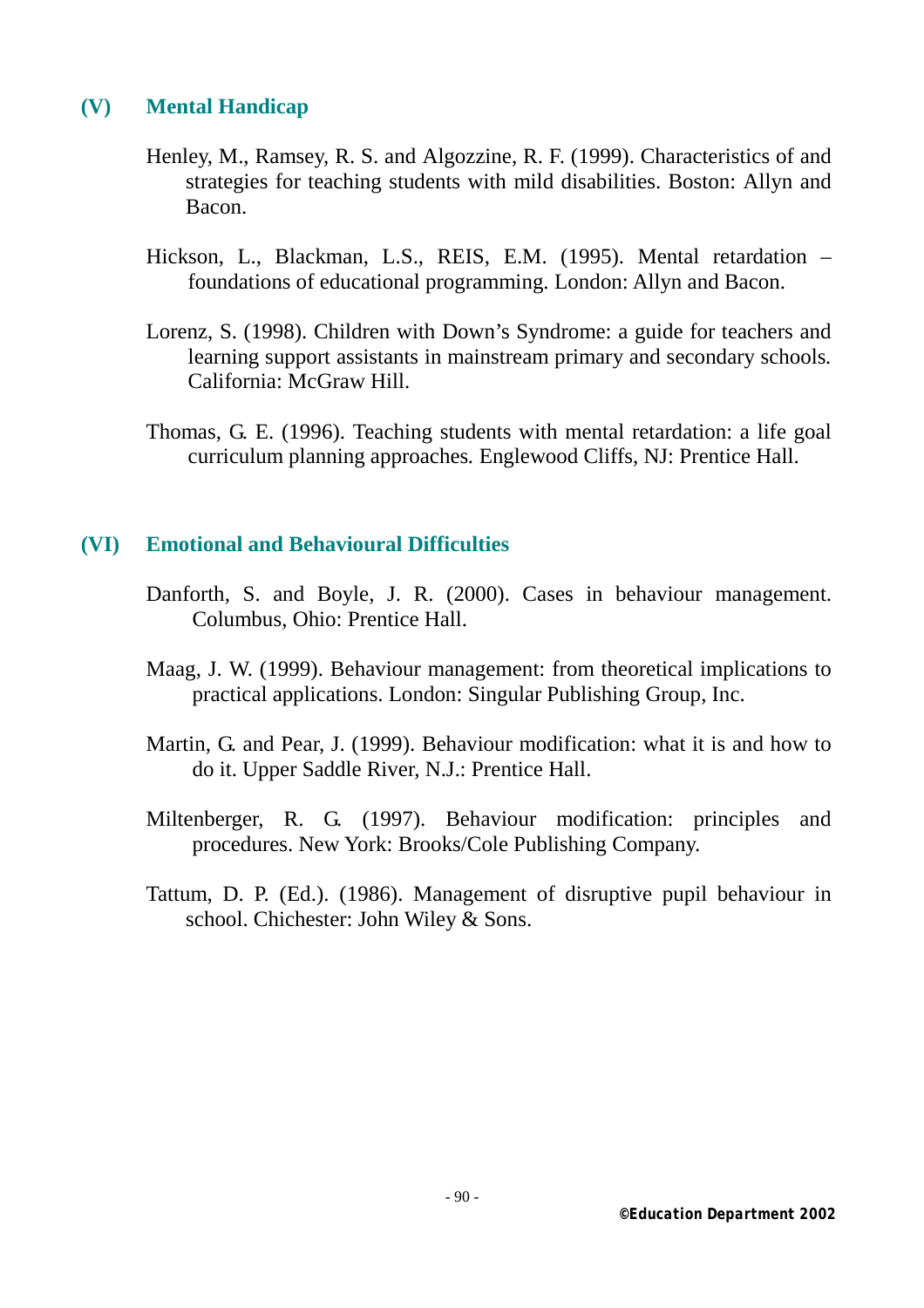## (V) Mental Handicap

Henley, M., Ramsey, R. S. and Algozzine, R. F. (1999). Characteristics of and strategies for teaching students with mild disabilities. Boston: Allyn and Bacon.

Hickson, L., Blackman, L.S., REIS, E.M. (1995). Mental retardation – foundations of educational programming. London: Allyn and Bacon.

Lorenz, S. (1998). Children with Down's Syndrome: a guide for teachers and learning support assistants in mainstream primary and secondary schools. California: McGraw Hill.

Thomas, G. E. (1996). Teaching students with mental retardation: a life goal curriculum planning approaches. Englewood Cliffs, NJ: Prentice Hall.

## (VI) Emotional and Behavioural Difficulties

Danforth, S. and Boyle, J. R. (2000). Cases in behaviour management. Columbus, Ohio: Prentice Hall.

Maag, J. W. (1999). Behaviour management: from theoretical implications to practical applications. London: Singular Publishing Group, Inc.

Martin, G. and Pear, J. (1999). Behaviour modification: what it is and how to do it. Upper Saddle River, N.J.: Prentice Hall.

Miltenberger, R. G. (1997). Behaviour modification: principles and procedures. New York: Brooks/Cole Publishing Company.

Tattum, D. P. (Ed.). (1986). Management of disruptive pupil behaviour in school. Chichester: John Wiley & Sons.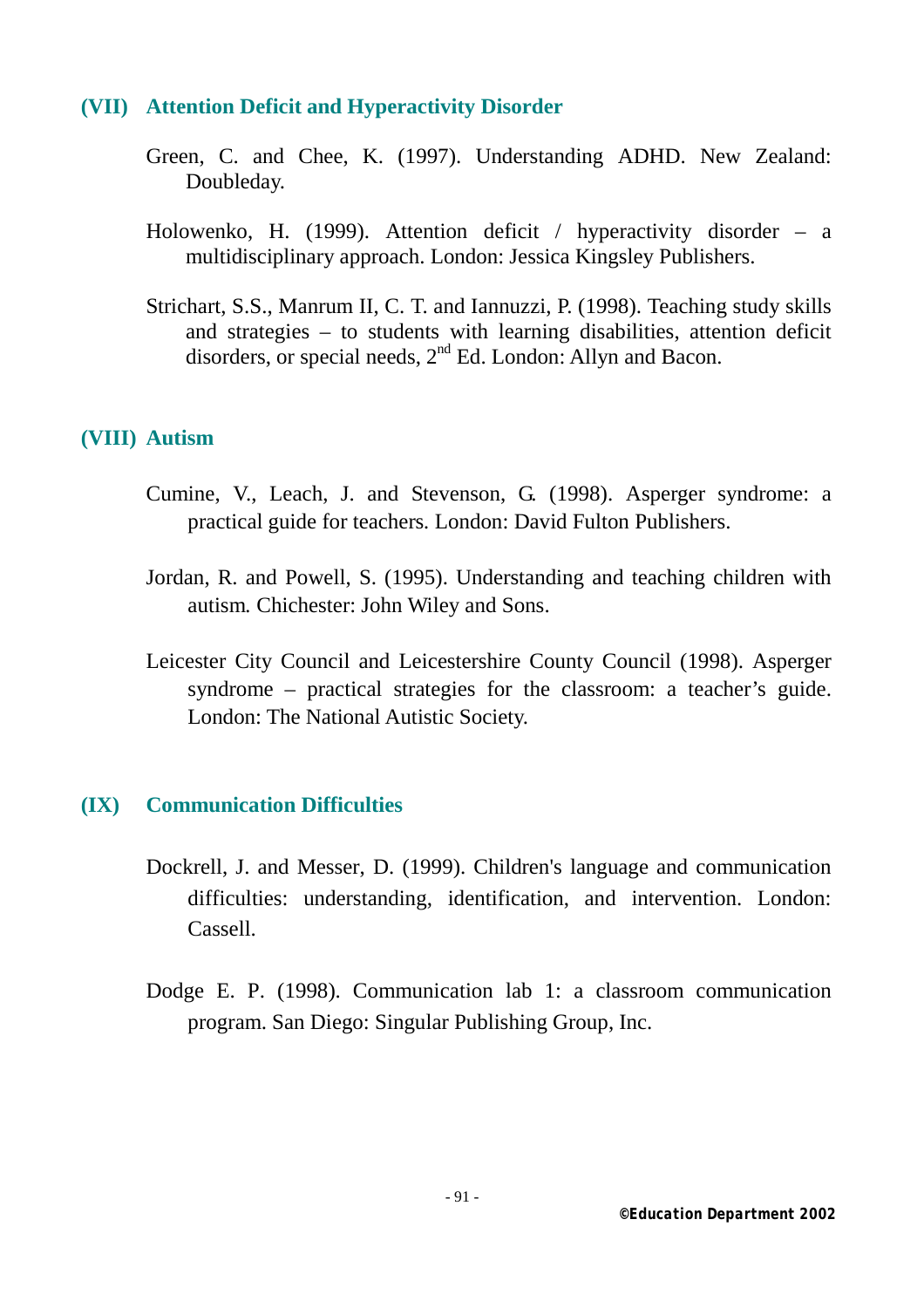## (VII) Attention Deficit and Hyperactivity Disorder

Green, C. and Chee, K. (1997). Understanding ADHD. New Zealand: Doubleday.

Holowenko, H. (1999). Attention deficit / hyperactivity disorder – a multidisciplinary approach. London: Jessica Kingsley Publishers.

Strichart, S.S., Manrum II, C. T. and Iannuzzi, P. (1998). Teaching study skills and strategies – to students with learning disabilities, attention deficit disorders, or special needs, 2nd Ed. London: Allyn and Bacon.

## (VIII) Autism

Cumine, V., Leach, J. and Stevenson, G. (1998). Asperger syndrome: a practical guide for teachers. London: David Fulton Publishers.

Jordan, R. and Powell, S. (1995). Understanding and teaching children with autism. Chichester: John Wiley and Sons.

Leicester City Council and Leicestershire County Council (1998). Asperger syndrome – practical strategies for the classroom: a teacher's guide. London: The National Autistic Society.

## (IX) Communication Difficulties

Dockrell, J. and Messer, D. (1999). Children's language and communication difficulties: understanding, identification, and intervention. London: Cassell.

Dodge E. P. (1998). Communication lab 1: a classroom communication program. San Diego: Singular Publishing Group, Inc.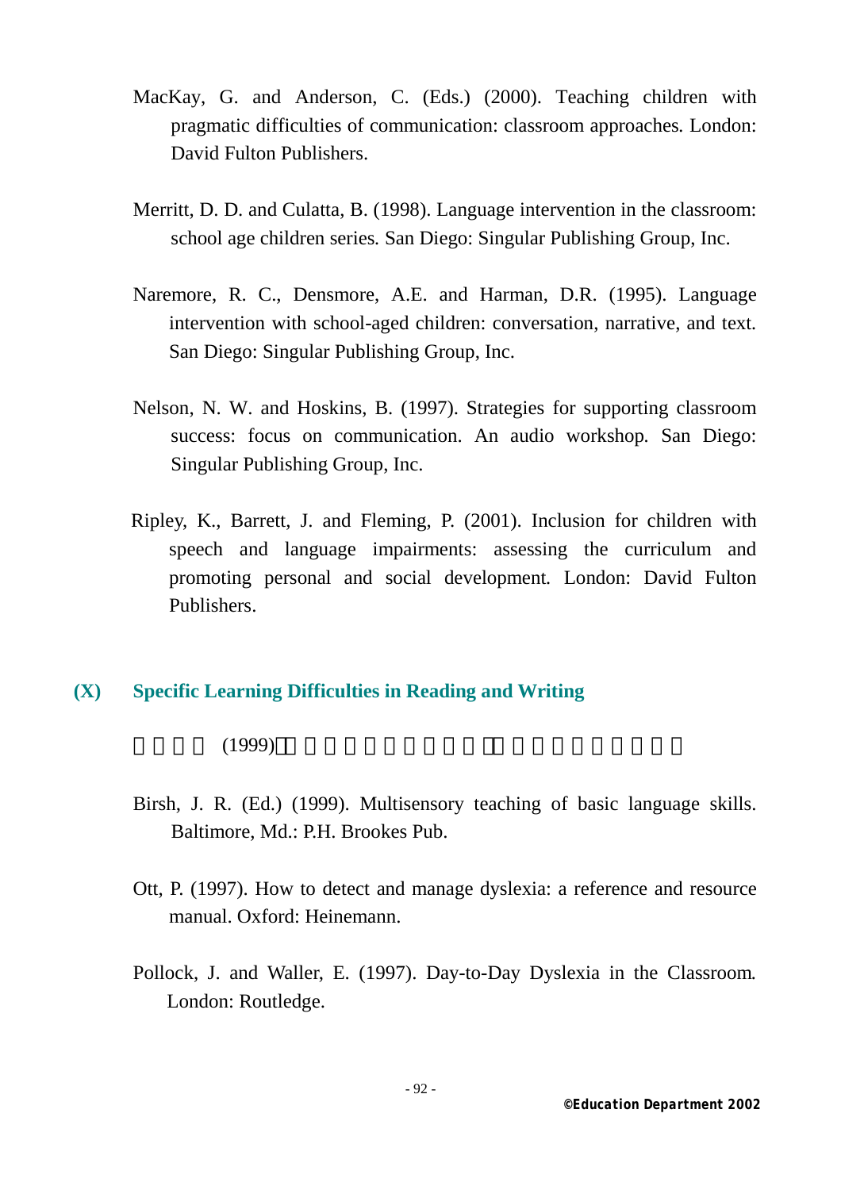MacKay, G. and Anderson, C. (Eds.) (2000). Teaching children with pragmatic difficulties of communication: classroom approaches. London: David Fulton Publishers.

Merritt, D. D. and Culatta, B. (1998). Language intervention in the classroom: school age children series. San Diego: Singular Publishing Group, Inc.

Naremore, R. C., Densmore, A.E. and Harman, D.R. (1995). Language intervention with school-aged children: conversation, narrative, and text. San Diego: Singular Publishing Group, Inc.

Nelson, N. W. and Hoskins, B. (1997). Strategies for supporting classroom success: focus on communication. An audio workshop. San Diego: Singular Publishing Group, Inc.

Ripley, K., Barrett, J. and Fleming, P. (2001). Inclusion for children with speech and language impairments: assessing the curriculum and promoting personal and social development. London: David Fulton Publishers.

## (X) Specific Learning Difficulties in Reading and Writing

(1999)

Birsh, J. R. (Ed.) (1999). Multisensory teaching of basic language skills. Baltimore, Md.: P.H. Brookes Pub.

Ott, P. (1997). How to detect and manage dyslexia: a reference and resource manual. Oxford: Heinemann.

Pollock, J. and Waller, E. (1997). Day-to-Day Dyslexia in the Classroom. London: Routledge.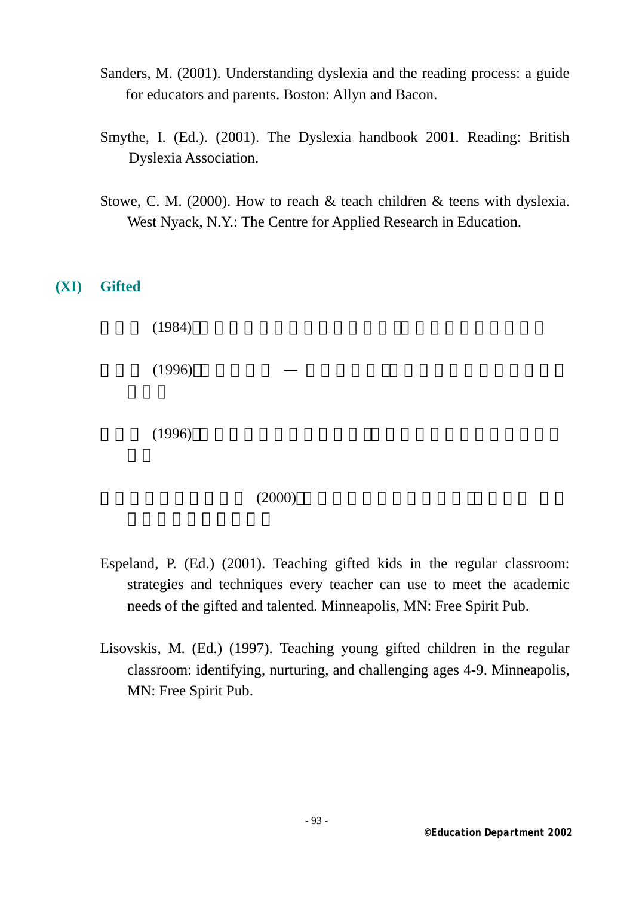Sanders, M. (2001). Understanding dyslexia and the reading process: a guide for educators and parents. Boston: Allyn and Bacon.

Smythe, I. (Ed.). (2001). The Dyslexia handbook 2001. Reading: British Dyslexia Association.

Stowe, C. M. (2000). How to reach & teach children & teens with dyslexia. West Nyack, N.Y.: The Centre for Applied Research in Education.

## (XI) Gifted

(1984)

(1996) —

(1996)

(2000)

Espeland, P. (Ed.) (2001). Teaching gifted kids in the regular classroom: strategies and techniques every teacher can use to meet the academic needs of the gifted and talented. Minneapolis, MN: Free Spirit Pub.

Lisovskis, M. (Ed.) (1997). Teaching young gifted children in the regular classroom: identifying, nurturing, and challenging ages 4-9. Minneapolis, MN: Free Spirit Pub.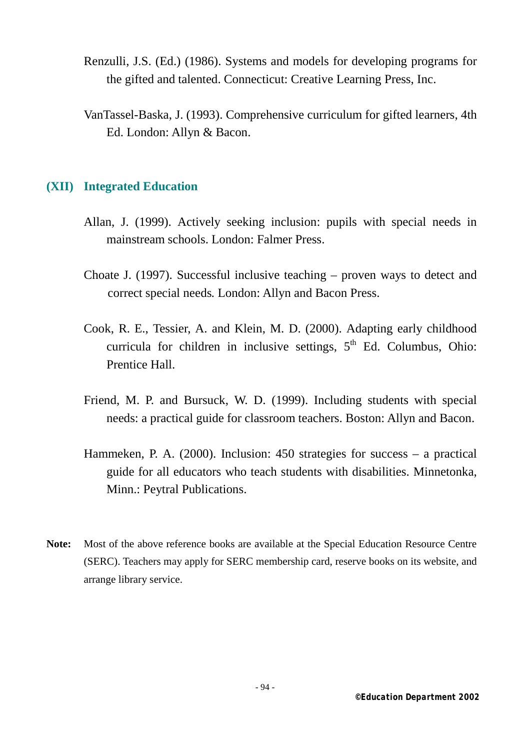Renzulli, J.S. (Ed.) (1986). Systems and models for developing programs for the gifted and talented. Connecticut: Creative Learning Press, Inc.

VanTassel-Baska, J. (1993). Comprehensive curriculum for gifted learners, 4th Ed. London: Allyn & Bacon.

## (XII) Integrated Education

Allan, J. (1999). Actively seeking inclusion: pupils with special needs in mainstream schools. London: Falmer Press.

Choate J. (1997). Successful inclusive teaching – proven ways to detect and correct special needs. London: Allyn and Bacon Press.

Cook, R. E., Tessier, A. and Klein, M. D. (2000). Adapting early childhood curricula for children in inclusive settings, 5th Ed. Columbus, Ohio: Prentice Hall.

Friend, M. P. and Bursuck, W. D. (1999). Including students with special needs: a practical guide for classroom teachers. Boston: Allyn and Bacon.

Hammeken, P. A. (2000). Inclusion: 450 strategies for success – a practical guide for all educators who teach students with disabilities. Minnetonka, Minn.: Peytral Publications.

**Note:** Most of the above reference books are available at the Special Education Resource Centre (SERC). Teachers may apply for SERC membership card, reserve books on its website, and arrange library service.